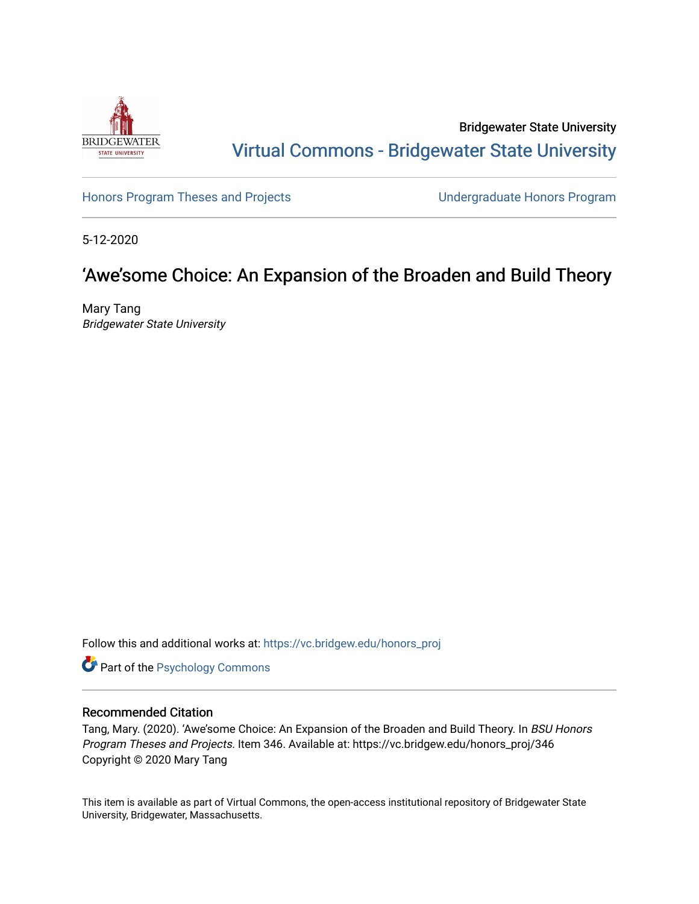Bridgewater State University

Virtual Commons - Bridgewater State University

Honors Program Theses and Projects

Undergraduate Honors Program

5-12-2020

# 'Awe'some Choice: An Expansion of the Broaden and Build Theory

Mary Tang

*Bridgewater State University*

Follow this and additional works at: https://vc.bridgew.edu/honors_proj

Part of the Psychology Commons

## Recommended Citation

Tang, Mary. (2020). 'Awe'some Choice: An Expansion of the Broaden and Build Theory. In *BSU Honors Program Theses and Projects.* Item 346. Available at: https://vc.bridgew.edu/honors_proj/346

Copyright © 2020 Mary Tang

This item is available as part of Virtual Commons, the open-access institutional repository of Bridgewater State University, Bridgewater, Massachusetts.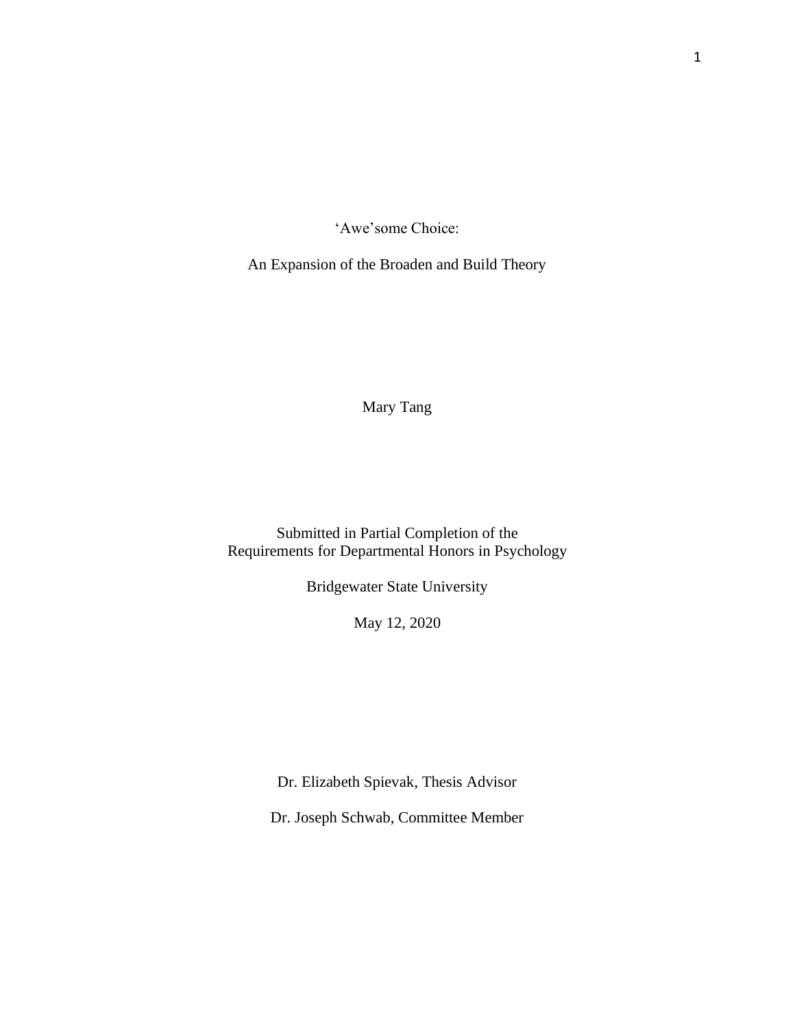# 'Awe'some Choice:

## An Expansion of the Broaden and Build Theory

Mary Tang

Submitted in Partial Completion of the
Requirements for Departmental Honors in Psychology

Bridgewater State University

May 12, 2020

Dr. Elizabeth Spievak, Thesis Advisor

Dr. Joseph Schwab, Committee Member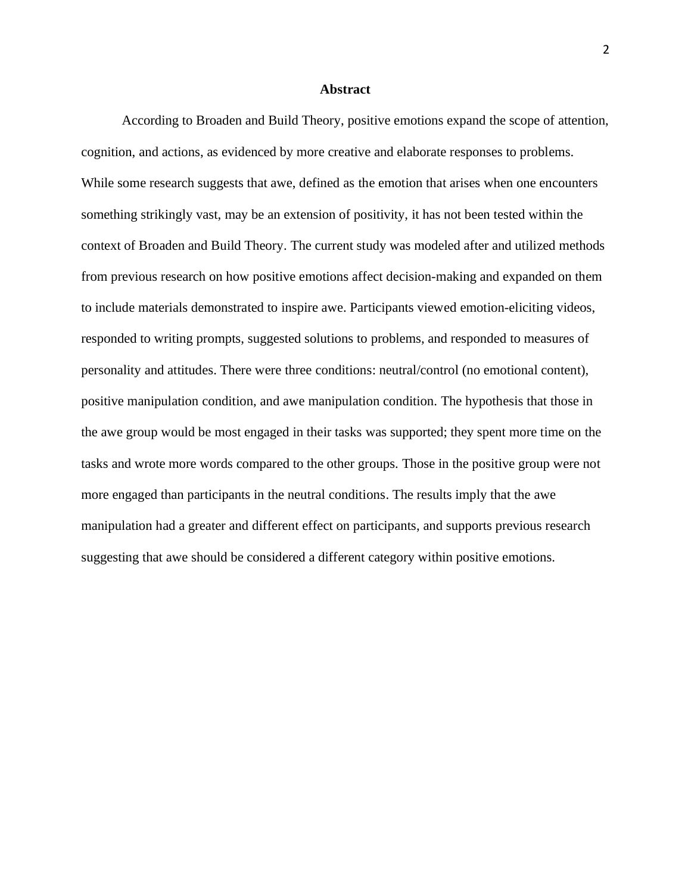## Abstract

According to Broaden and Build Theory, positive emotions expand the scope of attention, cognition, and actions, as evidenced by more creative and elaborate responses to problems. While some research suggests that awe, defined as the emotion that arises when one encounters something strikingly vast, may be an extension of positivity, it has not been tested within the context of Broaden and Build Theory. The current study was modeled after and utilized methods from previous research on how positive emotions affect decision-making and expanded on them to include materials demonstrated to inspire awe. Participants viewed emotion-eliciting videos, responded to writing prompts, suggested solutions to problems, and responded to measures of personality and attitudes. There were three conditions: neutral/control (no emotional content), positive manipulation condition, and awe manipulation condition. The hypothesis that those in the awe group would be most engaged in their tasks was supported; they spent more time on the tasks and wrote more words compared to the other groups. Those in the positive group were not more engaged than participants in the neutral conditions. The results imply that the awe manipulation had a greater and different effect on participants, and supports previous research suggesting that awe should be considered a different category within positive emotions.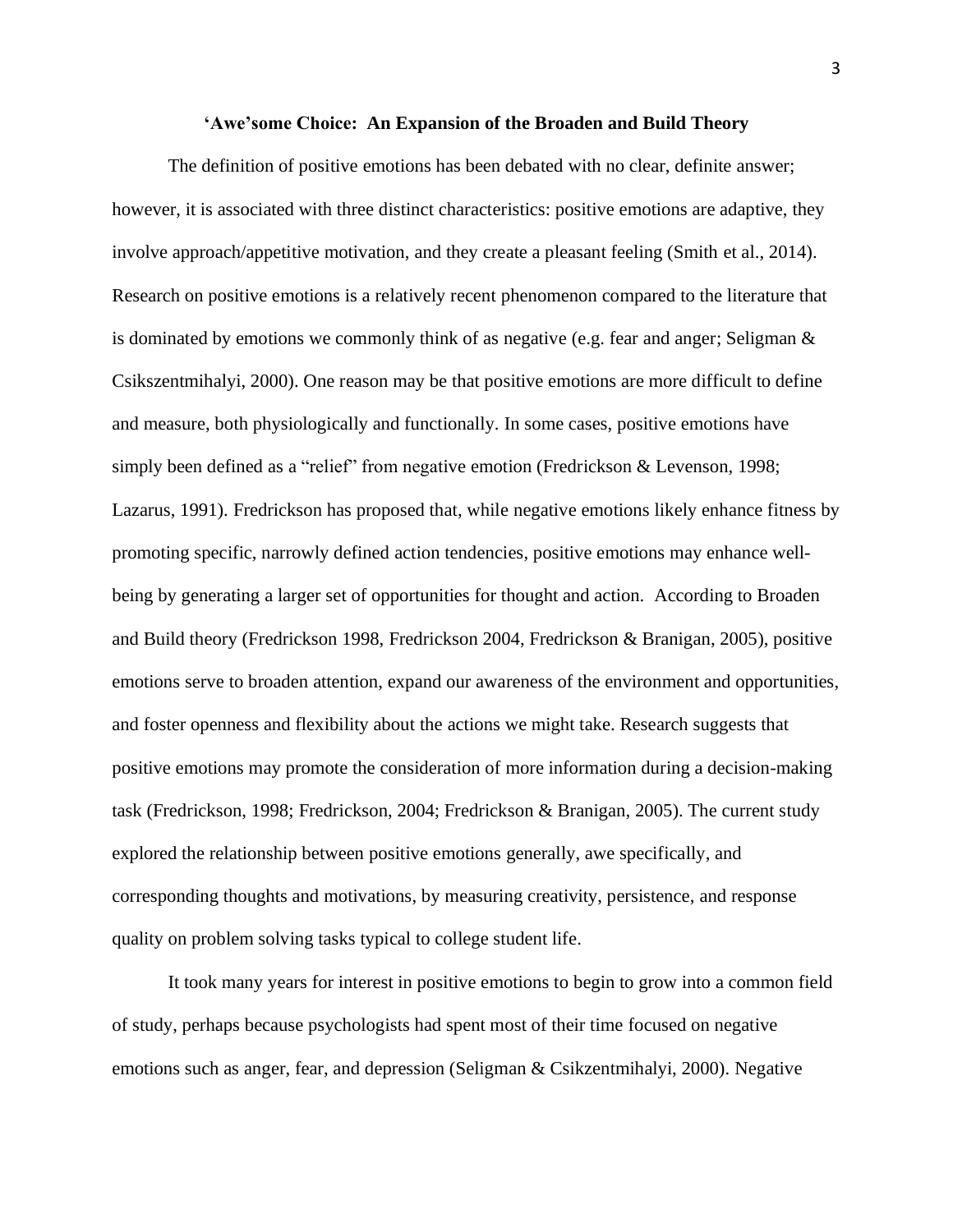## 'Awe'some Choice: An Expansion of the Broaden and Build Theory

The definition of positive emotions has been debated with no clear, definite answer; however, it is associated with three distinct characteristics: positive emotions are adaptive, they involve approach/appetitive motivation, and they create a pleasant feeling (Smith et al., 2014). Research on positive emotions is a relatively recent phenomenon compared to the literature that is dominated by emotions we commonly think of as negative (e.g. fear and anger; Seligman & Csikszentmihalyi, 2000). One reason may be that positive emotions are more difficult to define and measure, both physiologically and functionally. In some cases, positive emotions have simply been defined as a "relief" from negative emotion (Fredrickson & Levenson, 1998; Lazarus, 1991). Fredrickson has proposed that, while negative emotions likely enhance fitness by promoting specific, narrowly defined action tendencies, positive emotions may enhance well-being by generating a larger set of opportunities for thought and action. According to Broaden and Build theory (Fredrickson 1998, Fredrickson 2004, Fredrickson & Branigan, 2005), positive emotions serve to broaden attention, expand our awareness of the environment and opportunities, and foster openness and flexibility about the actions we might take. Research suggests that positive emotions may promote the consideration of more information during a decision-making task (Fredrickson, 1998; Fredrickson, 2004; Fredrickson & Branigan, 2005). The current study explored the relationship between positive emotions generally, awe specifically, and corresponding thoughts and motivations, by measuring creativity, persistence, and response quality on problem solving tasks typical to college student life.

It took many years for interest in positive emotions to begin to grow into a common field of study, perhaps because psychologists had spent most of their time focused on negative emotions such as anger, fear, and depression (Seligman & Csikzentmihalyi, 2000). Negative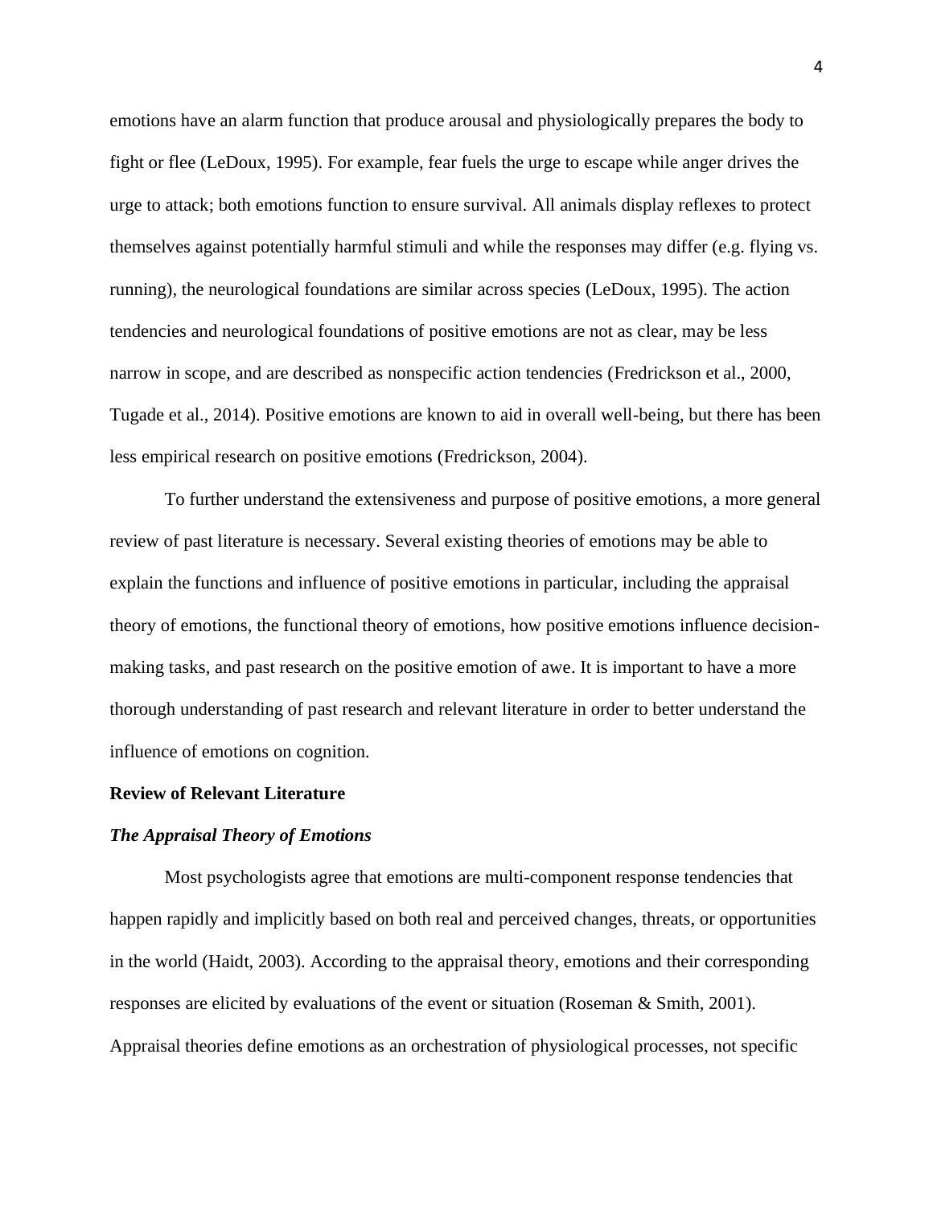emotions have an alarm function that produce arousal and physiologically prepares the body to fight or flee (LeDoux, 1995). For example, fear fuels the urge to escape while anger drives the urge to attack; both emotions function to ensure survival. All animals display reflexes to protect themselves against potentially harmful stimuli and while the responses may differ (e.g. flying vs. running), the neurological foundations are similar across species (LeDoux, 1995). The action tendencies and neurological foundations of positive emotions are not as clear, may be less narrow in scope, and are described as nonspecific action tendencies (Fredrickson et al., 2000, Tugade et al., 2014). Positive emotions are known to aid in overall well-being, but there has been less empirical research on positive emotions (Fredrickson, 2004).

To further understand the extensiveness and purpose of positive emotions, a more general review of past literature is necessary. Several existing theories of emotions may be able to explain the functions and influence of positive emotions in particular, including the appraisal theory of emotions, the functional theory of emotions, how positive emotions influence decision-making tasks, and past research on the positive emotion of awe. It is important to have a more thorough understanding of past research and relevant literature in order to better understand the influence of emotions on cognition.

## Review of Relevant Literature

### *The Appraisal Theory of Emotions*

Most psychologists agree that emotions are multi-component response tendencies that happen rapidly and implicitly based on both real and perceived changes, threats, or opportunities in the world (Haidt, 2003). According to the appraisal theory, emotions and their corresponding responses are elicited by evaluations of the event or situation (Roseman & Smith, 2001). Appraisal theories define emotions as an orchestration of physiological processes, not specific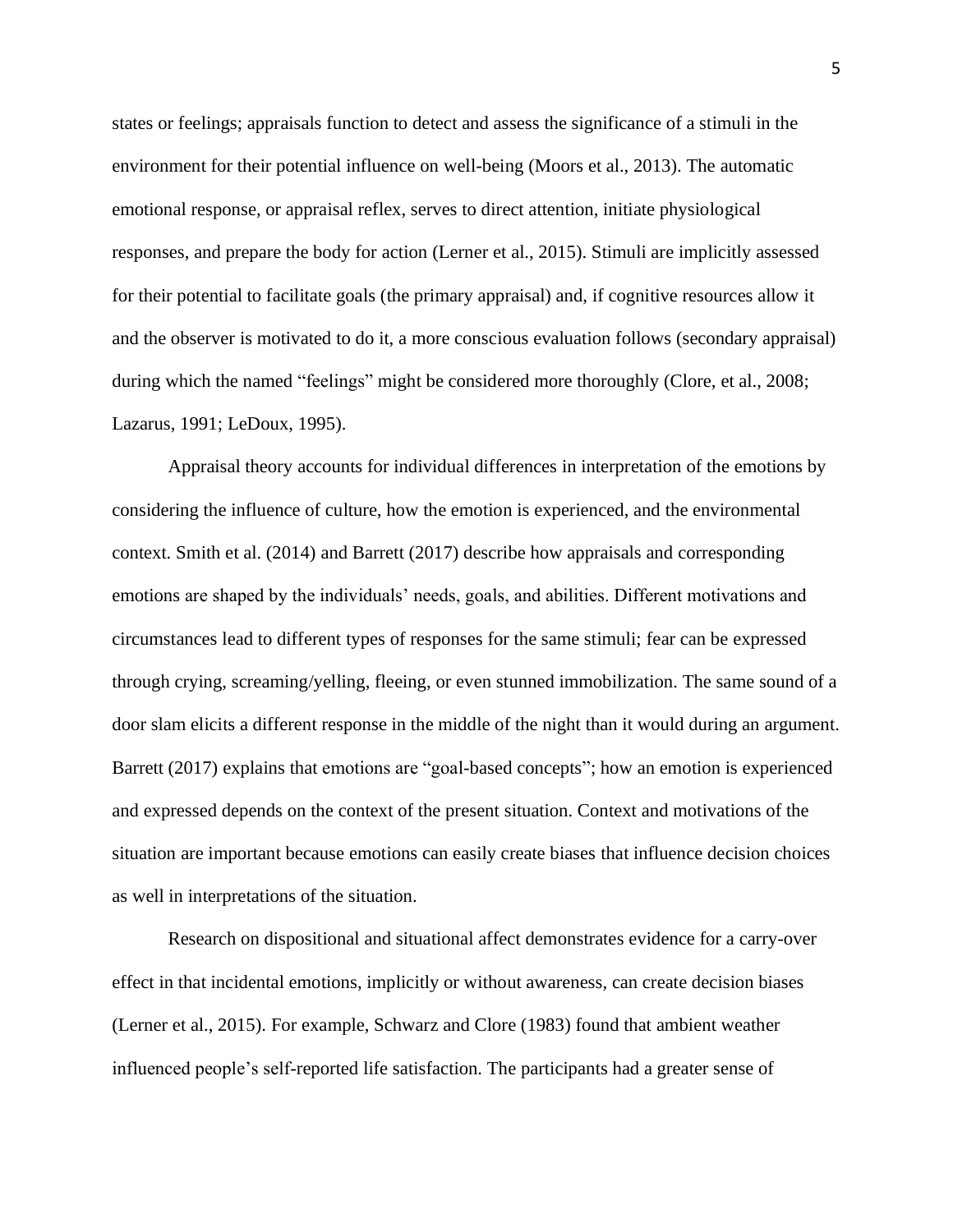states or feelings; appraisals function to detect and assess the significance of a stimuli in the environment for their potential influence on well-being (Moors et al., 2013). The automatic emotional response, or appraisal reflex, serves to direct attention, initiate physiological responses, and prepare the body for action (Lerner et al., 2015). Stimuli are implicitly assessed for their potential to facilitate goals (the primary appraisal) and, if cognitive resources allow it and the observer is motivated to do it, a more conscious evaluation follows (secondary appraisal) during which the named "feelings" might be considered more thoroughly (Clore, et al., 2008; Lazarus, 1991; LeDoux, 1995).

Appraisal theory accounts for individual differences in interpretation of the emotions by considering the influence of culture, how the emotion is experienced, and the environmental context. Smith et al. (2014) and Barrett (2017) describe how appraisals and corresponding emotions are shaped by the individuals' needs, goals, and abilities. Different motivations and circumstances lead to different types of responses for the same stimuli; fear can be expressed through crying, screaming/yelling, fleeing, or even stunned immobilization. The same sound of a door slam elicits a different response in the middle of the night than it would during an argument. Barrett (2017) explains that emotions are "goal-based concepts"; how an emotion is experienced and expressed depends on the context of the present situation. Context and motivations of the situation are important because emotions can easily create biases that influence decision choices as well in interpretations of the situation.

Research on dispositional and situational affect demonstrates evidence for a carry-over effect in that incidental emotions, implicitly or without awareness, can create decision biases (Lerner et al., 2015). For example, Schwarz and Clore (1983) found that ambient weather influenced people's self-reported life satisfaction. The participants had a greater sense of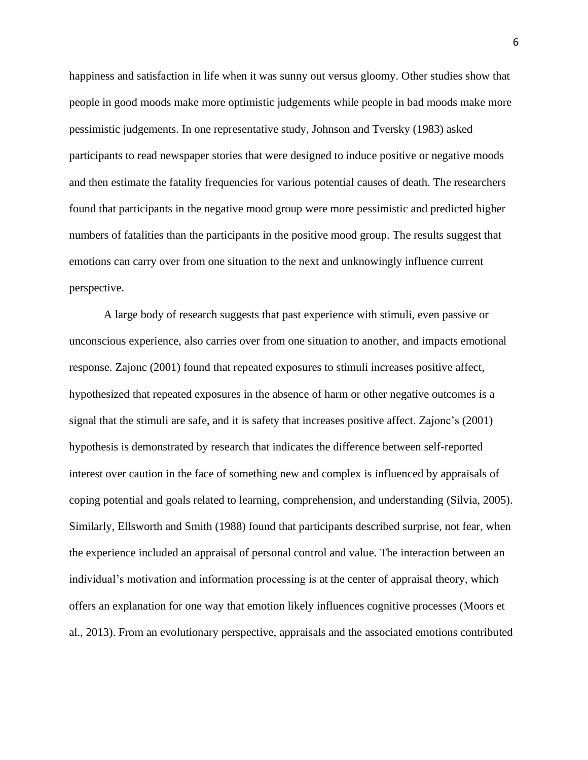happiness and satisfaction in life when it was sunny out versus gloomy. Other studies show that people in good moods make more optimistic judgements while people in bad moods make more pessimistic judgements. In one representative study, Johnson and Tversky (1983) asked participants to read newspaper stories that were designed to induce positive or negative moods and then estimate the fatality frequencies for various potential causes of death. The researchers found that participants in the negative mood group were more pessimistic and predicted higher numbers of fatalities than the participants in the positive mood group. The results suggest that emotions can carry over from one situation to the next and unknowingly influence current perspective.

A large body of research suggests that past experience with stimuli, even passive or unconscious experience, also carries over from one situation to another, and impacts emotional response. Zajonc (2001) found that repeated exposures to stimuli increases positive affect, hypothesized that repeated exposures in the absence of harm or other negative outcomes is a signal that the stimuli are safe, and it is safety that increases positive affect. Zajonc's (2001) hypothesis is demonstrated by research that indicates the difference between self-reported interest over caution in the face of something new and complex is influenced by appraisals of coping potential and goals related to learning, comprehension, and understanding (Silvia, 2005). Similarly, Ellsworth and Smith (1988) found that participants described surprise, not fear, when the experience included an appraisal of personal control and value. The interaction between an individual's motivation and information processing is at the center of appraisal theory, which offers an explanation for one way that emotion likely influences cognitive processes (Moors et al., 2013). From an evolutionary perspective, appraisals and the associated emotions contributed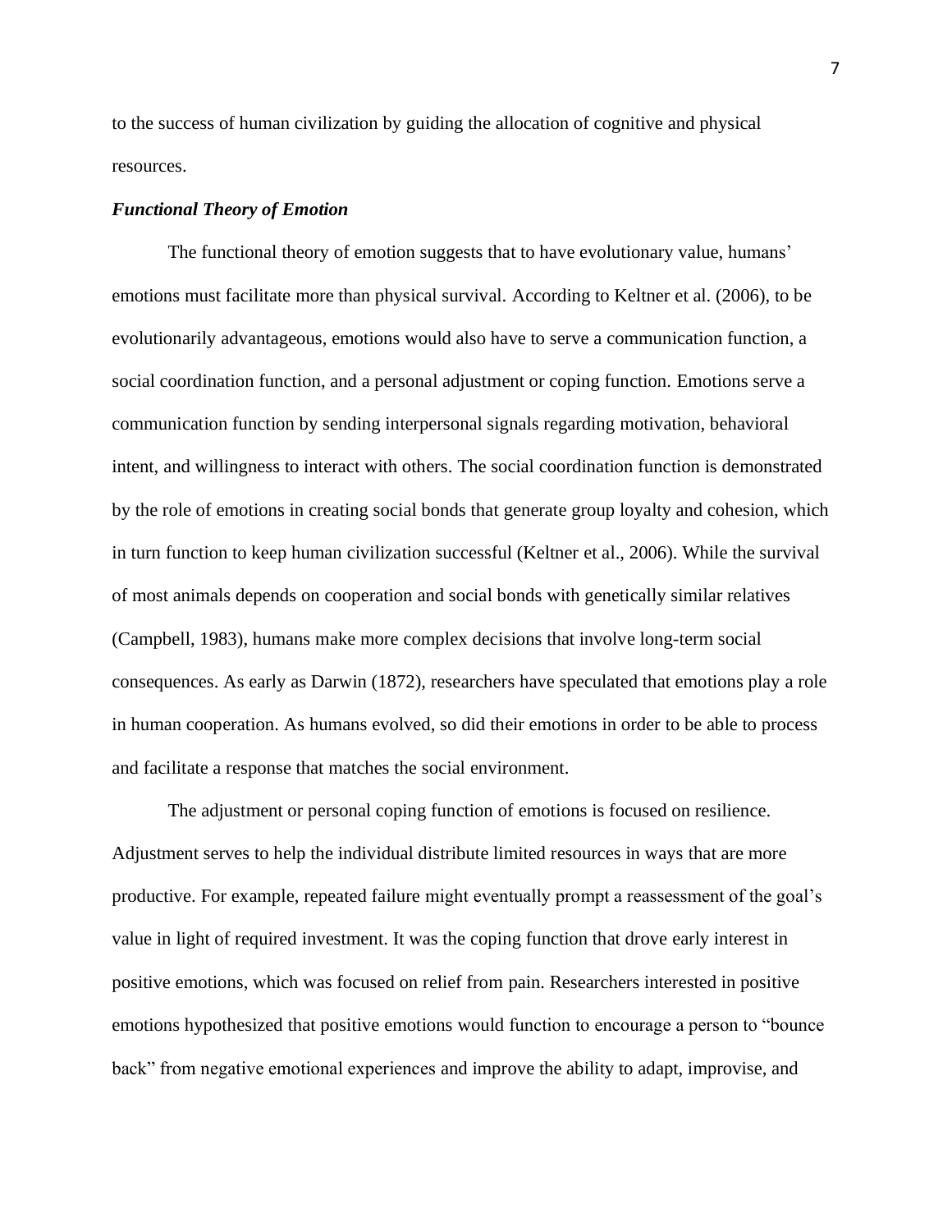to the success of human civilization by guiding the allocation of cognitive and physical resources.

### *Functional Theory of Emotion*

The functional theory of emotion suggests that to have evolutionary value, humans' emotions must facilitate more than physical survival. According to Keltner et al. (2006), to be evolutionarily advantageous, emotions would also have to serve a communication function, a social coordination function, and a personal adjustment or coping function. Emotions serve a communication function by sending interpersonal signals regarding motivation, behavioral intent, and willingness to interact with others. The social coordination function is demonstrated by the role of emotions in creating social bonds that generate group loyalty and cohesion, which in turn function to keep human civilization successful (Keltner et al., 2006). While the survival of most animals depends on cooperation and social bonds with genetically similar relatives (Campbell, 1983), humans make more complex decisions that involve long-term social consequences. As early as Darwin (1872), researchers have speculated that emotions play a role in human cooperation. As humans evolved, so did their emotions in order to be able to process and facilitate a response that matches the social environment.

The adjustment or personal coping function of emotions is focused on resilience. Adjustment serves to help the individual distribute limited resources in ways that are more productive. For example, repeated failure might eventually prompt a reassessment of the goal's value in light of required investment. It was the coping function that drove early interest in positive emotions, which was focused on relief from pain. Researchers interested in positive emotions hypothesized that positive emotions would function to encourage a person to "bounce back" from negative emotional experiences and improve the ability to adapt, improvise, and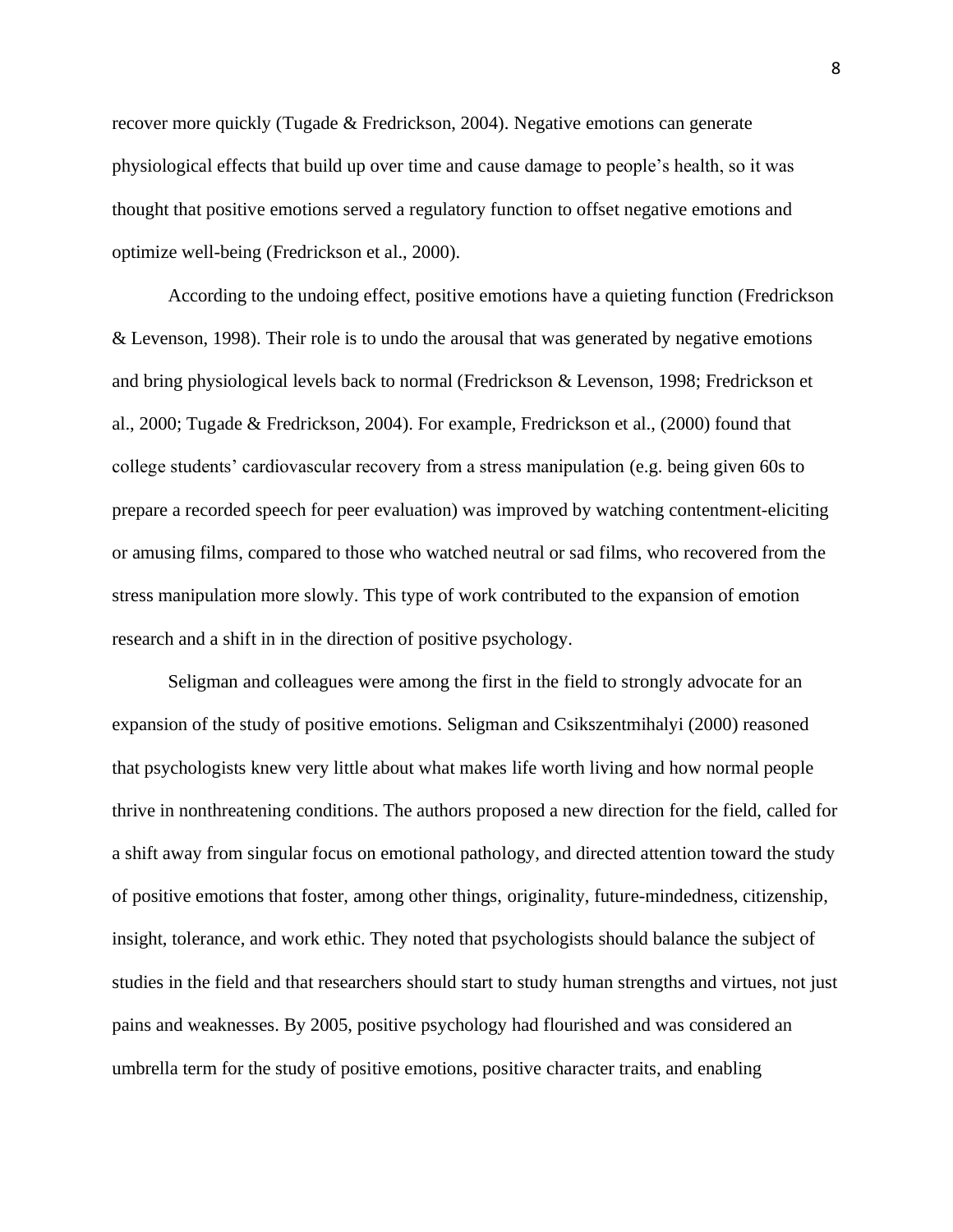recover more quickly (Tugade & Fredrickson, 2004). Negative emotions can generate physiological effects that build up over time and cause damage to people's health, so it was thought that positive emotions served a regulatory function to offset negative emotions and optimize well-being (Fredrickson et al., 2000).

According to the undoing effect, positive emotions have a quieting function (Fredrickson & Levenson, 1998). Their role is to undo the arousal that was generated by negative emotions and bring physiological levels back to normal (Fredrickson & Levenson, 1998; Fredrickson et al., 2000; Tugade & Fredrickson, 2004). For example, Fredrickson et al., (2000) found that college students' cardiovascular recovery from a stress manipulation (e.g. being given 60s to prepare a recorded speech for peer evaluation) was improved by watching contentment-eliciting or amusing films, compared to those who watched neutral or sad films, who recovered from the stress manipulation more slowly. This type of work contributed to the expansion of emotion research and a shift in in the direction of positive psychology.

Seligman and colleagues were among the first in the field to strongly advocate for an expansion of the study of positive emotions. Seligman and Csikszentmihalyi (2000) reasoned that psychologists knew very little about what makes life worth living and how normal people thrive in nonthreatening conditions. The authors proposed a new direction for the field, called for a shift away from singular focus on emotional pathology, and directed attention toward the study of positive emotions that foster, among other things, originality, future-mindedness, citizenship, insight, tolerance, and work ethic. They noted that psychologists should balance the subject of studies in the field and that researchers should start to study human strengths and virtues, not just pains and weaknesses. By 2005, positive psychology had flourished and was considered an umbrella term for the study of positive emotions, positive character traits, and enabling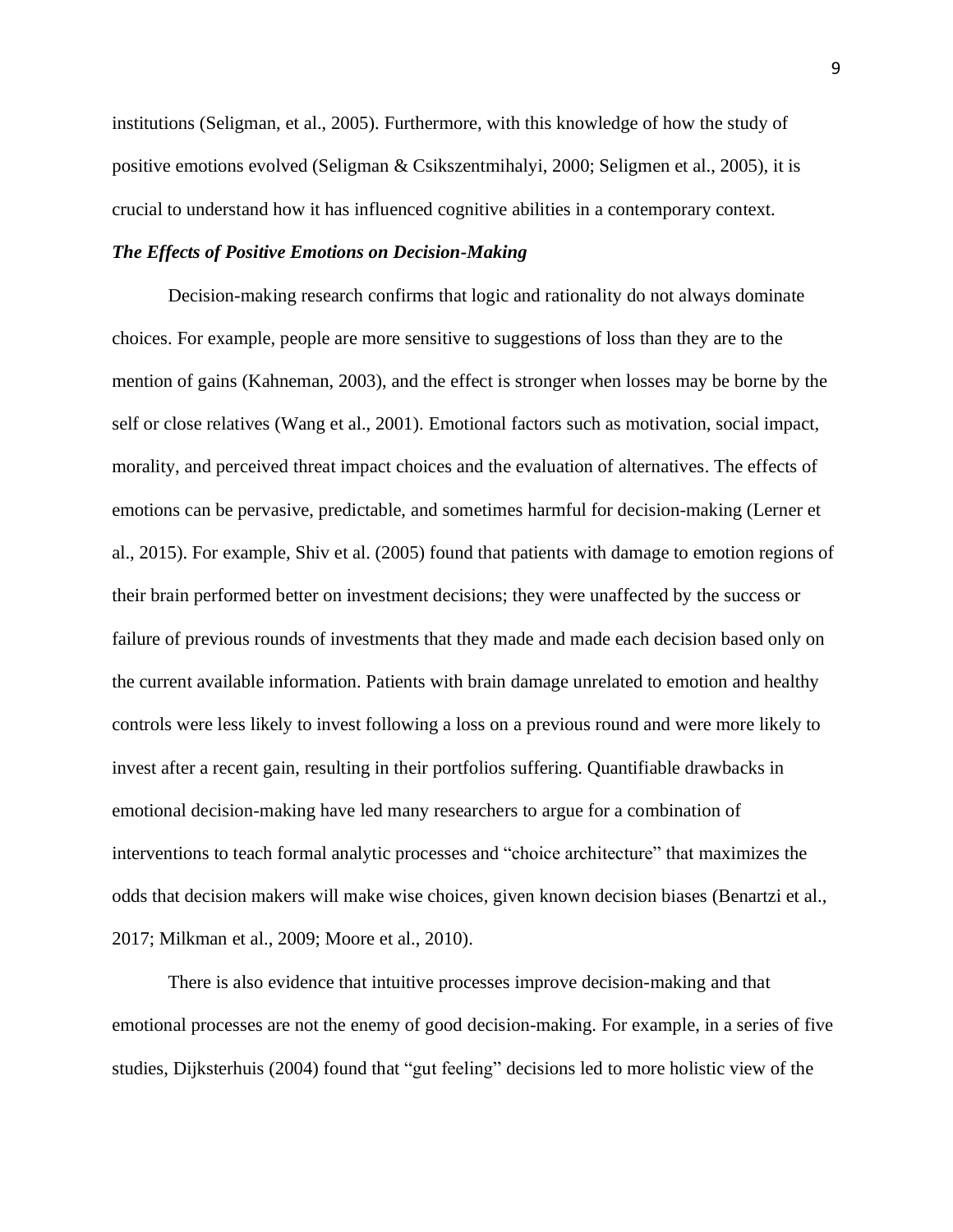institutions (Seligman, et al., 2005). Furthermore, with this knowledge of how the study of positive emotions evolved (Seligman & Csikszentmihalyi, 2000; Seligmen et al., 2005), it is crucial to understand how it has influenced cognitive abilities in a contemporary context.

### *The Effects of Positive Emotions on Decision-Making*

Decision-making research confirms that logic and rationality do not always dominate choices. For example, people are more sensitive to suggestions of loss than they are to the mention of gains (Kahneman, 2003), and the effect is stronger when losses may be borne by the self or close relatives (Wang et al., 2001). Emotional factors such as motivation, social impact, morality, and perceived threat impact choices and the evaluation of alternatives. The effects of emotions can be pervasive, predictable, and sometimes harmful for decision-making (Lerner et al., 2015). For example, Shiv et al. (2005) found that patients with damage to emotion regions of their brain performed better on investment decisions; they were unaffected by the success or failure of previous rounds of investments that they made and made each decision based only on the current available information. Patients with brain damage unrelated to emotion and healthy controls were less likely to invest following a loss on a previous round and were more likely to invest after a recent gain, resulting in their portfolios suffering. Quantifiable drawbacks in emotional decision-making have led many researchers to argue for a combination of interventions to teach formal analytic processes and "choice architecture" that maximizes the odds that decision makers will make wise choices, given known decision biases (Benartzi et al., 2017; Milkman et al., 2009; Moore et al., 2010).

There is also evidence that intuitive processes improve decision-making and that emotional processes are not the enemy of good decision-making. For example, in a series of five studies, Dijksterhuis (2004) found that "gut feeling" decisions led to more holistic view of the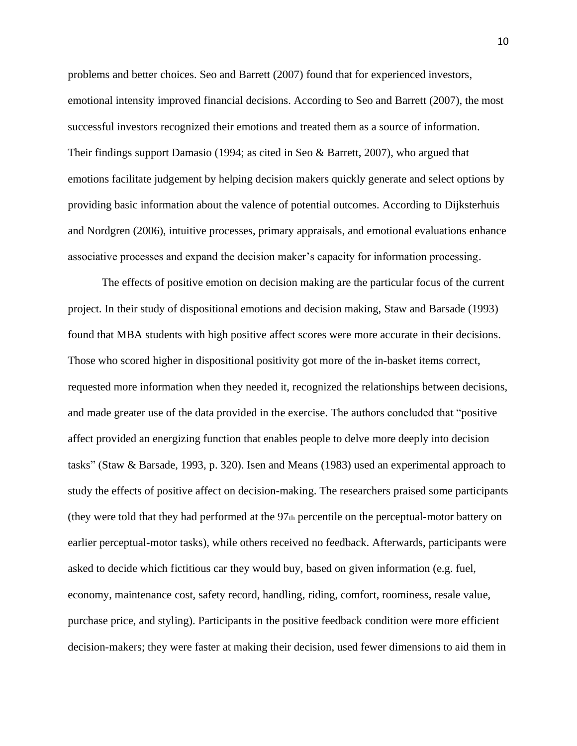problems and better choices. Seo and Barrett (2007) found that for experienced investors, emotional intensity improved financial decisions. According to Seo and Barrett (2007), the most successful investors recognized their emotions and treated them as a source of information. Their findings support Damasio (1994; as cited in Seo & Barrett, 2007), who argued that emotions facilitate judgement by helping decision makers quickly generate and select options by providing basic information about the valence of potential outcomes. According to Dijksterhuis and Nordgren (2006), intuitive processes, primary appraisals, and emotional evaluations enhance associative processes and expand the decision maker's capacity for information processing.

The effects of positive emotion on decision making are the particular focus of the current project. In their study of dispositional emotions and decision making, Staw and Barsade (1993) found that MBA students with high positive affect scores were more accurate in their decisions. Those who scored higher in dispositional positivity got more of the in-basket items correct, requested more information when they needed it, recognized the relationships between decisions, and made greater use of the data provided in the exercise. The authors concluded that "positive affect provided an energizing function that enables people to delve more deeply into decision tasks" (Staw & Barsade, 1993, p. 320). Isen and Means (1983) used an experimental approach to study the effects of positive affect on decision-making. The researchers praised some participants (they were told that they had performed at the 97th percentile on the perceptual-motor battery on earlier perceptual-motor tasks), while others received no feedback. Afterwards, participants were asked to decide which fictitious car they would buy, based on given information (e.g. fuel, economy, maintenance cost, safety record, handling, riding, comfort, roominess, resale value, purchase price, and styling). Participants in the positive feedback condition were more efficient decision-makers; they were faster at making their decision, used fewer dimensions to aid them in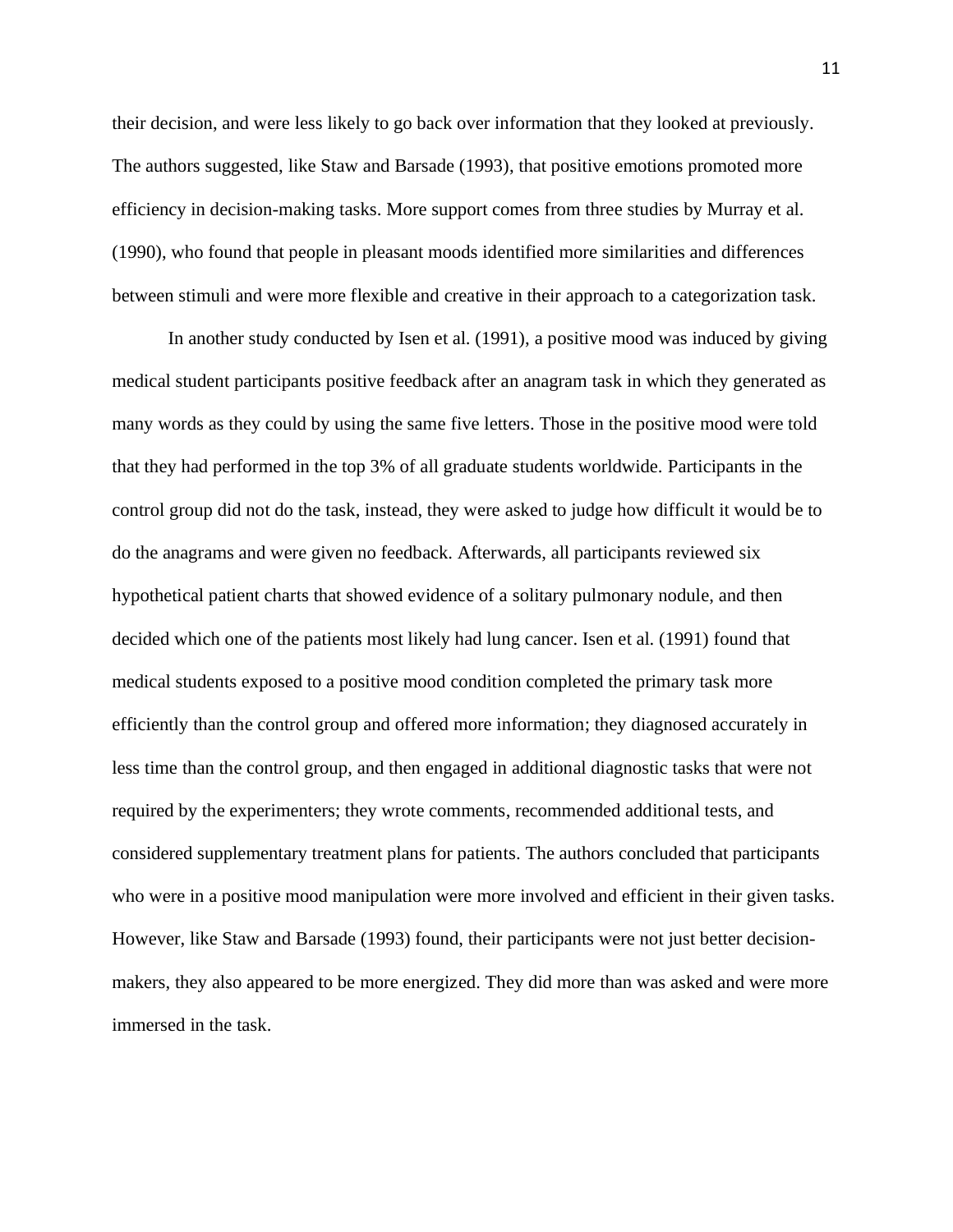their decision, and were less likely to go back over information that they looked at previously. The authors suggested, like Staw and Barsade (1993), that positive emotions promoted more efficiency in decision-making tasks. More support comes from three studies by Murray et al. (1990), who found that people in pleasant moods identified more similarities and differences between stimuli and were more flexible and creative in their approach to a categorization task.

In another study conducted by Isen et al. (1991), a positive mood was induced by giving medical student participants positive feedback after an anagram task in which they generated as many words as they could by using the same five letters. Those in the positive mood were told that they had performed in the top 3% of all graduate students worldwide. Participants in the control group did not do the task, instead, they were asked to judge how difficult it would be to do the anagrams and were given no feedback. Afterwards, all participants reviewed six hypothetical patient charts that showed evidence of a solitary pulmonary nodule, and then decided which one of the patients most likely had lung cancer. Isen et al. (1991) found that medical students exposed to a positive mood condition completed the primary task more efficiently than the control group and offered more information; they diagnosed accurately in less time than the control group, and then engaged in additional diagnostic tasks that were not required by the experimenters; they wrote comments, recommended additional tests, and considered supplementary treatment plans for patients. The authors concluded that participants who were in a positive mood manipulation were more involved and efficient in their given tasks. However, like Staw and Barsade (1993) found, their participants were not just better decision-makers, they also appeared to be more energized. They did more than was asked and were more immersed in the task.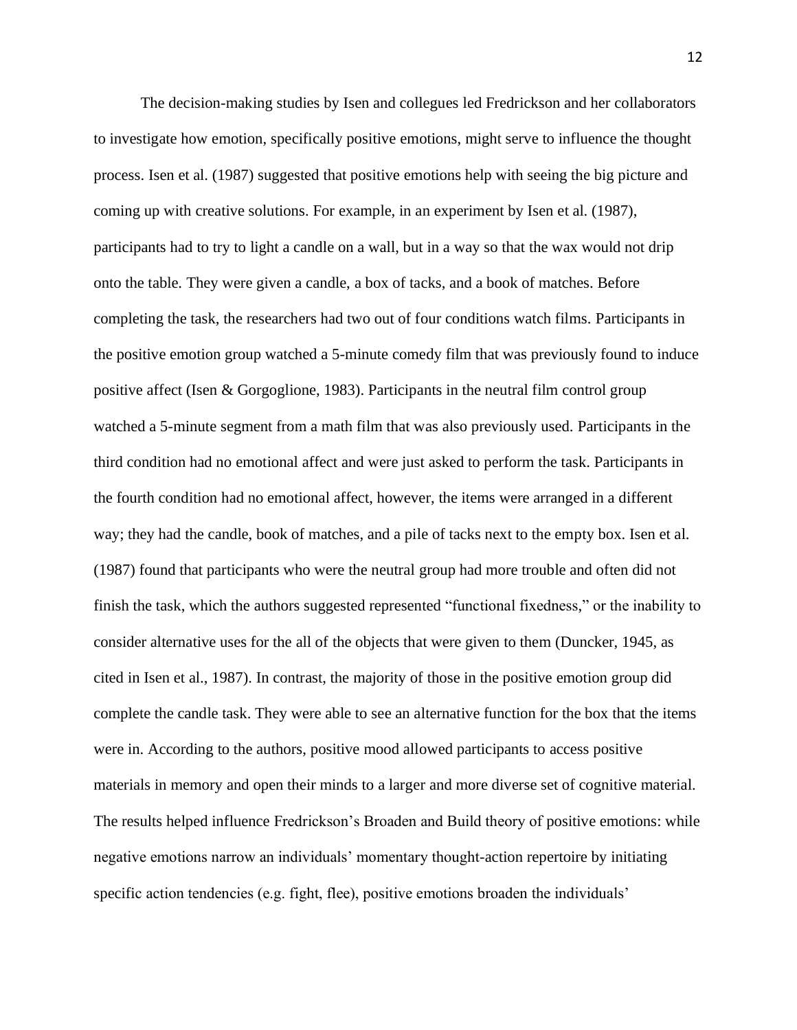The decision-making studies by Isen and collegues led Fredrickson and her collaborators to investigate how emotion, specifically positive emotions, might serve to influence the thought process. Isen et al. (1987) suggested that positive emotions help with seeing the big picture and coming up with creative solutions. For example, in an experiment by Isen et al. (1987), participants had to try to light a candle on a wall, but in a way so that the wax would not drip onto the table. They were given a candle, a box of tacks, and a book of matches. Before completing the task, the researchers had two out of four conditions watch films. Participants in the positive emotion group watched a 5-minute comedy film that was previously found to induce positive affect (Isen & Gorgoglione, 1983). Participants in the neutral film control group watched a 5-minute segment from a math film that was also previously used. Participants in the third condition had no emotional affect and were just asked to perform the task. Participants in the fourth condition had no emotional affect, however, the items were arranged in a different way; they had the candle, book of matches, and a pile of tacks next to the empty box. Isen et al. (1987) found that participants who were the neutral group had more trouble and often did not finish the task, which the authors suggested represented "functional fixedness," or the inability to consider alternative uses for the all of the objects that were given to them (Duncker, 1945, as cited in Isen et al., 1987). In contrast, the majority of those in the positive emotion group did complete the candle task. They were able to see an alternative function for the box that the items were in. According to the authors, positive mood allowed participants to access positive materials in memory and open their minds to a larger and more diverse set of cognitive material. The results helped influence Fredrickson's Broaden and Build theory of positive emotions: while negative emotions narrow an individuals' momentary thought-action repertoire by initiating specific action tendencies (e.g. fight, flee), positive emotions broaden the individuals'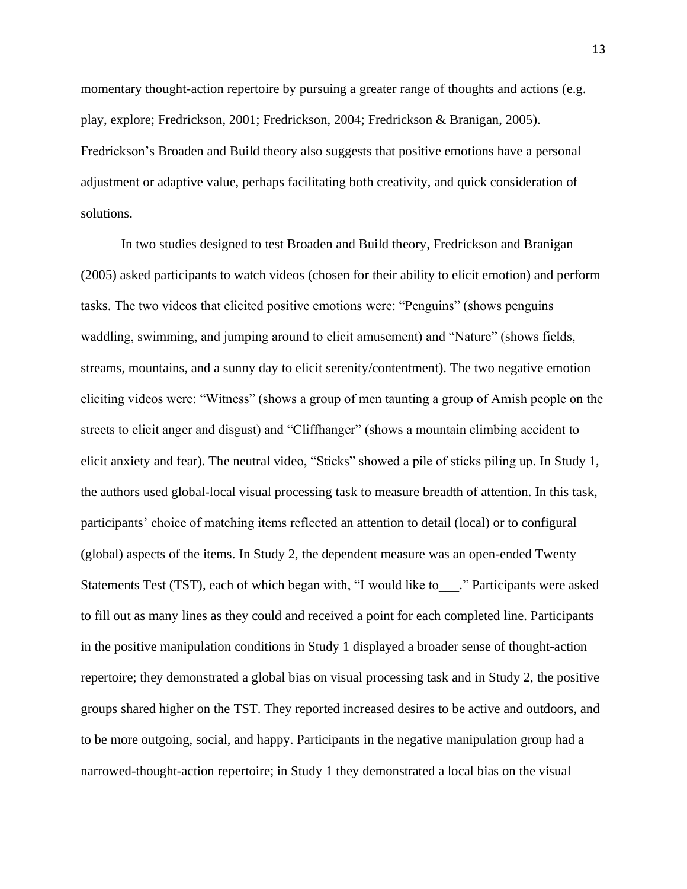momentary thought-action repertoire by pursuing a greater range of thoughts and actions (e.g. play, explore; Fredrickson, 2001; Fredrickson, 2004; Fredrickson & Branigan, 2005). Fredrickson's Broaden and Build theory also suggests that positive emotions have a personal adjustment or adaptive value, perhaps facilitating both creativity, and quick consideration of solutions.

In two studies designed to test Broaden and Build theory, Fredrickson and Branigan (2005) asked participants to watch videos (chosen for their ability to elicit emotion) and perform tasks. The two videos that elicited positive emotions were: "Penguins" (shows penguins waddling, swimming, and jumping around to elicit amusement) and "Nature" (shows fields, streams, mountains, and a sunny day to elicit serenity/contentment). The two negative emotion eliciting videos were: "Witness" (shows a group of men taunting a group of Amish people on the streets to elicit anger and disgust) and "Cliffhanger" (shows a mountain climbing accident to elicit anxiety and fear). The neutral video, "Sticks" showed a pile of sticks piling up. In Study 1, the authors used global-local visual processing task to measure breadth of attention. In this task, participants' choice of matching items reflected an attention to detail (local) or to configural (global) aspects of the items. In Study 2, the dependent measure was an open-ended Twenty Statements Test (TST), each of which began with, "I would like to___." Participants were asked to fill out as many lines as they could and received a point for each completed line. Participants in the positive manipulation conditions in Study 1 displayed a broader sense of thought-action repertoire; they demonstrated a global bias on visual processing task and in Study 2, the positive groups shared higher on the TST. They reported increased desires to be active and outdoors, and to be more outgoing, social, and happy. Participants in the negative manipulation group had a narrowed-thought-action repertoire; in Study 1 they demonstrated a local bias on the visual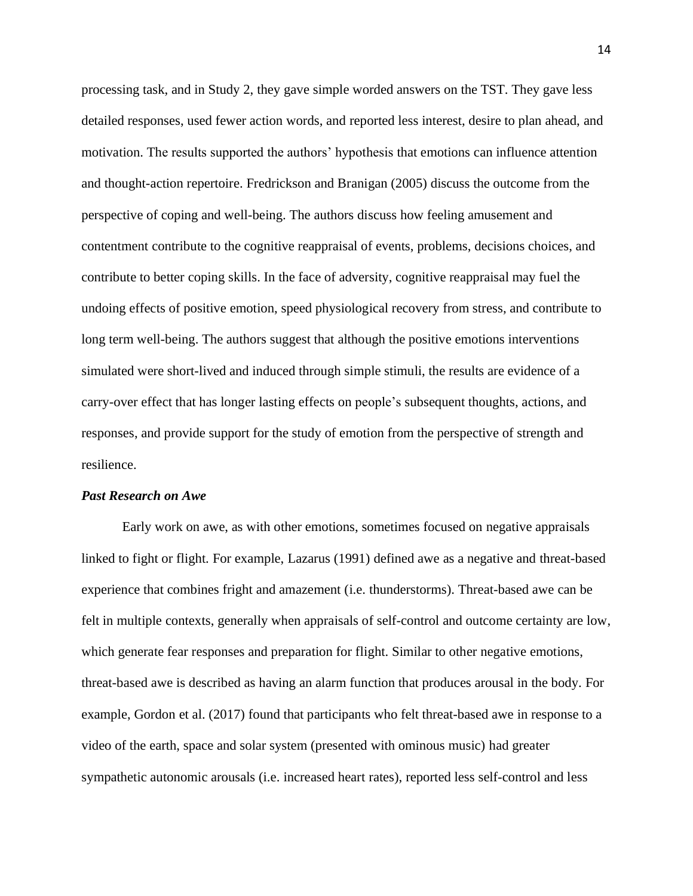processing task, and in Study 2, they gave simple worded answers on the TST. They gave less detailed responses, used fewer action words, and reported less interest, desire to plan ahead, and motivation. The results supported the authors' hypothesis that emotions can influence attention and thought-action repertoire. Fredrickson and Branigan (2005) discuss the outcome from the perspective of coping and well-being. The authors discuss how feeling amusement and contentment contribute to the cognitive reappraisal of events, problems, decisions choices, and contribute to better coping skills. In the face of adversity, cognitive reappraisal may fuel the undoing effects of positive emotion, speed physiological recovery from stress, and contribute to long term well-being. The authors suggest that although the positive emotions interventions simulated were short-lived and induced through simple stimuli, the results are evidence of a carry-over effect that has longer lasting effects on people's subsequent thoughts, actions, and responses, and provide support for the study of emotion from the perspective of strength and resilience.

### *Past Research on Awe*

Early work on awe, as with other emotions, sometimes focused on negative appraisals linked to fight or flight. For example, Lazarus (1991) defined awe as a negative and threat-based experience that combines fright and amazement (i.e. thunderstorms). Threat-based awe can be felt in multiple contexts, generally when appraisals of self-control and outcome certainty are low, which generate fear responses and preparation for flight. Similar to other negative emotions, threat-based awe is described as having an alarm function that produces arousal in the body. For example, Gordon et al. (2017) found that participants who felt threat-based awe in response to a video of the earth, space and solar system (presented with ominous music) had greater sympathetic autonomic arousals (i.e. increased heart rates), reported less self-control and less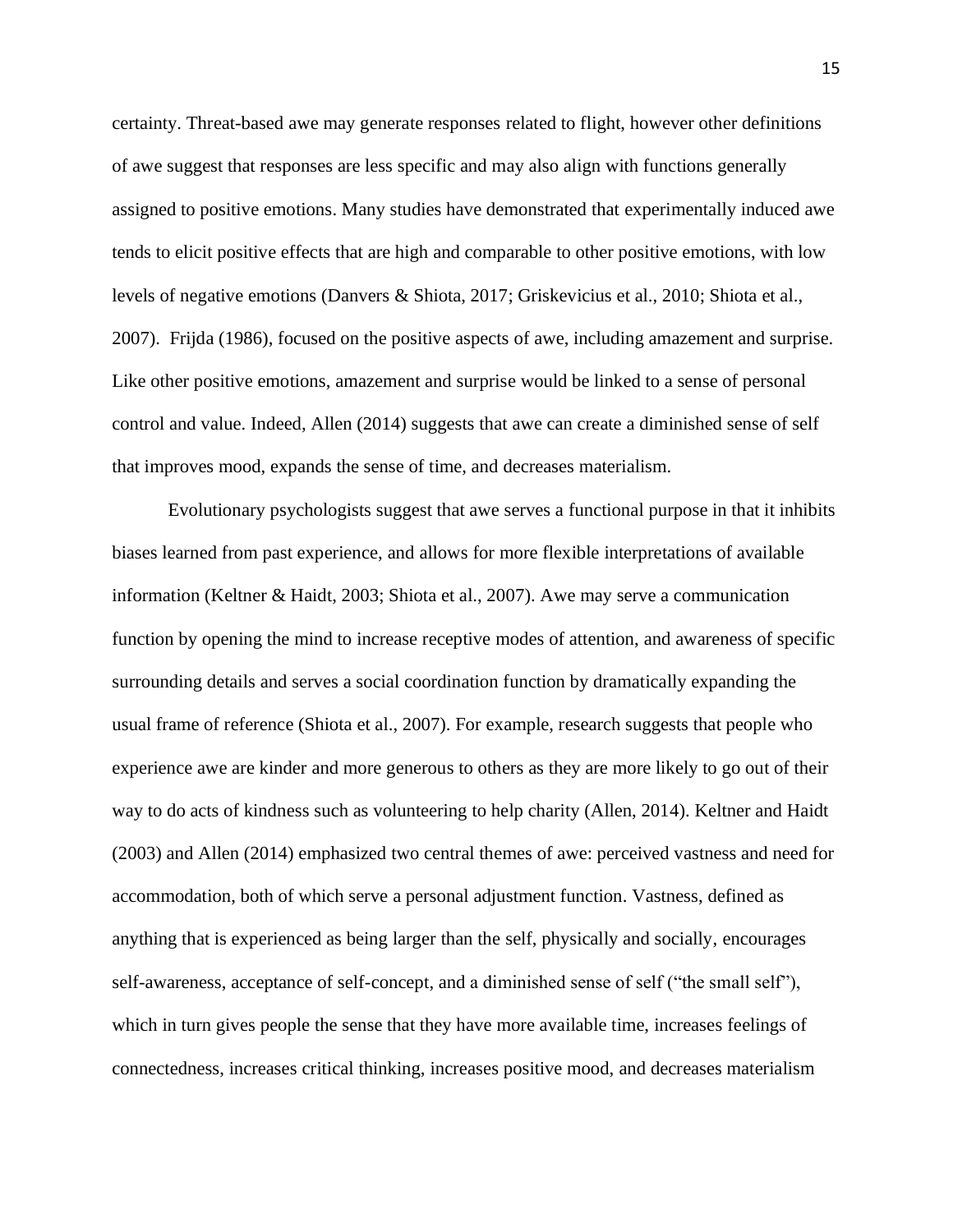certainty. Threat-based awe may generate responses related to flight, however other definitions of awe suggest that responses are less specific and may also align with functions generally assigned to positive emotions. Many studies have demonstrated that experimentally induced awe tends to elicit positive effects that are high and comparable to other positive emotions, with low levels of negative emotions (Danvers & Shiota, 2017; Griskevicius et al., 2010; Shiota et al., 2007). Frijda (1986), focused on the positive aspects of awe, including amazement and surprise. Like other positive emotions, amazement and surprise would be linked to a sense of personal control and value. Indeed, Allen (2014) suggests that awe can create a diminished sense of self that improves mood, expands the sense of time, and decreases materialism.

Evolutionary psychologists suggest that awe serves a functional purpose in that it inhibits biases learned from past experience, and allows for more flexible interpretations of available information (Keltner & Haidt, 2003; Shiota et al., 2007). Awe may serve a communication function by opening the mind to increase receptive modes of attention, and awareness of specific surrounding details and serves a social coordination function by dramatically expanding the usual frame of reference (Shiota et al., 2007). For example, research suggests that people who experience awe are kinder and more generous to others as they are more likely to go out of their way to do acts of kindness such as volunteering to help charity (Allen, 2014). Keltner and Haidt (2003) and Allen (2014) emphasized two central themes of awe: perceived vastness and need for accommodation, both of which serve a personal adjustment function. Vastness, defined as anything that is experienced as being larger than the self, physically and socially, encourages self-awareness, acceptance of self-concept, and a diminished sense of self ("the small self"), which in turn gives people the sense that they have more available time, increases feelings of connectedness, increases critical thinking, increases positive mood, and decreases materialism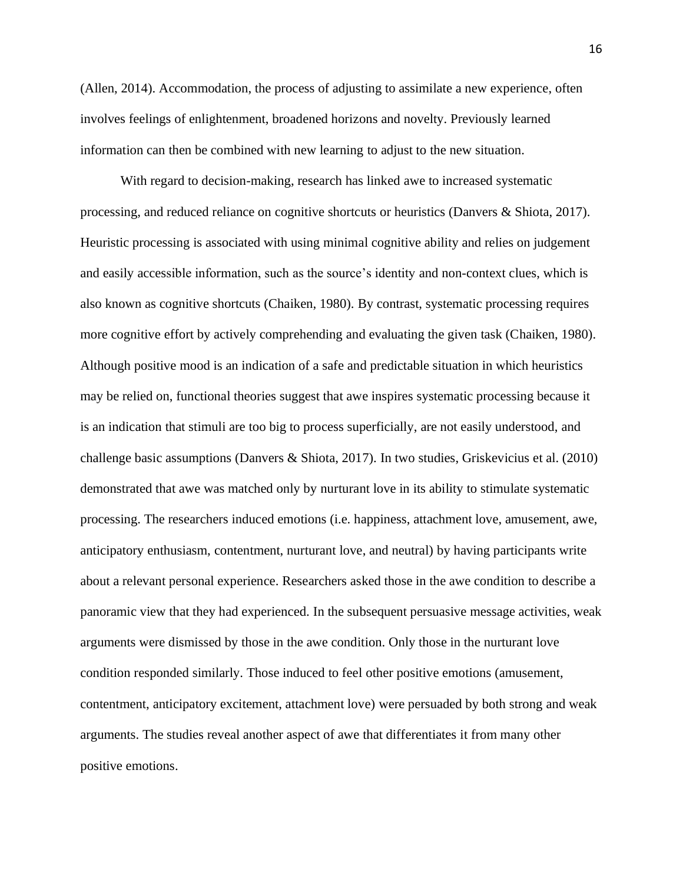(Allen, 2014). Accommodation, the process of adjusting to assimilate a new experience, often involves feelings of enlightenment, broadened horizons and novelty. Previously learned information can then be combined with new learning to adjust to the new situation.

With regard to decision-making, research has linked awe to increased systematic processing, and reduced reliance on cognitive shortcuts or heuristics (Danvers & Shiota, 2017). Heuristic processing is associated with using minimal cognitive ability and relies on judgement and easily accessible information, such as the source's identity and non-context clues, which is also known as cognitive shortcuts (Chaiken, 1980). By contrast, systematic processing requires more cognitive effort by actively comprehending and evaluating the given task (Chaiken, 1980). Although positive mood is an indication of a safe and predictable situation in which heuristics may be relied on, functional theories suggest that awe inspires systematic processing because it is an indication that stimuli are too big to process superficially, are not easily understood, and challenge basic assumptions (Danvers & Shiota, 2017). In two studies, Griskevicius et al. (2010) demonstrated that awe was matched only by nurturant love in its ability to stimulate systematic processing. The researchers induced emotions (i.e. happiness, attachment love, amusement, awe, anticipatory enthusiasm, contentment, nurturant love, and neutral) by having participants write about a relevant personal experience. Researchers asked those in the awe condition to describe a panoramic view that they had experienced. In the subsequent persuasive message activities, weak arguments were dismissed by those in the awe condition. Only those in the nurturant love condition responded similarly. Those induced to feel other positive emotions (amusement, contentment, anticipatory excitement, attachment love) were persuaded by both strong and weak arguments. The studies reveal another aspect of awe that differentiates it from many other positive emotions.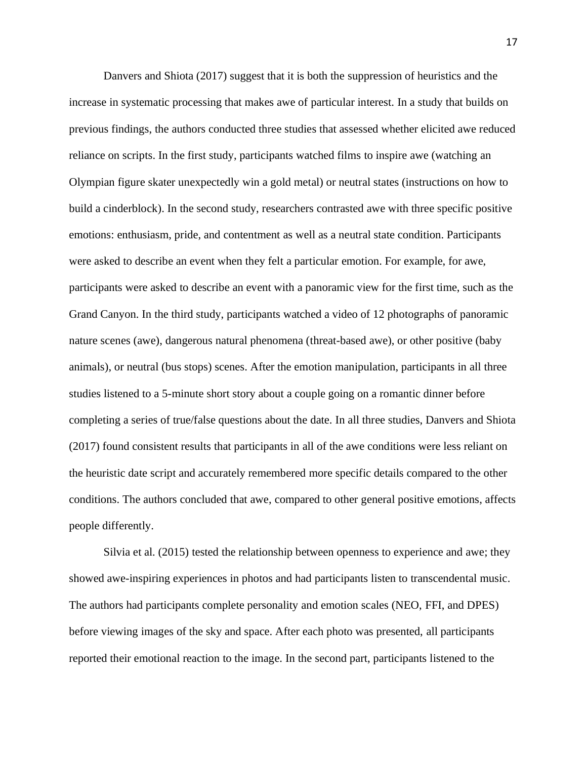Danvers and Shiota (2017) suggest that it is both the suppression of heuristics and the increase in systematic processing that makes awe of particular interest. In a study that builds on previous findings, the authors conducted three studies that assessed whether elicited awe reduced reliance on scripts. In the first study, participants watched films to inspire awe (watching an Olympian figure skater unexpectedly win a gold metal) or neutral states (instructions on how to build a cinderblock). In the second study, researchers contrasted awe with three specific positive emotions: enthusiasm, pride, and contentment as well as a neutral state condition. Participants were asked to describe an event when they felt a particular emotion. For example, for awe, participants were asked to describe an event with a panoramic view for the first time, such as the Grand Canyon. In the third study, participants watched a video of 12 photographs of panoramic nature scenes (awe), dangerous natural phenomena (threat-based awe), or other positive (baby animals), or neutral (bus stops) scenes. After the emotion manipulation, participants in all three studies listened to a 5-minute short story about a couple going on a romantic dinner before completing a series of true/false questions about the date. In all three studies, Danvers and Shiota (2017) found consistent results that participants in all of the awe conditions were less reliant on the heuristic date script and accurately remembered more specific details compared to the other conditions. The authors concluded that awe, compared to other general positive emotions, affects people differently.

Silvia et al. (2015) tested the relationship between openness to experience and awe; they showed awe-inspiring experiences in photos and had participants listen to transcendental music. The authors had participants complete personality and emotion scales (NEO, FFI, and DPES) before viewing images of the sky and space. After each photo was presented, all participants reported their emotional reaction to the image. In the second part, participants listened to the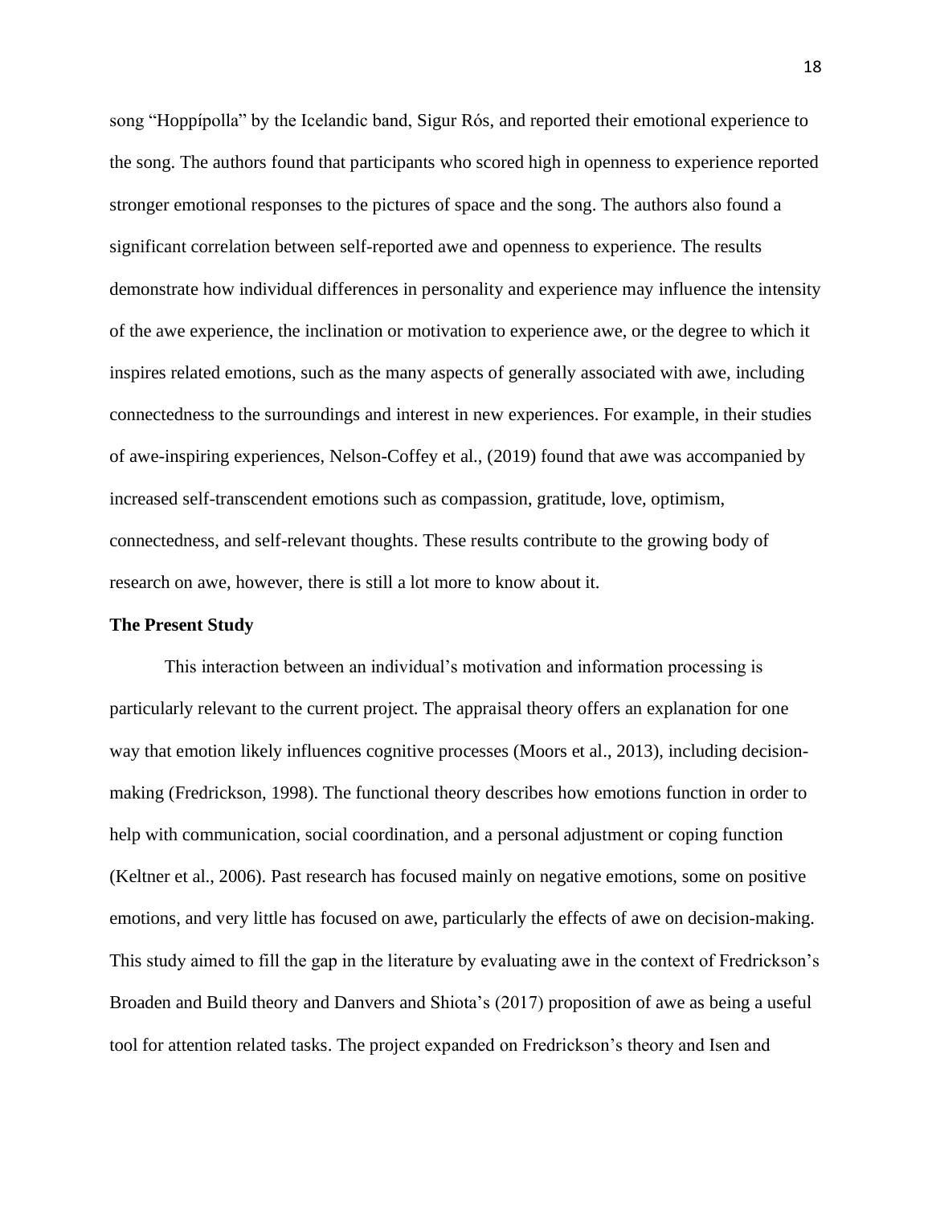song "Hoppípolla" by the Icelandic band, Sigur Rós, and reported their emotional experience to the song. The authors found that participants who scored high in openness to experience reported stronger emotional responses to the pictures of space and the song. The authors also found a significant correlation between self-reported awe and openness to experience. The results demonstrate how individual differences in personality and experience may influence the intensity of the awe experience, the inclination or motivation to experience awe, or the degree to which it inspires related emotions, such as the many aspects of generally associated with awe, including connectedness to the surroundings and interest in new experiences. For example, in their studies of awe-inspiring experiences, Nelson-Coffey et al., (2019) found that awe was accompanied by increased self-transcendent emotions such as compassion, gratitude, love, optimism, connectedness, and self-relevant thoughts. These results contribute to the growing body of research on awe, however, there is still a lot more to know about it.

**The Present Study**

This interaction between an individual's motivation and information processing is particularly relevant to the current project. The appraisal theory offers an explanation for one way that emotion likely influences cognitive processes (Moors et al., 2013), including decision-making (Fredrickson, 1998). The functional theory describes how emotions function in order to help with communication, social coordination, and a personal adjustment or coping function (Keltner et al., 2006). Past research has focused mainly on negative emotions, some on positive emotions, and very little has focused on awe, particularly the effects of awe on decision-making. This study aimed to fill the gap in the literature by evaluating awe in the context of Fredrickson's Broaden and Build theory and Danvers and Shiota's (2017) proposition of awe as being a useful tool for attention related tasks. The project expanded on Fredrickson's theory and Isen and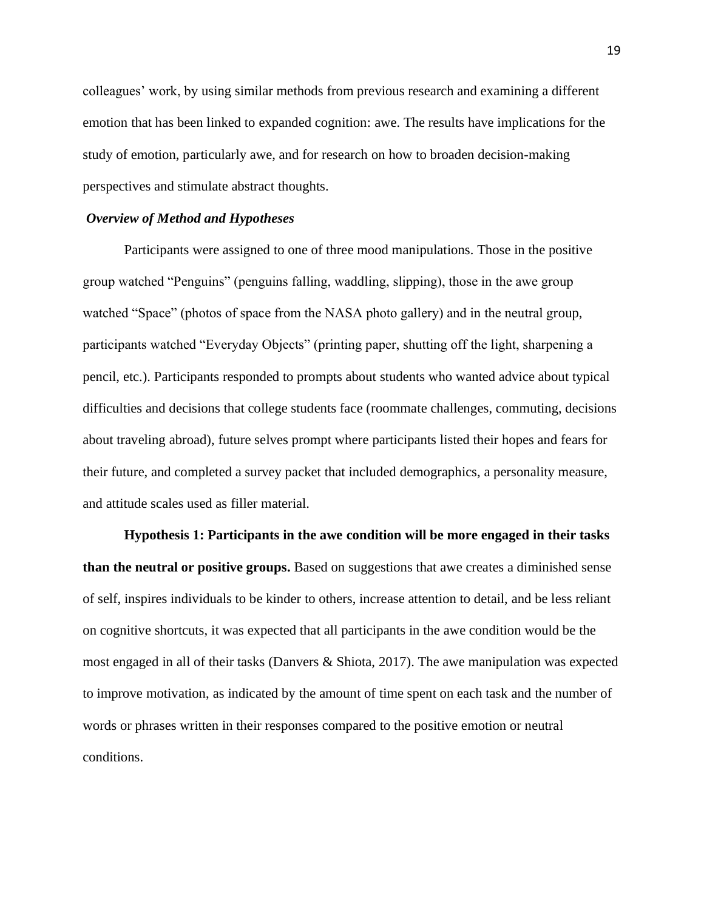colleagues' work, by using similar methods from previous research and examining a different emotion that has been linked to expanded cognition: awe. The results have implications for the study of emotion, particularly awe, and for research on how to broaden decision-making perspectives and stimulate abstract thoughts.

### *Overview of Method and Hypotheses*

Participants were assigned to one of three mood manipulations. Those in the positive group watched "Penguins" (penguins falling, waddling, slipping), those in the awe group watched "Space" (photos of space from the NASA photo gallery) and in the neutral group, participants watched "Everyday Objects" (printing paper, shutting off the light, sharpening a pencil, etc.). Participants responded to prompts about students who wanted advice about typical difficulties and decisions that college students face (roommate challenges, commuting, decisions about traveling abroad), future selves prompt where participants listed their hopes and fears for their future, and completed a survey packet that included demographics, a personality measure, and attitude scales used as filler material.

**Hypothesis 1: Participants in the awe condition will be more engaged in their tasks than the neutral or positive groups.** Based on suggestions that awe creates a diminished sense of self, inspires individuals to be kinder to others, increase attention to detail, and be less reliant on cognitive shortcuts, it was expected that all participants in the awe condition would be the most engaged in all of their tasks (Danvers & Shiota, 2017). The awe manipulation was expected to improve motivation, as indicated by the amount of time spent on each task and the number of words or phrases written in their responses compared to the positive emotion or neutral conditions.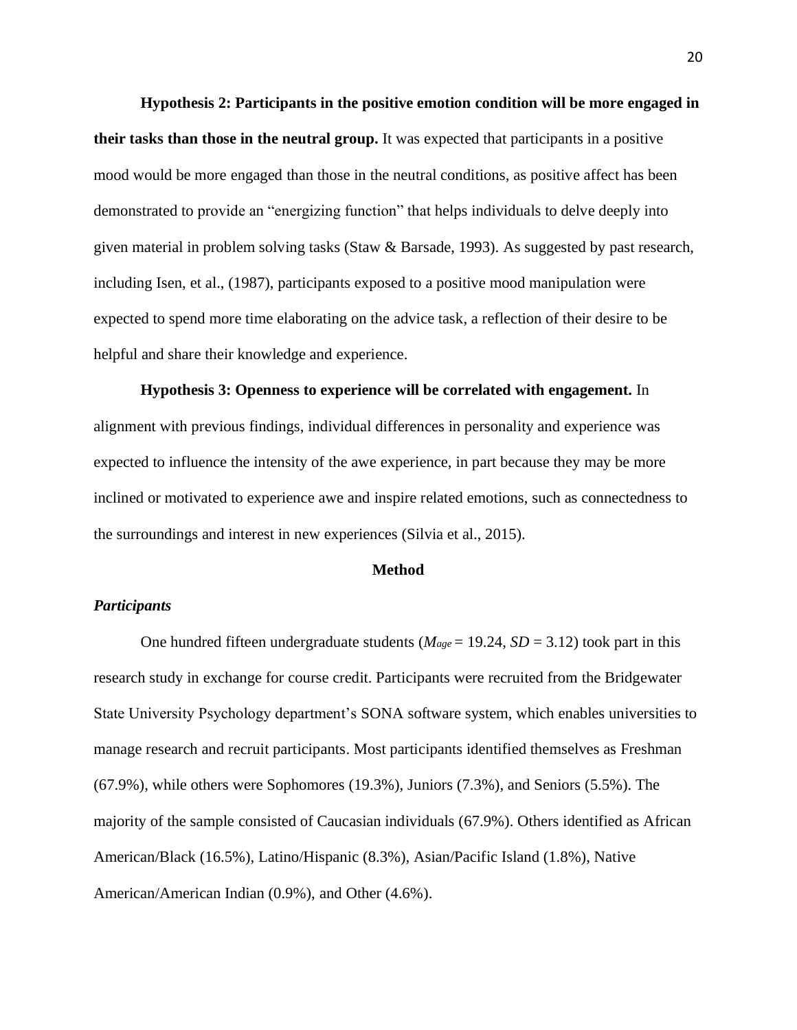**Hypothesis 2: Participants in the positive emotion condition will be more engaged in their tasks than those in the neutral group.** It was expected that participants in a positive mood would be more engaged than those in the neutral conditions, as positive affect has been demonstrated to provide an "energizing function" that helps individuals to delve deeply into given material in problem solving tasks (Staw & Barsade, 1993). As suggested by past research, including Isen, et al., (1987), participants exposed to a positive mood manipulation were expected to spend more time elaborating on the advice task, a reflection of their desire to be helpful and share their knowledge and experience.

**Hypothesis 3: Openness to experience will be correlated with engagement.** In alignment with previous findings, individual differences in personality and experience was expected to influence the intensity of the awe experience, in part because they may be more inclined or motivated to experience awe and inspire related emotions, such as connectedness to the surroundings and interest in new experiences (Silvia et al., 2015).

## Method

### *Participants*

One hundred fifteen undergraduate students ($M_{age}$ = 19.24, *SD* = 3.12) took part in this research study in exchange for course credit. Participants were recruited from the Bridgewater State University Psychology department's SONA software system, which enables universities to manage research and recruit participants. Most participants identified themselves as Freshman (67.9%), while others were Sophomores (19.3%), Juniors (7.3%), and Seniors (5.5%). The majority of the sample consisted of Caucasian individuals (67.9%). Others identified as African American/Black (16.5%), Latino/Hispanic (8.3%), Asian/Pacific Island (1.8%), Native American/American Indian (0.9%), and Other (4.6%).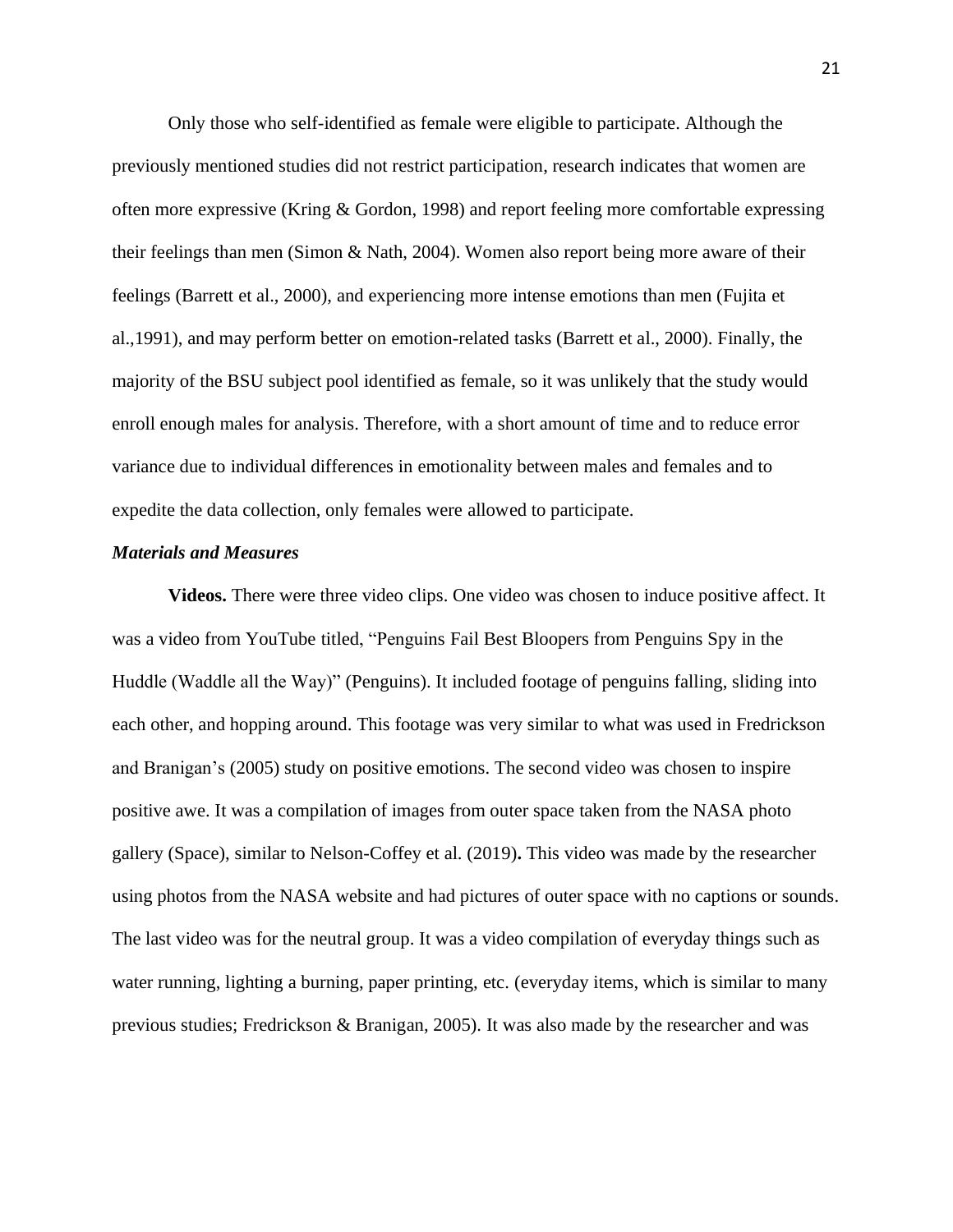Only those who self-identified as female were eligible to participate. Although the previously mentioned studies did not restrict participation, research indicates that women are often more expressive (Kring & Gordon, 1998) and report feeling more comfortable expressing their feelings than men (Simon & Nath, 2004). Women also report being more aware of their feelings (Barrett et al., 2000), and experiencing more intense emotions than men (Fujita et al.,1991), and may perform better on emotion-related tasks (Barrett et al., 2000). Finally, the majority of the BSU subject pool identified as female, so it was unlikely that the study would enroll enough males for analysis. Therefore, with a short amount of time and to reduce error variance due to individual differences in emotionality between males and females and to expedite the data collection, only females were allowed to participate.

### *Materials and Measures*

**Videos.** There were three video clips. One video was chosen to induce positive affect. It was a video from YouTube titled, "Penguins Fail Best Bloopers from Penguins Spy in the Huddle (Waddle all the Way)" (Penguins). It included footage of penguins falling, sliding into each other, and hopping around. This footage was very similar to what was used in Fredrickson and Branigan's (2005) study on positive emotions. The second video was chosen to inspire positive awe. It was a compilation of images from outer space taken from the NASA photo gallery (Space), similar to Nelson-Coffey et al. (2019)**.** This video was made by the researcher using photos from the NASA website and had pictures of outer space with no captions or sounds. The last video was for the neutral group. It was a video compilation of everyday things such as water running, lighting a burning, paper printing, etc. (everyday items, which is similar to many previous studies; Fredrickson & Branigan, 2005). It was also made by the researcher and was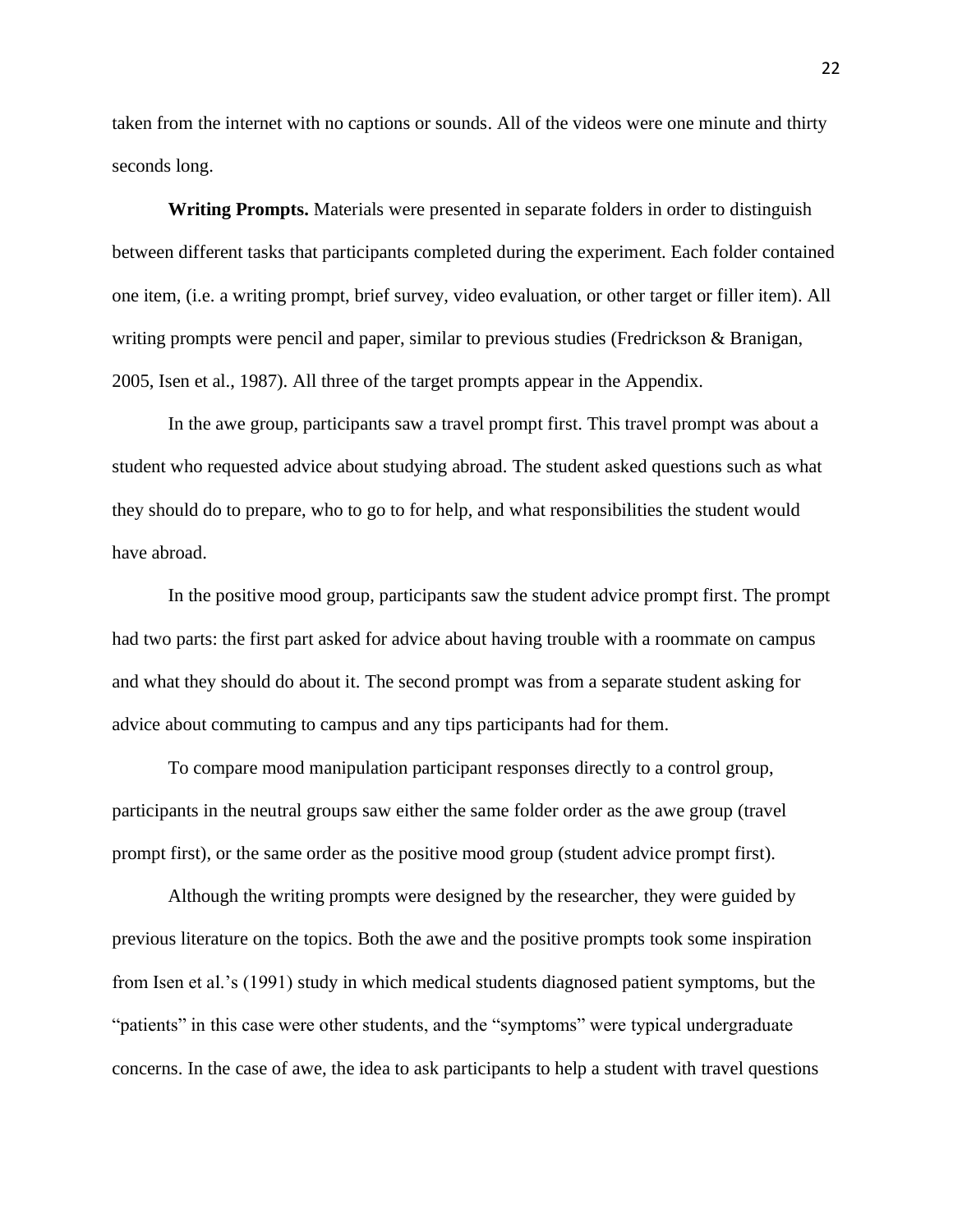taken from the internet with no captions or sounds. All of the videos were one minute and thirty seconds long.

**Writing Prompts.** Materials were presented in separate folders in order to distinguish between different tasks that participants completed during the experiment. Each folder contained one item, (i.e. a writing prompt, brief survey, video evaluation, or other target or filler item). All writing prompts were pencil and paper, similar to previous studies (Fredrickson & Branigan, 2005, Isen et al., 1987). All three of the target prompts appear in the Appendix.

In the awe group, participants saw a travel prompt first. This travel prompt was about a student who requested advice about studying abroad. The student asked questions such as what they should do to prepare, who to go to for help, and what responsibilities the student would have abroad.

In the positive mood group, participants saw the student advice prompt first. The prompt had two parts: the first part asked for advice about having trouble with a roommate on campus and what they should do about it. The second prompt was from a separate student asking for advice about commuting to campus and any tips participants had for them.

To compare mood manipulation participant responses directly to a control group, participants in the neutral groups saw either the same folder order as the awe group (travel prompt first), or the same order as the positive mood group (student advice prompt first).

Although the writing prompts were designed by the researcher, they were guided by previous literature on the topics. Both the awe and the positive prompts took some inspiration from Isen et al.'s (1991) study in which medical students diagnosed patient symptoms, but the "patients" in this case were other students, and the "symptoms" were typical undergraduate concerns. In the case of awe, the idea to ask participants to help a student with travel questions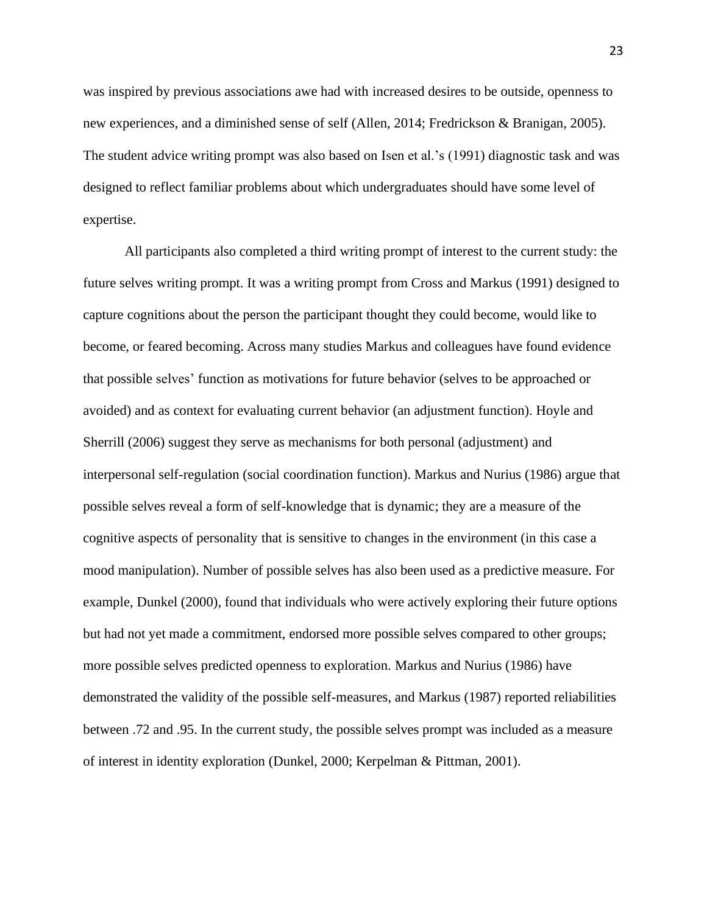was inspired by previous associations awe had with increased desires to be outside, openness to new experiences, and a diminished sense of self (Allen, 2014; Fredrickson & Branigan, 2005). The student advice writing prompt was also based on Isen et al.'s (1991) diagnostic task and was designed to reflect familiar problems about which undergraduates should have some level of expertise.

All participants also completed a third writing prompt of interest to the current study: the future selves writing prompt. It was a writing prompt from Cross and Markus (1991) designed to capture cognitions about the person the participant thought they could become, would like to become, or feared becoming. Across many studies Markus and colleagues have found evidence that possible selves' function as motivations for future behavior (selves to be approached or avoided) and as context for evaluating current behavior (an adjustment function). Hoyle and Sherrill (2006) suggest they serve as mechanisms for both personal (adjustment) and interpersonal self-regulation (social coordination function). Markus and Nurius (1986) argue that possible selves reveal a form of self-knowledge that is dynamic; they are a measure of the cognitive aspects of personality that is sensitive to changes in the environment (in this case a mood manipulation). Number of possible selves has also been used as a predictive measure. For example, Dunkel (2000), found that individuals who were actively exploring their future options but had not yet made a commitment, endorsed more possible selves compared to other groups; more possible selves predicted openness to exploration. Markus and Nurius (1986) have demonstrated the validity of the possible self-measures, and Markus (1987) reported reliabilities between .72 and .95. In the current study, the possible selves prompt was included as a measure of interest in identity exploration (Dunkel, 2000; Kerpelman & Pittman, 2001).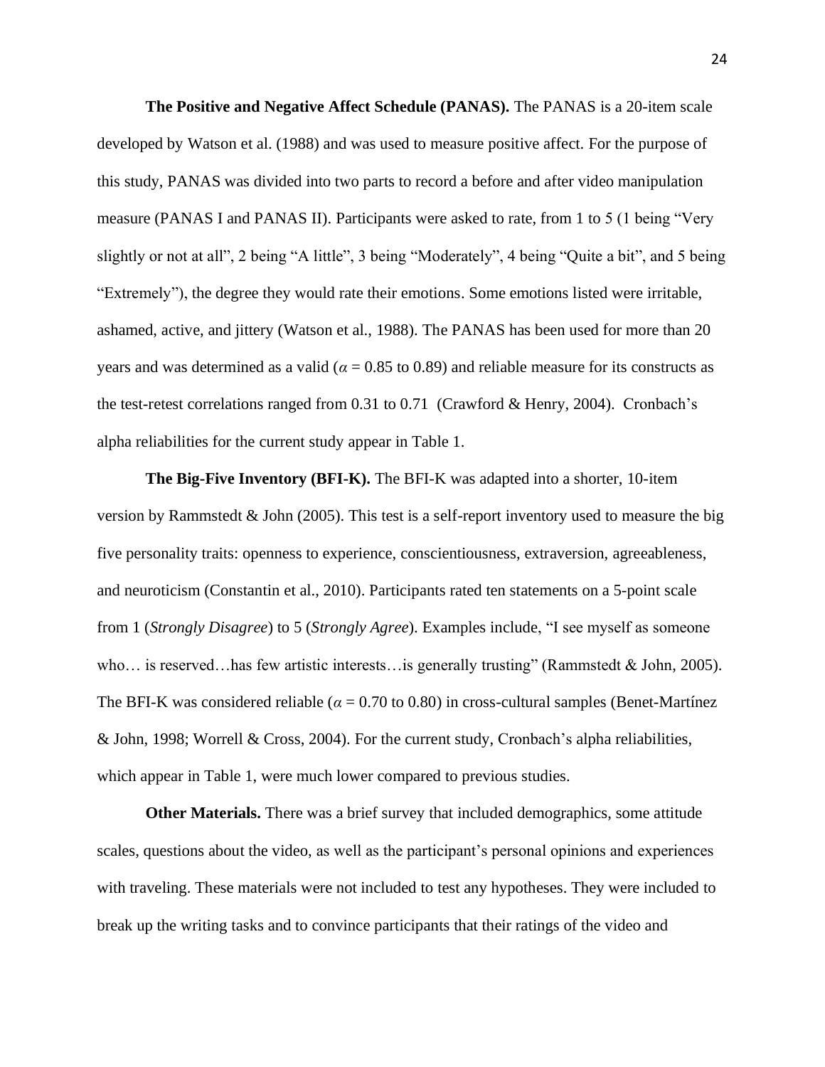**The Positive and Negative Affect Schedule (PANAS).** The PANAS is a 20-item scale developed by Watson et al. (1988) and was used to measure positive affect. For the purpose of this study, PANAS was divided into two parts to record a before and after video manipulation measure (PANAS I and PANAS II). Participants were asked to rate, from 1 to 5 (1 being "Very slightly or not at all", 2 being "A little", 3 being "Moderately", 4 being "Quite a bit", and 5 being "Extremely"), the degree they would rate their emotions. Some emotions listed were irritable, ashamed, active, and jittery (Watson et al., 1988). The PANAS has been used for more than 20 years and was determined as a valid ($\alpha$ = 0.85 to 0.89) and reliable measure for its constructs as the test-retest correlations ranged from 0.31 to 0.71 (Crawford & Henry, 2004). Cronbach's alpha reliabilities for the current study appear in Table 1.

**The Big-Five Inventory (BFI-K).** The BFI-K was adapted into a shorter, 10-item version by Rammstedt & John (2005). This test is a self-report inventory used to measure the big five personality traits: openness to experience, conscientiousness, extraversion, agreeableness, and neuroticism (Constantin et al., 2010). Participants rated ten statements on a 5-point scale from 1 (*Strongly Disagree*) to 5 (*Strongly Agree*). Examples include, "I see myself as someone who… is reserved…has few artistic interests…is generally trusting" (Rammstedt & John, 2005). The BFI-K was considered reliable ($\alpha$ = 0.70 to 0.80) in cross-cultural samples (Benet-Martínez & John, 1998; Worrell & Cross, 2004). For the current study, Cronbach's alpha reliabilities, which appear in Table 1, were much lower compared to previous studies.

**Other Materials.** There was a brief survey that included demographics, some attitude scales, questions about the video, as well as the participant's personal opinions and experiences with traveling. These materials were not included to test any hypotheses. They were included to break up the writing tasks and to convince participants that their ratings of the video and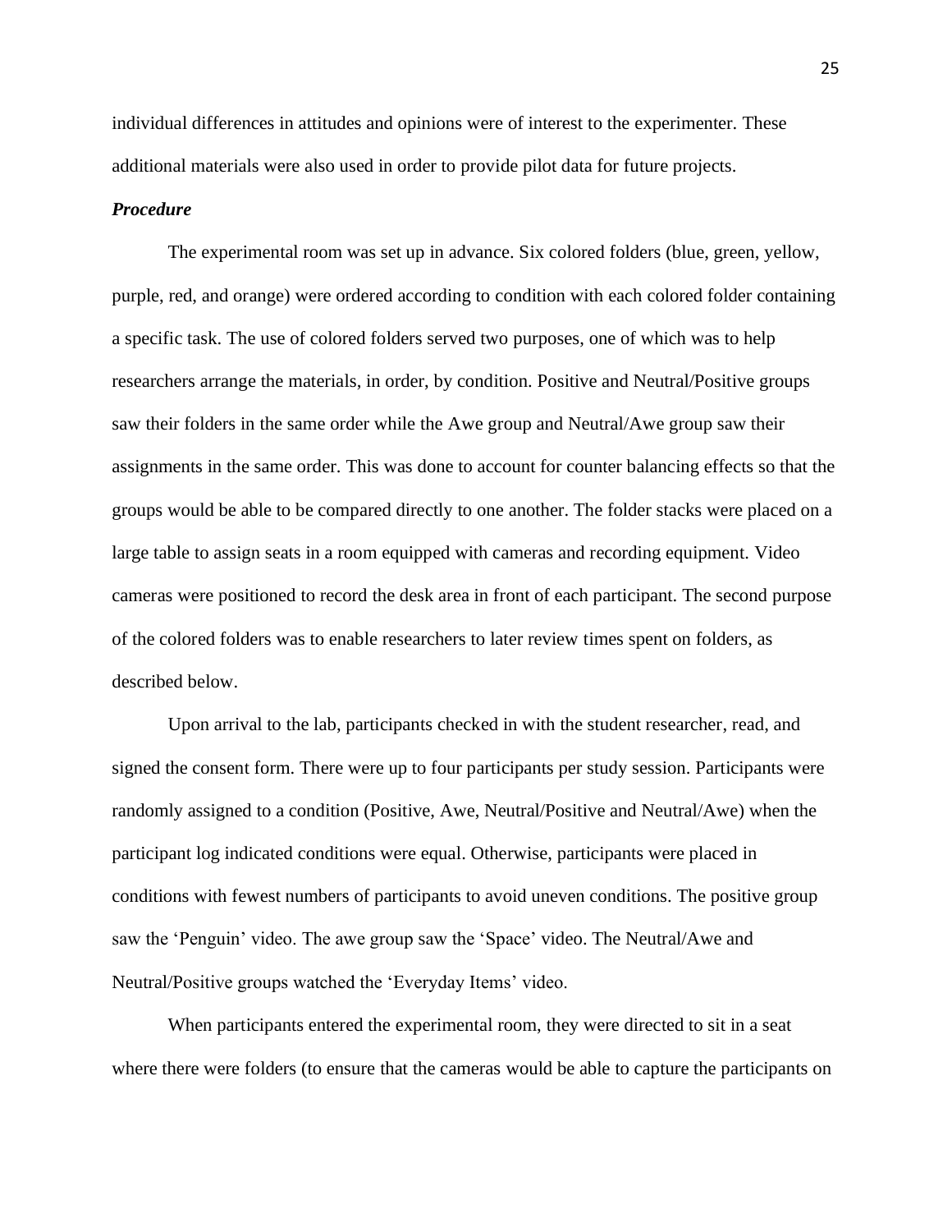individual differences in attitudes and opinions were of interest to the experimenter. These additional materials were also used in order to provide pilot data for future projects.

***Procedure***

The experimental room was set up in advance. Six colored folders (blue, green, yellow, purple, red, and orange) were ordered according to condition with each colored folder containing a specific task. The use of colored folders served two purposes, one of which was to help researchers arrange the materials, in order, by condition. Positive and Neutral/Positive groups saw their folders in the same order while the Awe group and Neutral/Awe group saw their assignments in the same order. This was done to account for counter balancing effects so that the groups would be able to be compared directly to one another. The folder stacks were placed on a large table to assign seats in a room equipped with cameras and recording equipment. Video cameras were positioned to record the desk area in front of each participant. The second purpose of the colored folders was to enable researchers to later review times spent on folders, as described below.

Upon arrival to the lab, participants checked in with the student researcher, read, and signed the consent form. There were up to four participants per study session. Participants were randomly assigned to a condition (Positive, Awe, Neutral/Positive and Neutral/Awe) when the participant log indicated conditions were equal. Otherwise, participants were placed in conditions with fewest numbers of participants to avoid uneven conditions. The positive group saw the 'Penguin' video. The awe group saw the 'Space' video. The Neutral/Awe and Neutral/Positive groups watched the 'Everyday Items' video.

When participants entered the experimental room, they were directed to sit in a seat where there were folders (to ensure that the cameras would be able to capture the participants on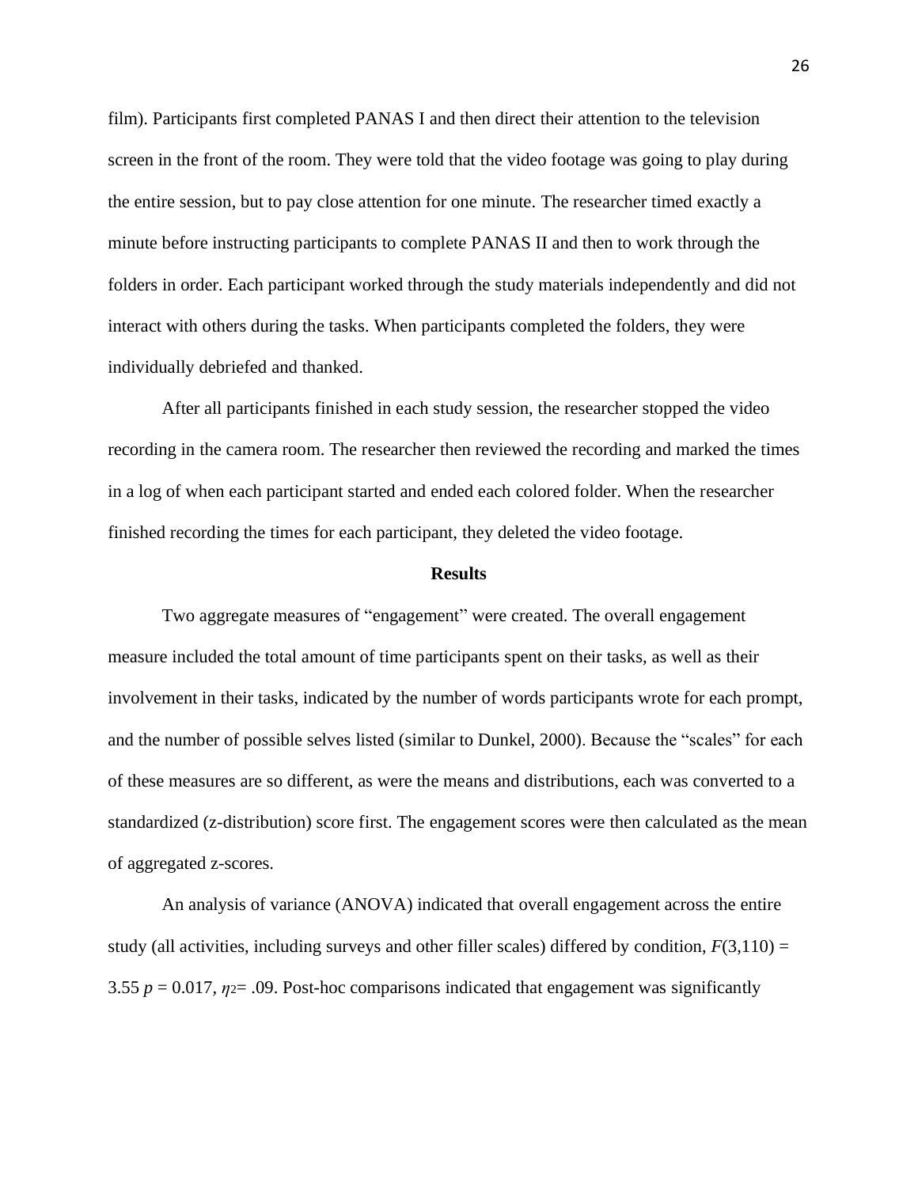film). Participants first completed PANAS I and then direct their attention to the television screen in the front of the room. They were told that the video footage was going to play during the entire session, but to pay close attention for one minute. The researcher timed exactly a minute before instructing participants to complete PANAS II and then to work through the folders in order. Each participant worked through the study materials independently and did not interact with others during the tasks. When participants completed the folders, they were individually debriefed and thanked.

After all participants finished in each study session, the researcher stopped the video recording in the camera room. The researcher then reviewed the recording and marked the times in a log of when each participant started and ended each colored folder. When the researcher finished recording the times for each participant, they deleted the video footage.

## Results

Two aggregate measures of "engagement" were created. The overall engagement measure included the total amount of time participants spent on their tasks, as well as their involvement in their tasks, indicated by the number of words participants wrote for each prompt, and the number of possible selves listed (similar to Dunkel, 2000). Because the "scales" for each of these measures are so different, as were the means and distributions, each was converted to a standardized (z-distribution) score first. The engagement scores were then calculated as the mean of aggregated z-scores.

An analysis of variance (ANOVA) indicated that overall engagement across the entire study (all activities, including surveys and other filler scales) differed by condition, $F(3,110) = 3.55$ $p = 0.017$, $\eta^2 = .09$. Post-hoc comparisons indicated that engagement was significantly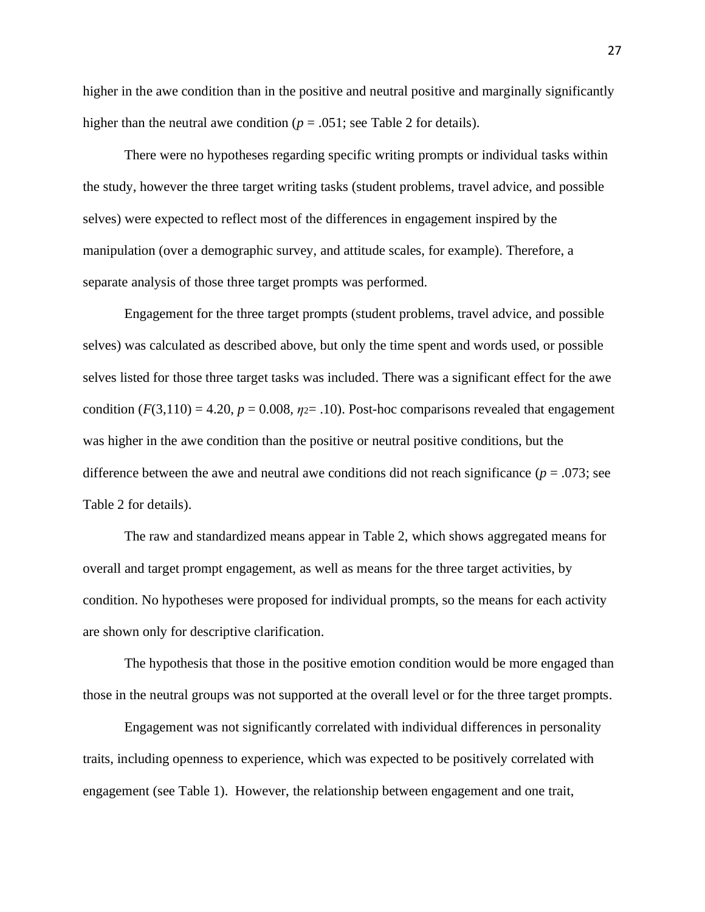higher in the awe condition than in the positive and neutral positive and marginally significantly higher than the neutral awe condition ($p$ = .051; see Table 2 for details).

There were no hypotheses regarding specific writing prompts or individual tasks within the study, however the three target writing tasks (student problems, travel advice, and possible selves) were expected to reflect most of the differences in engagement inspired by the manipulation (over a demographic survey, and attitude scales, for example). Therefore, a separate analysis of those three target prompts was performed.

Engagement for the three target prompts (student problems, travel advice, and possible selves) was calculated as described above, but only the time spent and words used, or possible selves listed for those three target tasks was included. There was a significant effect for the awe condition ($F(3,110) = 4.20$, $p = 0.008$, $\eta_2 = .10$). Post-hoc comparisons revealed that engagement was higher in the awe condition than the positive or neutral positive conditions, but the difference between the awe and neutral awe conditions did not reach significance ($p$ = .073; see Table 2 for details).

The raw and standardized means appear in Table 2, which shows aggregated means for overall and target prompt engagement, as well as means for the three target activities, by condition. No hypotheses were proposed for individual prompts, so the means for each activity are shown only for descriptive clarification.

The hypothesis that those in the positive emotion condition would be more engaged than those in the neutral groups was not supported at the overall level or for the three target prompts.

Engagement was not significantly correlated with individual differences in personality traits, including openness to experience, which was expected to be positively correlated with engagement (see Table 1). However, the relationship between engagement and one trait,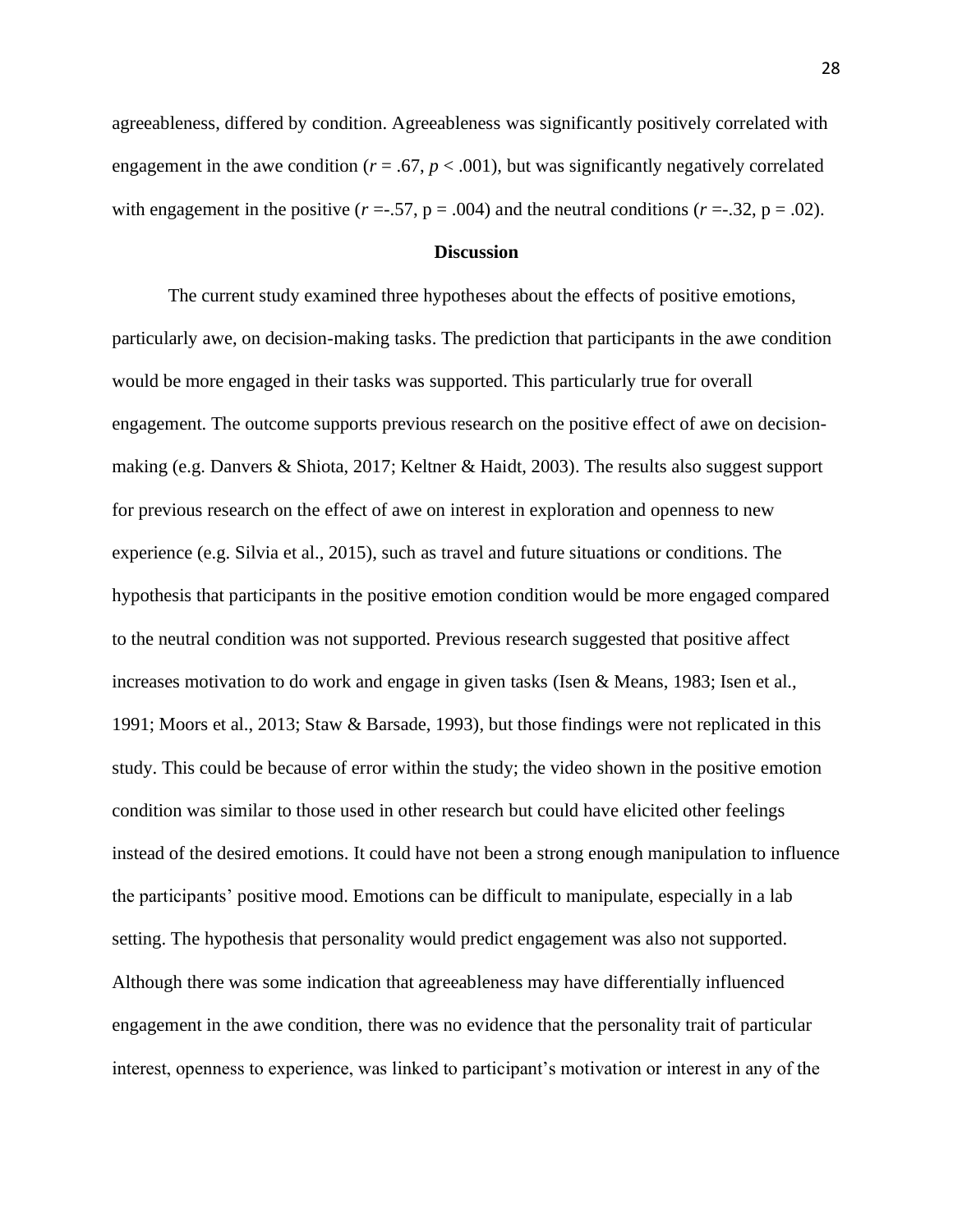agreeableness, differed by condition. Agreeableness was significantly positively correlated with engagement in the awe condition ($r = .67$, $p < .001$), but was significantly negatively correlated with engagement in the positive ($r = -.57$, $p = .004$) and the neutral conditions ($r = -.32$, $p = .02$).

## Discussion

The current study examined three hypotheses about the effects of positive emotions, particularly awe, on decision-making tasks. The prediction that participants in the awe condition would be more engaged in their tasks was supported. This particularly true for overall engagement. The outcome supports previous research on the positive effect of awe on decision-making (e.g. Danvers & Shiota, 2017; Keltner & Haidt, 2003). The results also suggest support for previous research on the effect of awe on interest in exploration and openness to new experience (e.g. Silvia et al., 2015), such as travel and future situations or conditions. The hypothesis that participants in the positive emotion condition would be more engaged compared to the neutral condition was not supported. Previous research suggested that positive affect increases motivation to do work and engage in given tasks (Isen & Means, 1983; Isen et al., 1991; Moors et al., 2013; Staw & Barsade, 1993), but those findings were not replicated in this study. This could be because of error within the study; the video shown in the positive emotion condition was similar to those used in other research but could have elicited other feelings instead of the desired emotions. It could have not been a strong enough manipulation to influence the participants' positive mood. Emotions can be difficult to manipulate, especially in a lab setting. The hypothesis that personality would predict engagement was also not supported. Although there was some indication that agreeableness may have differentially influenced engagement in the awe condition, there was no evidence that the personality trait of particular interest, openness to experience, was linked to participant's motivation or interest in any of the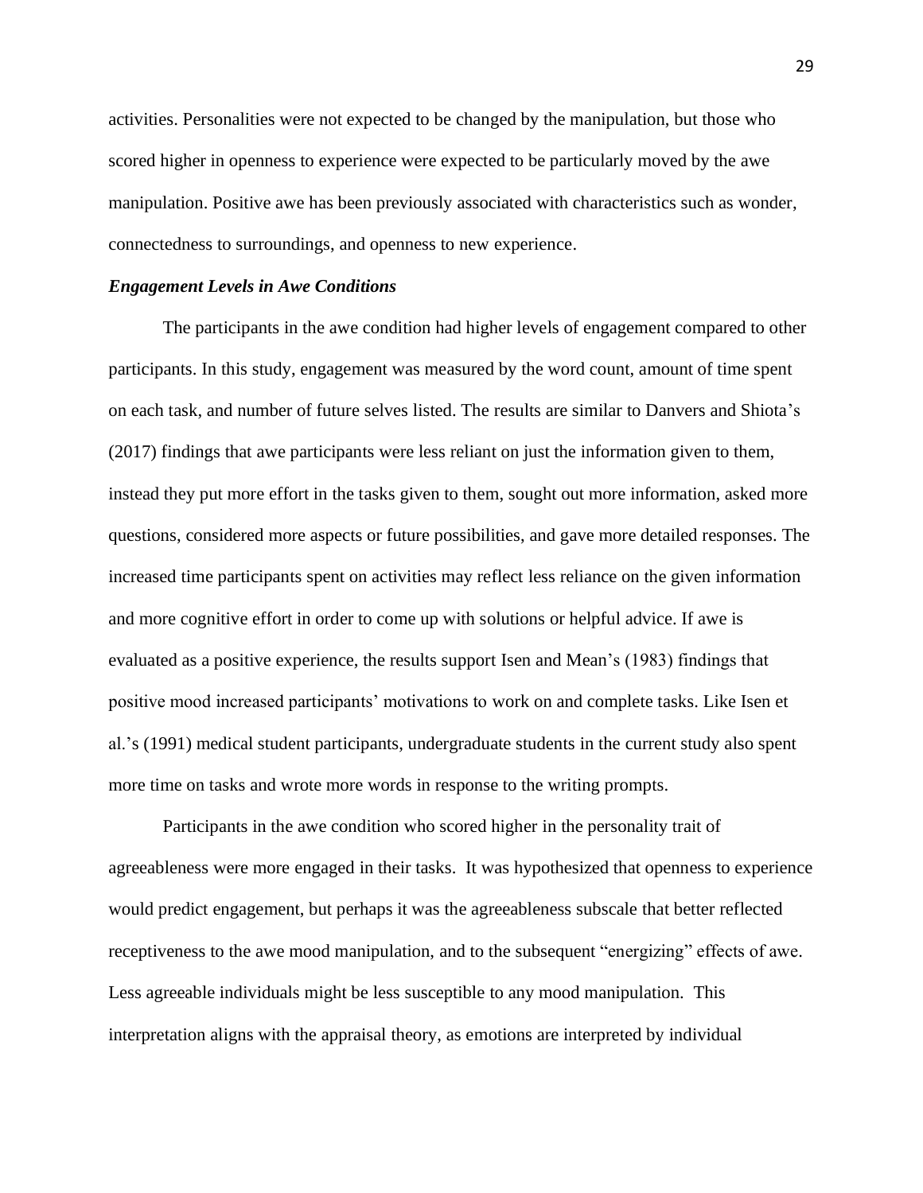activities. Personalities were not expected to be changed by the manipulation, but those who scored higher in openness to experience were expected to be particularly moved by the awe manipulation. Positive awe has been previously associated with characteristics such as wonder, connectedness to surroundings, and openness to new experience.

### *Engagement Levels in Awe Conditions*

The participants in the awe condition had higher levels of engagement compared to other participants. In this study, engagement was measured by the word count, amount of time spent on each task, and number of future selves listed. The results are similar to Danvers and Shiota's (2017) findings that awe participants were less reliant on just the information given to them, instead they put more effort in the tasks given to them, sought out more information, asked more questions, considered more aspects or future possibilities, and gave more detailed responses. The increased time participants spent on activities may reflect less reliance on the given information and more cognitive effort in order to come up with solutions or helpful advice. If awe is evaluated as a positive experience, the results support Isen and Mean's (1983) findings that positive mood increased participants' motivations to work on and complete tasks. Like Isen et al.'s (1991) medical student participants, undergraduate students in the current study also spent more time on tasks and wrote more words in response to the writing prompts.

Participants in the awe condition who scored higher in the personality trait of agreeableness were more engaged in their tasks. It was hypothesized that openness to experience would predict engagement, but perhaps it was the agreeableness subscale that better reflected receptiveness to the awe mood manipulation, and to the subsequent "energizing" effects of awe. Less agreeable individuals might be less susceptible to any mood manipulation. This interpretation aligns with the appraisal theory, as emotions are interpreted by individual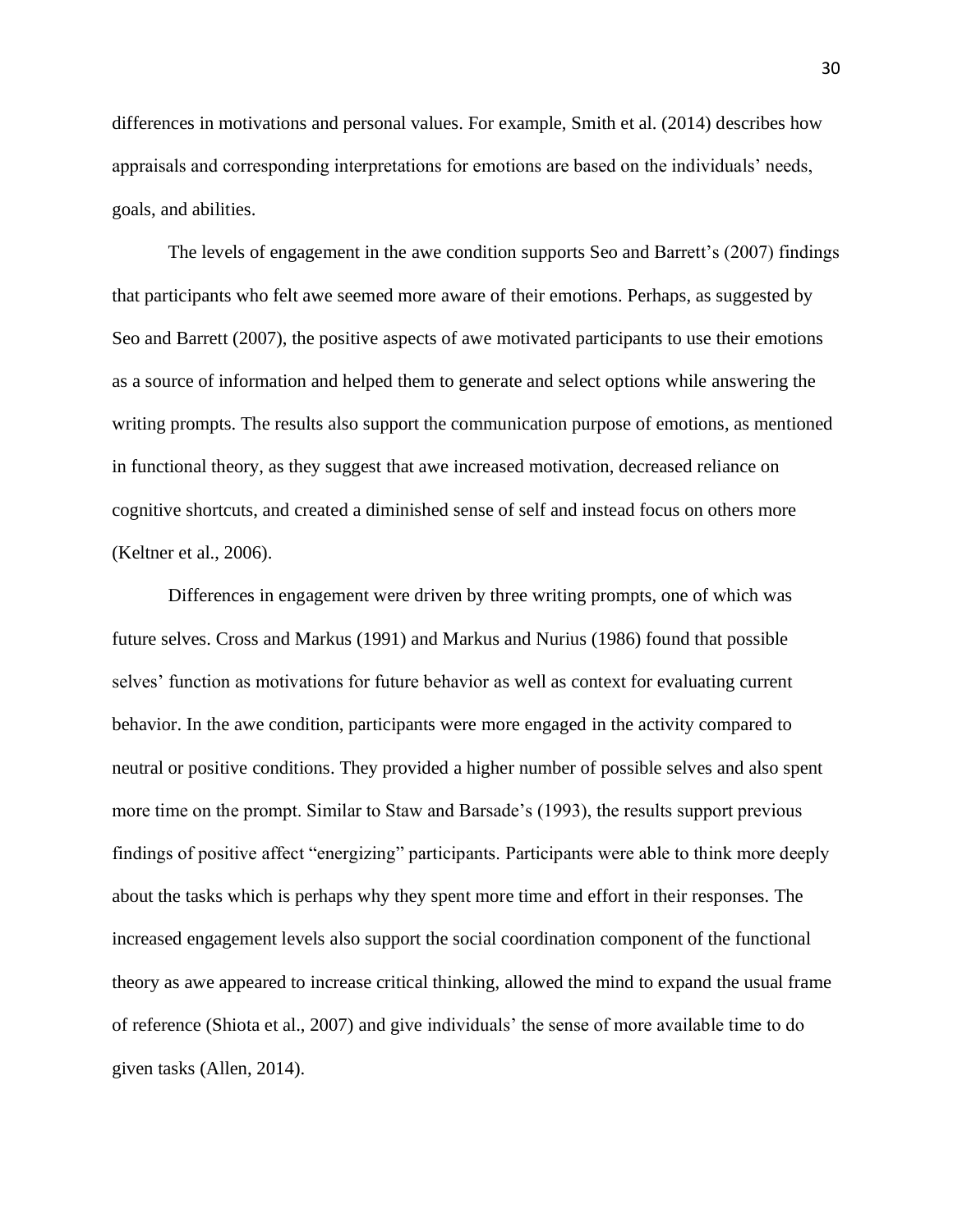differences in motivations and personal values. For example, Smith et al. (2014) describes how appraisals and corresponding interpretations for emotions are based on the individuals' needs, goals, and abilities.

The levels of engagement in the awe condition supports Seo and Barrett's (2007) findings that participants who felt awe seemed more aware of their emotions. Perhaps, as suggested by Seo and Barrett (2007), the positive aspects of awe motivated participants to use their emotions as a source of information and helped them to generate and select options while answering the writing prompts. The results also support the communication purpose of emotions, as mentioned in functional theory, as they suggest that awe increased motivation, decreased reliance on cognitive shortcuts, and created a diminished sense of self and instead focus on others more (Keltner et al., 2006).

Differences in engagement were driven by three writing prompts, one of which was future selves. Cross and Markus (1991) and Markus and Nurius (1986) found that possible selves' function as motivations for future behavior as well as context for evaluating current behavior. In the awe condition, participants were more engaged in the activity compared to neutral or positive conditions. They provided a higher number of possible selves and also spent more time on the prompt. Similar to Staw and Barsade's (1993), the results support previous findings of positive affect "energizing" participants. Participants were able to think more deeply about the tasks which is perhaps why they spent more time and effort in their responses. The increased engagement levels also support the social coordination component of the functional theory as awe appeared to increase critical thinking, allowed the mind to expand the usual frame of reference (Shiota et al., 2007) and give individuals' the sense of more available time to do given tasks (Allen, 2014).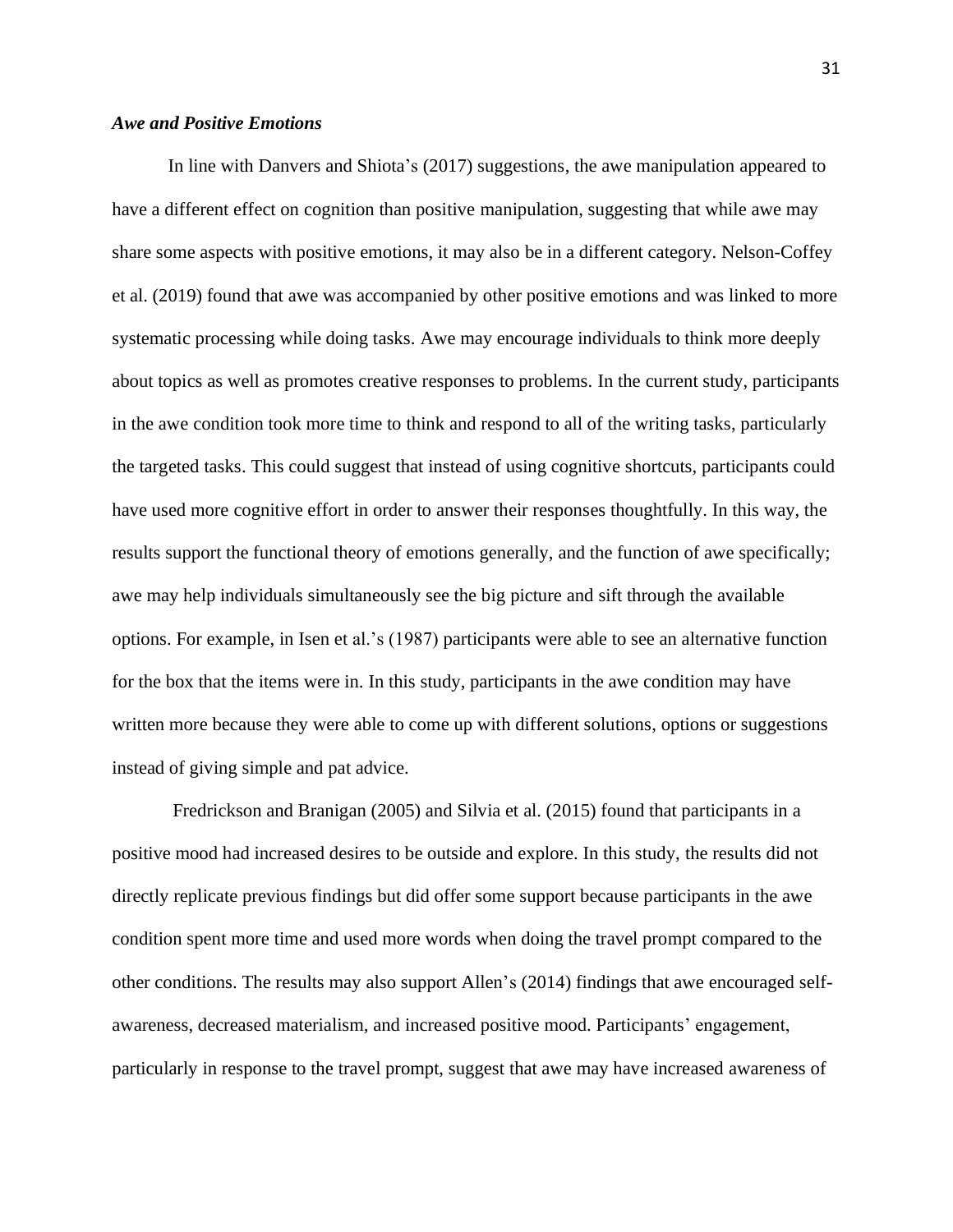### *Awe and Positive Emotions*

In line with Danvers and Shiota's (2017) suggestions, the awe manipulation appeared to have a different effect on cognition than positive manipulation, suggesting that while awe may share some aspects with positive emotions, it may also be in a different category. Nelson-Coffey et al. (2019) found that awe was accompanied by other positive emotions and was linked to more systematic processing while doing tasks. Awe may encourage individuals to think more deeply about topics as well as promotes creative responses to problems. In the current study, participants in the awe condition took more time to think and respond to all of the writing tasks, particularly the targeted tasks. This could suggest that instead of using cognitive shortcuts, participants could have used more cognitive effort in order to answer their responses thoughtfully. In this way, the results support the functional theory of emotions generally, and the function of awe specifically; awe may help individuals simultaneously see the big picture and sift through the available options. For example, in Isen et al.'s (1987) participants were able to see an alternative function for the box that the items were in. In this study, participants in the awe condition may have written more because they were able to come up with different solutions, options or suggestions instead of giving simple and pat advice.

Fredrickson and Branigan (2005) and Silvia et al. (2015) found that participants in a positive mood had increased desires to be outside and explore. In this study, the results did not directly replicate previous findings but did offer some support because participants in the awe condition spent more time and used more words when doing the travel prompt compared to the other conditions. The results may also support Allen's (2014) findings that awe encouraged self-awareness, decreased materialism, and increased positive mood. Participants' engagement, particularly in response to the travel prompt, suggest that awe may have increased awareness of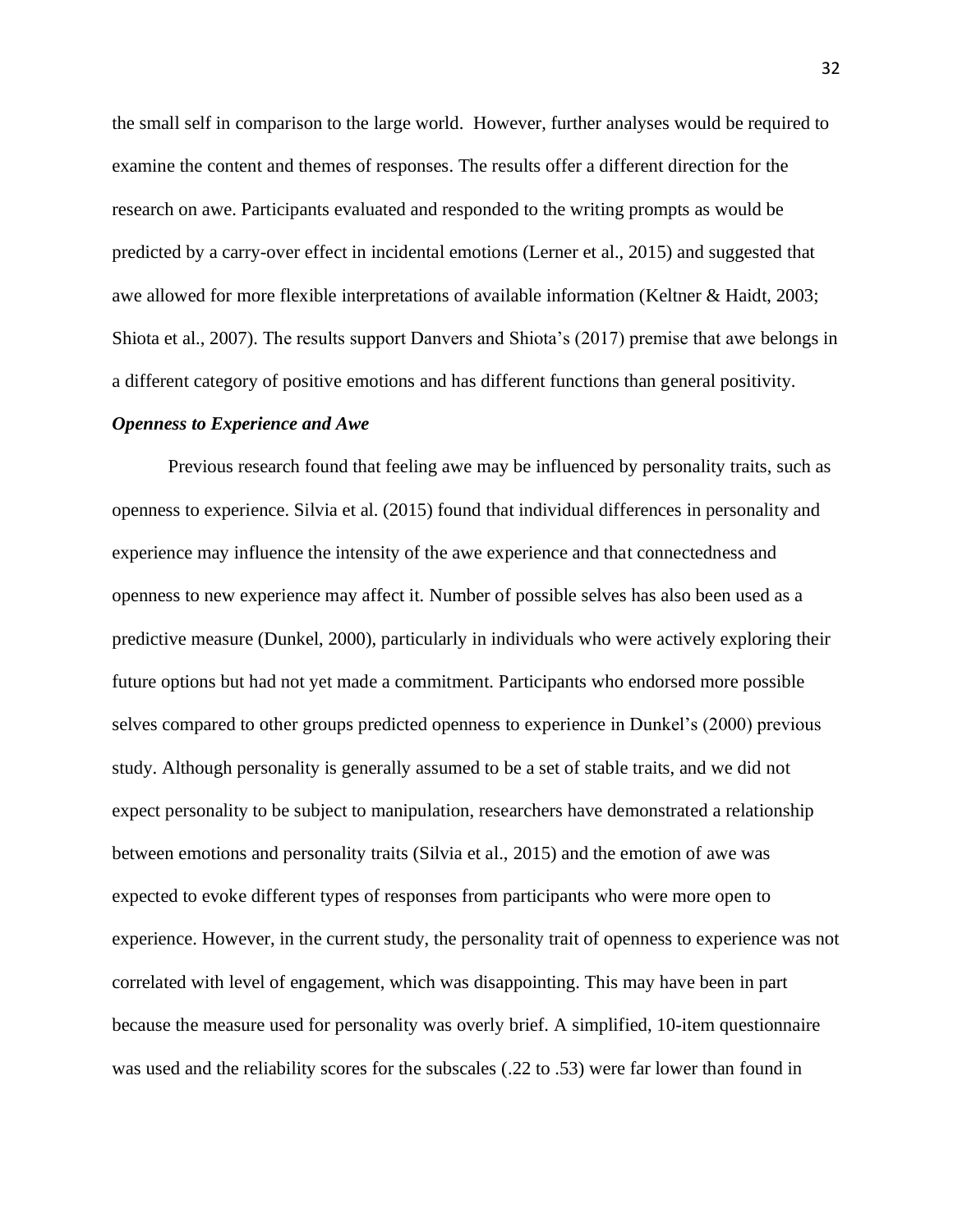the small self in comparison to the large world. However, further analyses would be required to examine the content and themes of responses. The results offer a different direction for the research on awe. Participants evaluated and responded to the writing prompts as would be predicted by a carry-over effect in incidental emotions (Lerner et al., 2015) and suggested that awe allowed for more flexible interpretations of available information (Keltner & Haidt, 2003; Shiota et al., 2007). The results support Danvers and Shiota's (2017) premise that awe belongs in a different category of positive emotions and has different functions than general positivity.

### *Openness to Experience and Awe*

Previous research found that feeling awe may be influenced by personality traits, such as openness to experience. Silvia et al. (2015) found that individual differences in personality and experience may influence the intensity of the awe experience and that connectedness and openness to new experience may affect it. Number of possible selves has also been used as a predictive measure (Dunkel, 2000), particularly in individuals who were actively exploring their future options but had not yet made a commitment. Participants who endorsed more possible selves compared to other groups predicted openness to experience in Dunkel's (2000) previous study. Although personality is generally assumed to be a set of stable traits, and we did not expect personality to be subject to manipulation, researchers have demonstrated a relationship between emotions and personality traits (Silvia et al., 2015) and the emotion of awe was expected to evoke different types of responses from participants who were more open to experience. However, in the current study, the personality trait of openness to experience was not correlated with level of engagement, which was disappointing. This may have been in part because the measure used for personality was overly brief. A simplified, 10-item questionnaire was used and the reliability scores for the subscales (.22 to .53) were far lower than found in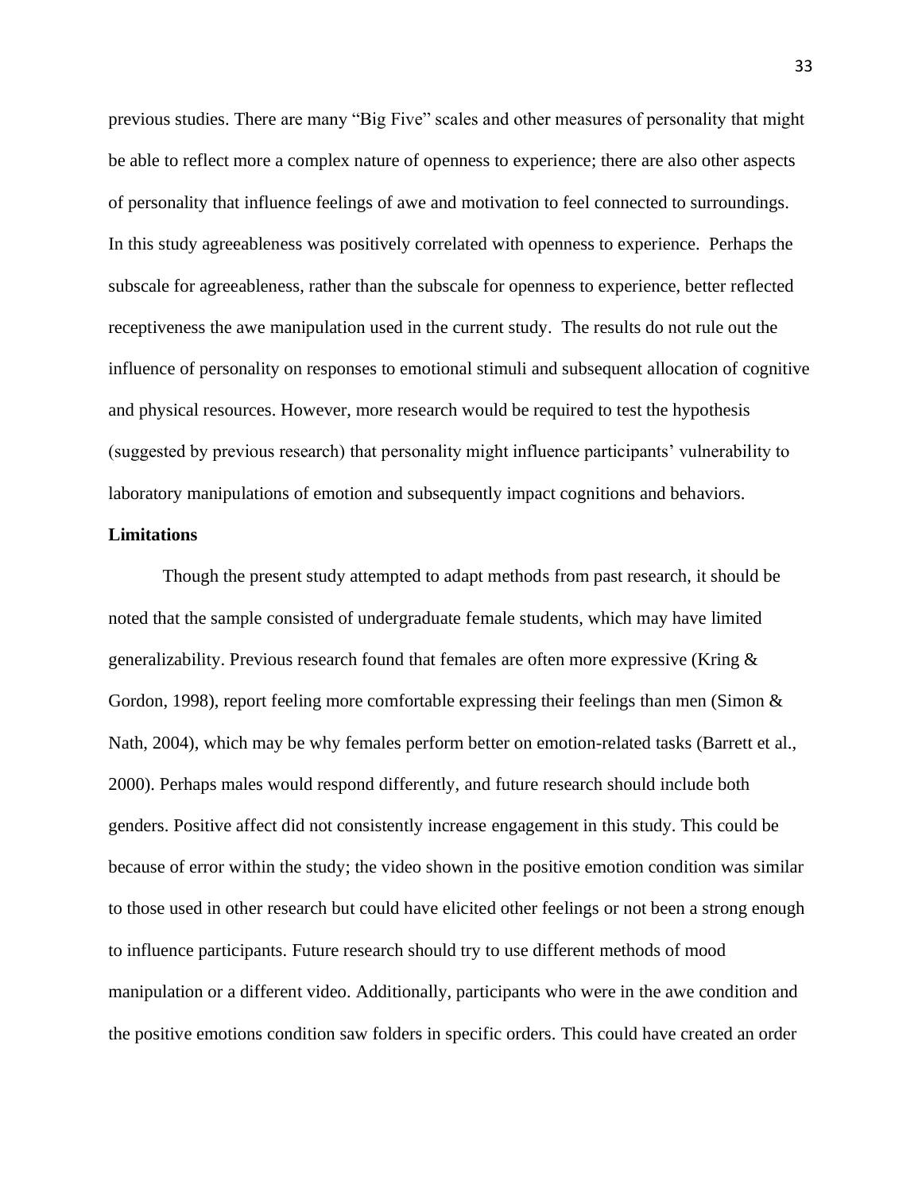previous studies. There are many "Big Five" scales and other measures of personality that might be able to reflect more a complex nature of openness to experience; there are also other aspects of personality that influence feelings of awe and motivation to feel connected to surroundings. In this study agreeableness was positively correlated with openness to experience. Perhaps the subscale for agreeableness, rather than the subscale for openness to experience, better reflected receptiveness the awe manipulation used in the current study. The results do not rule out the influence of personality on responses to emotional stimuli and subsequent allocation of cognitive and physical resources. However, more research would be required to test the hypothesis (suggested by previous research) that personality might influence participants' vulnerability to laboratory manipulations of emotion and subsequently impact cognitions and behaviors.

**Limitations**

Though the present study attempted to adapt methods from past research, it should be noted that the sample consisted of undergraduate female students, which may have limited generalizability. Previous research found that females are often more expressive (Kring & Gordon, 1998), report feeling more comfortable expressing their feelings than men (Simon & Nath, 2004), which may be why females perform better on emotion-related tasks (Barrett et al., 2000). Perhaps males would respond differently, and future research should include both genders. Positive affect did not consistently increase engagement in this study. This could be because of error within the study; the video shown in the positive emotion condition was similar to those used in other research but could have elicited other feelings or not been a strong enough to influence participants. Future research should try to use different methods of mood manipulation or a different video. Additionally, participants who were in the awe condition and the positive emotions condition saw folders in specific orders. This could have created an order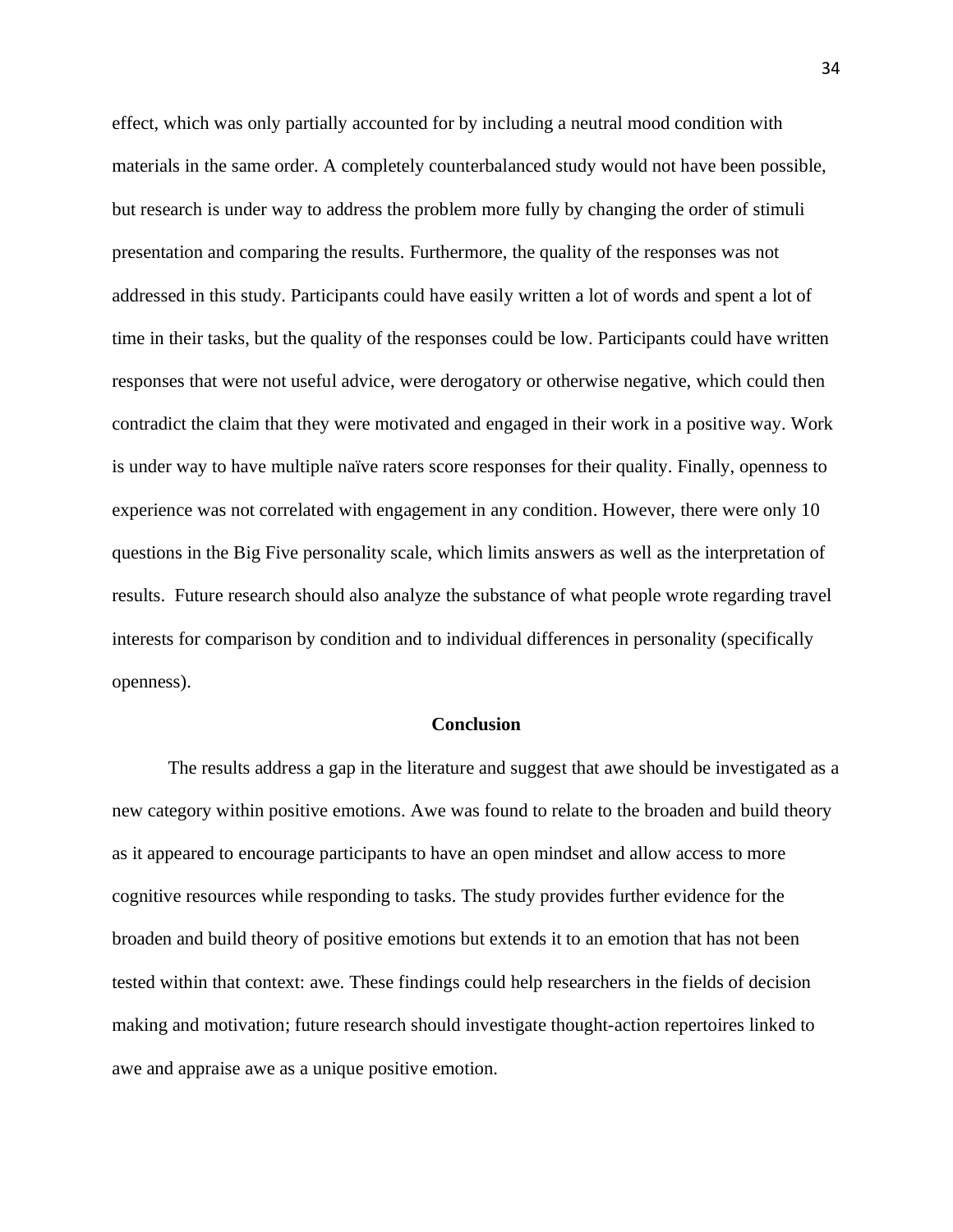effect, which was only partially accounted for by including a neutral mood condition with materials in the same order. A completely counterbalanced study would not have been possible, but research is under way to address the problem more fully by changing the order of stimuli presentation and comparing the results. Furthermore, the quality of the responses was not addressed in this study. Participants could have easily written a lot of words and spent a lot of time in their tasks, but the quality of the responses could be low. Participants could have written responses that were not useful advice, were derogatory or otherwise negative, which could then contradict the claim that they were motivated and engaged in their work in a positive way. Work is under way to have multiple naïve raters score responses for their quality. Finally, openness to experience was not correlated with engagement in any condition. However, there were only 10 questions in the Big Five personality scale, which limits answers as well as the interpretation of results. Future research should also analyze the substance of what people wrote regarding travel interests for comparison by condition and to individual differences in personality (specifically openness).

## Conclusion

The results address a gap in the literature and suggest that awe should be investigated as a new category within positive emotions. Awe was found to relate to the broaden and build theory as it appeared to encourage participants to have an open mindset and allow access to more cognitive resources while responding to tasks. The study provides further evidence for the broaden and build theory of positive emotions but extends it to an emotion that has not been tested within that context: awe. These findings could help researchers in the fields of decision making and motivation; future research should investigate thought-action repertoires linked to awe and appraise awe as a unique positive emotion.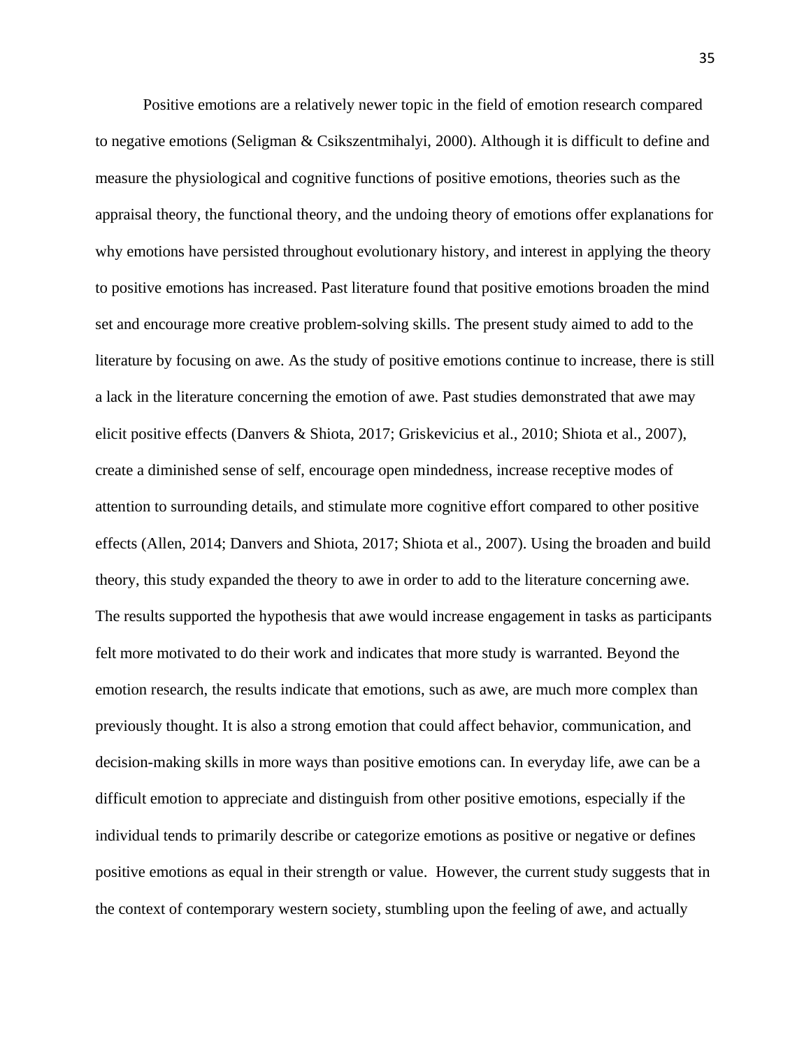Positive emotions are a relatively newer topic in the field of emotion research compared to negative emotions (Seligman & Csikszentmihalyi, 2000). Although it is difficult to define and measure the physiological and cognitive functions of positive emotions, theories such as the appraisal theory, the functional theory, and the undoing theory of emotions offer explanations for why emotions have persisted throughout evolutionary history, and interest in applying the theory to positive emotions has increased. Past literature found that positive emotions broaden the mind set and encourage more creative problem-solving skills. The present study aimed to add to the literature by focusing on awe. As the study of positive emotions continue to increase, there is still a lack in the literature concerning the emotion of awe. Past studies demonstrated that awe may elicit positive effects (Danvers & Shiota, 2017; Griskevicius et al., 2010; Shiota et al., 2007), create a diminished sense of self, encourage open mindedness, increase receptive modes of attention to surrounding details, and stimulate more cognitive effort compared to other positive effects (Allen, 2014; Danvers and Shiota, 2017; Shiota et al., 2007). Using the broaden and build theory, this study expanded the theory to awe in order to add to the literature concerning awe. The results supported the hypothesis that awe would increase engagement in tasks as participants felt more motivated to do their work and indicates that more study is warranted. Beyond the emotion research, the results indicate that emotions, such as awe, are much more complex than previously thought. It is also a strong emotion that could affect behavior, communication, and decision-making skills in more ways than positive emotions can. In everyday life, awe can be a difficult emotion to appreciate and distinguish from other positive emotions, especially if the individual tends to primarily describe or categorize emotions as positive or negative or defines positive emotions as equal in their strength or value. However, the current study suggests that in the context of contemporary western society, stumbling upon the feeling of awe, and actually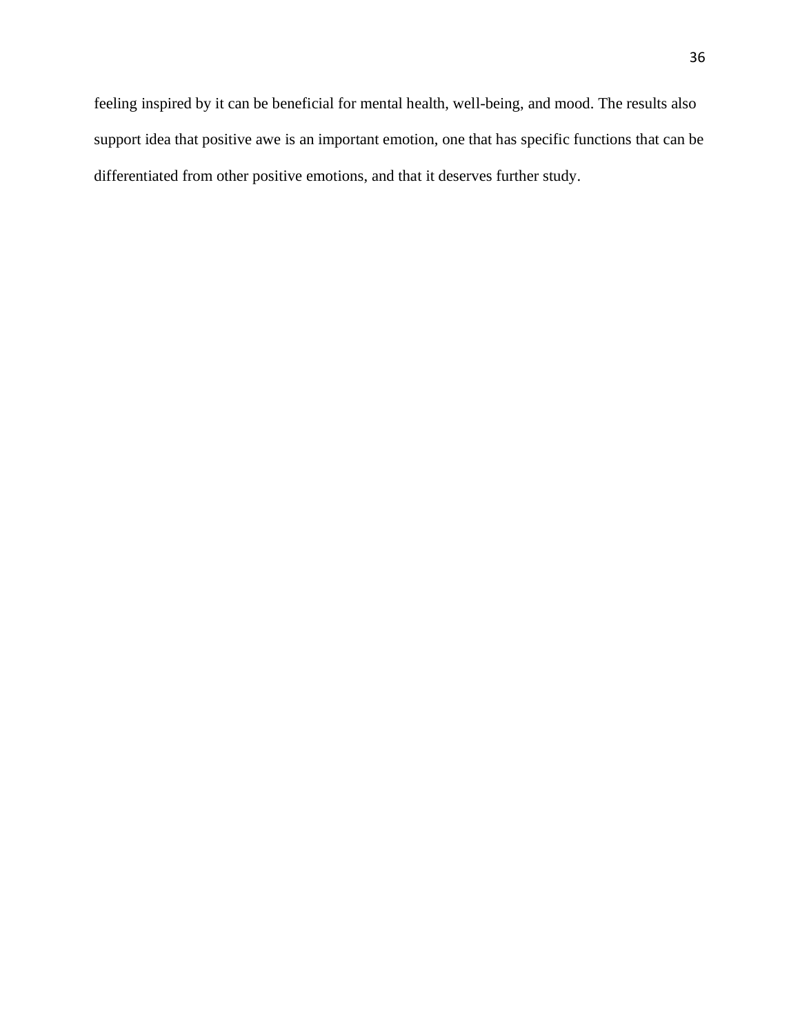feeling inspired by it can be beneficial for mental health, well-being, and mood. The results also support idea that positive awe is an important emotion, one that has specific functions that can be differentiated from other positive emotions, and that it deserves further study.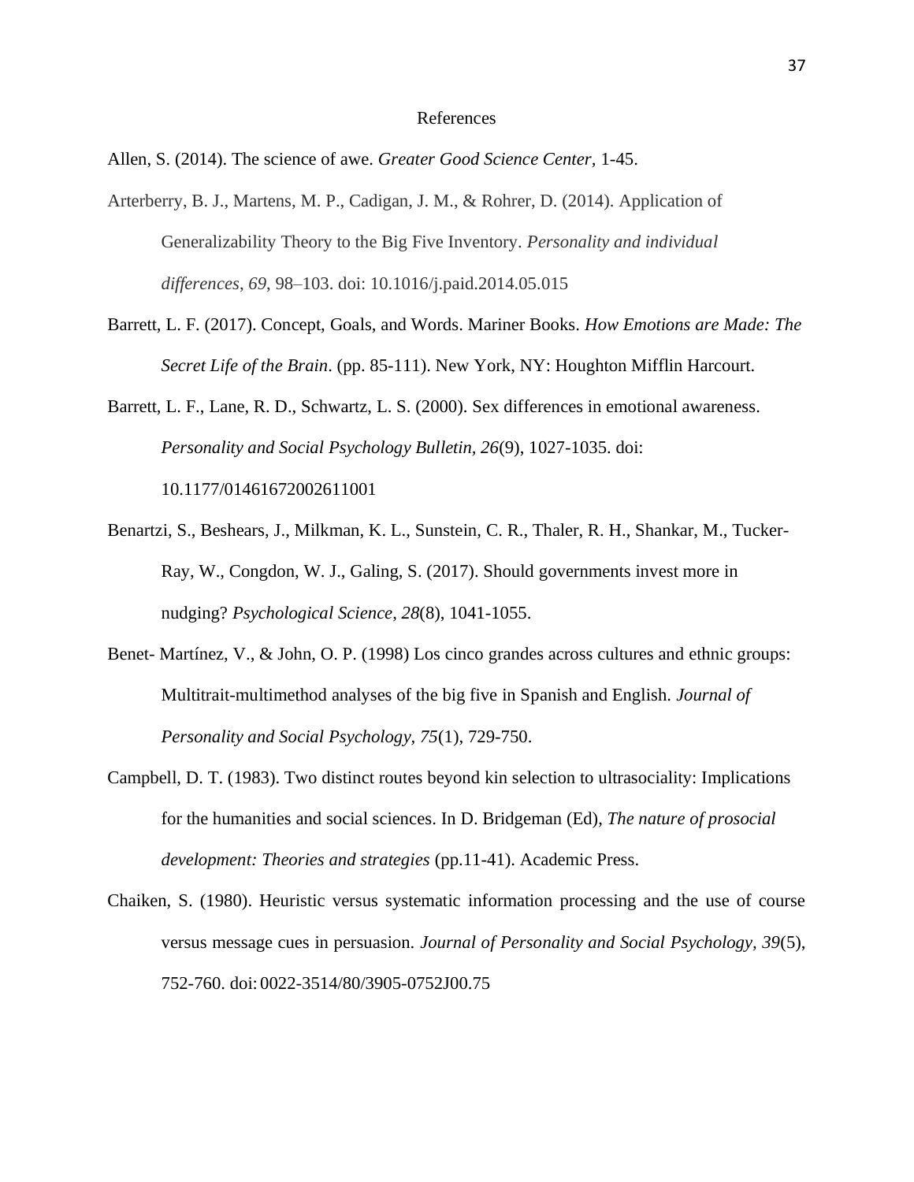# References

Allen, S. (2014). The science of awe. *Greater Good Science Center*, 1-45.

Arterberry, B. J., Martens, M. P., Cadigan, J. M., & Rohrer, D. (2014). Application of Generalizability Theory to the Big Five Inventory. *Personality and individual differences*, *69*, 98–103. doi: 10.1016/j.paid.2014.05.015

Barrett, L. F. (2017). Concept, Goals, and Words. Mariner Books. *How Emotions are Made: The Secret Life of the Brain*. (pp. 85-111). New York, NY: Houghton Mifflin Harcourt.

Barrett, L. F., Lane, R. D., Schwartz, L. S. (2000). Sex differences in emotional awareness. *Personality and Social Psychology Bulletin, 26*(9), 1027-1035. doi: 10.1177/01461672002611001

Benartzi, S., Beshears, J., Milkman, K. L., Sunstein, C. R., Thaler, R. H., Shankar, M., Tucker-Ray, W., Congdon, W. J., Galing, S. (2017). Should governments invest more in nudging? *Psychological Science*, *28*(8), 1041-1055.

Benet- Martínez, V., & John, O. P. (1998) Los cinco grandes across cultures and ethnic groups: Multitrait-multimethod analyses of the big five in Spanish and English. *Journal of Personality and Social Psychology, 75*(1), 729-750.

Campbell, D. T. (1983). Two distinct routes beyond kin selection to ultrasociality: Implications for the humanities and social sciences. In D. Bridgeman (Ed), *The nature of prosocial development: Theories and strategies* (pp.11-41). Academic Press.

Chaiken, S. (1980). Heuristic versus systematic information processing and the use of course versus message cues in persuasion. *Journal of Personality and Social Psychology, 39*(5), 752-760. doi: 0022-3514/80/3905-0752J00.75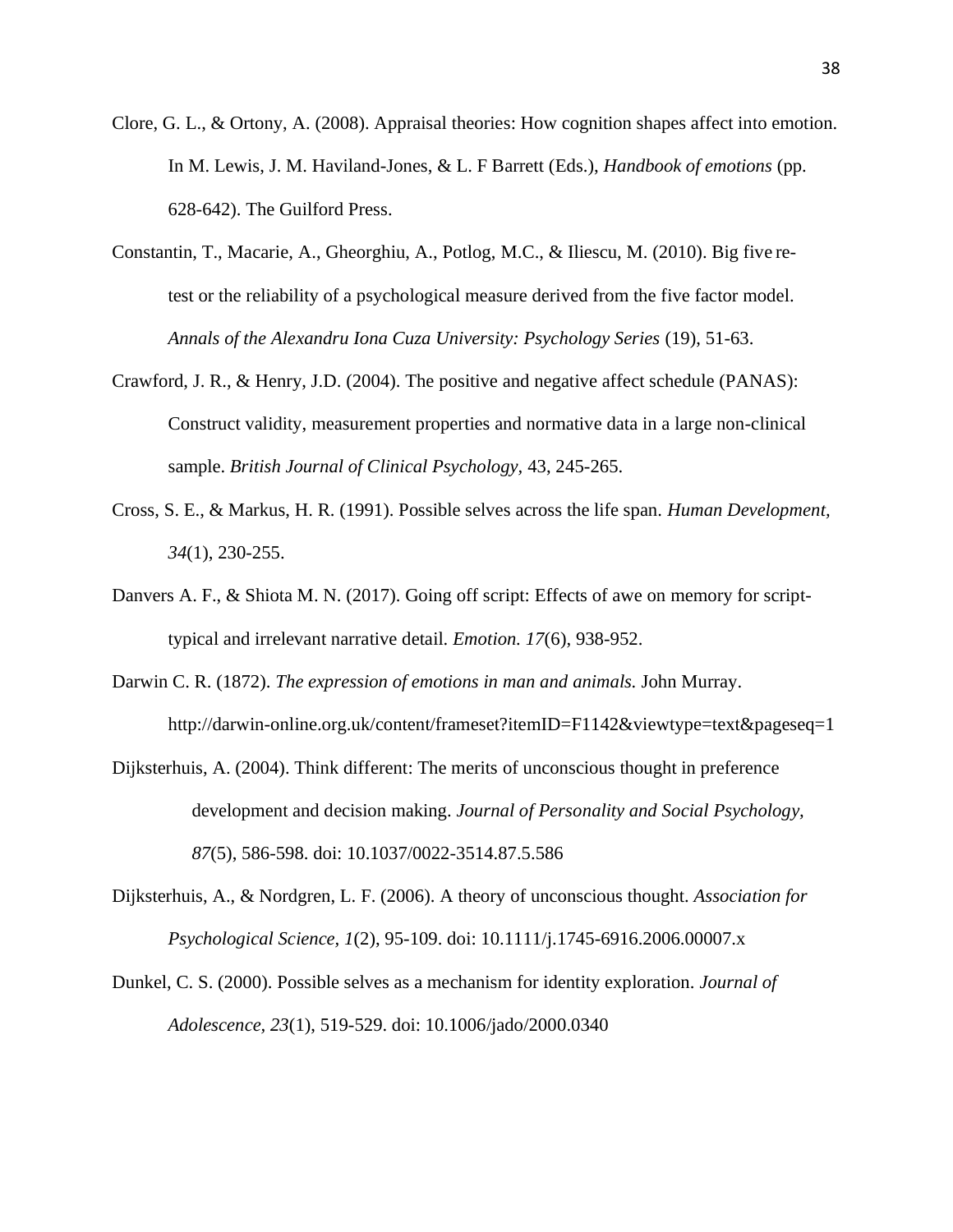Clore, G. L., & Ortony, A. (2008). Appraisal theories: How cognition shapes affect into emotion. In M. Lewis, J. M. Haviland-Jones, & L. F Barrett (Eds.), *Handbook of emotions* (pp. 628-642). The Guilford Press.

Constantin, T., Macarie, A., Gheorghiu, A., Potlog, M.C., & Iliescu, M. (2010). Big five re-test or the reliability of a psychological measure derived from the five factor model. *Annals of the Alexandru Iona Cuza University: Psychology Series* (19), 51-63.

Crawford, J. R., & Henry, J.D. (2004). The positive and negative affect schedule (PANAS): Construct validity, measurement properties and normative data in a large non-clinical sample. *British Journal of Clinical Psychology,* 43, 245-265.

Cross, S. E., & Markus, H. R. (1991). Possible selves across the life span. *Human Development, 34*(1), 230-255.

Danvers A. F., & Shiota M. N. (2017). Going off script: Effects of awe on memory for script-typical and irrelevant narrative detail. *Emotion. 17*(6), 938-952.

Darwin C. R. (1872). *The expression of emotions in man and animals.* John Murray. http://darwin-online.org.uk/content/frameset?itemID=F1142&viewtype=text&pageseq=1

Dijksterhuis, A. (2004). Think different: The merits of unconscious thought in preference development and decision making. *Journal of Personality and Social Psychology, 87*(5), 586-598. doi: 10.1037/0022-3514.87.5.586

Dijksterhuis, A., & Nordgren, L. F. (2006). A theory of unconscious thought. *Association for Psychological Science, 1*(2), 95-109. doi: 10.1111/j.1745-6916.2006.00007.x

Dunkel, C. S. (2000). Possible selves as a mechanism for identity exploration. *Journal of Adolescence, 23*(1), 519-529. doi: 10.1006/jado/2000.0340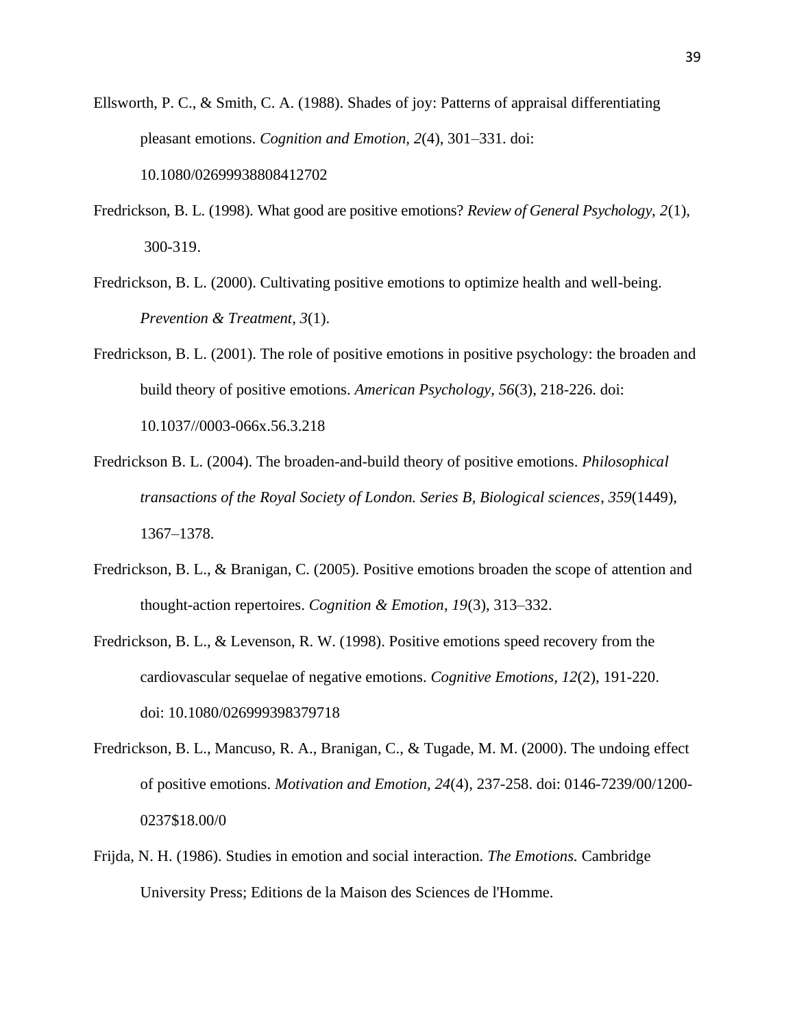Ellsworth, P. C., & Smith, C. A. (1988). Shades of joy: Patterns of appraisal differentiating pleasant emotions. *Cognition and Emotion, 2*(4), 301–331. doi: 10.1080/02699938808412702

Fredrickson, B. L. (1998). What good are positive emotions? *Review of General Psychology, 2*(1), 300-319.

Fredrickson, B. L. (2000). Cultivating positive emotions to optimize health and well-being. *Prevention & Treatment, 3*(1).

Fredrickson, B. L. (2001). The role of positive emotions in positive psychology: the broaden and build theory of positive emotions. *American Psychology, 56*(3), 218-226. doi: 10.1037//0003-066x.56.3.218

Fredrickson B. L. (2004). The broaden-and-build theory of positive emotions. *Philosophical transactions of the Royal Society of London. Series B, Biological sciences*, *359*(1449), 1367–1378.

Fredrickson, B. L., & Branigan, C. (2005). Positive emotions broaden the scope of attention and thought-action repertoires. *Cognition & Emotion*, *19*(3), 313–332.

Fredrickson, B. L., & Levenson, R. W. (1998). Positive emotions speed recovery from the cardiovascular sequelae of negative emotions. *Cognitive Emotions, 12*(2), 191-220. doi: 10.1080/026999398379718

Fredrickson, B. L., Mancuso, R. A., Branigan, C., & Tugade, M. M. (2000). The undoing effect of positive emotions. *Motivation and Emotion, 24*(4), 237-258. doi: 0146-7239/00/1200-0237$18.00/0

Frijda, N. H. (1986). Studies in emotion and social interaction. *The Emotions.* Cambridge University Press; Editions de la Maison des Sciences de l'Homme.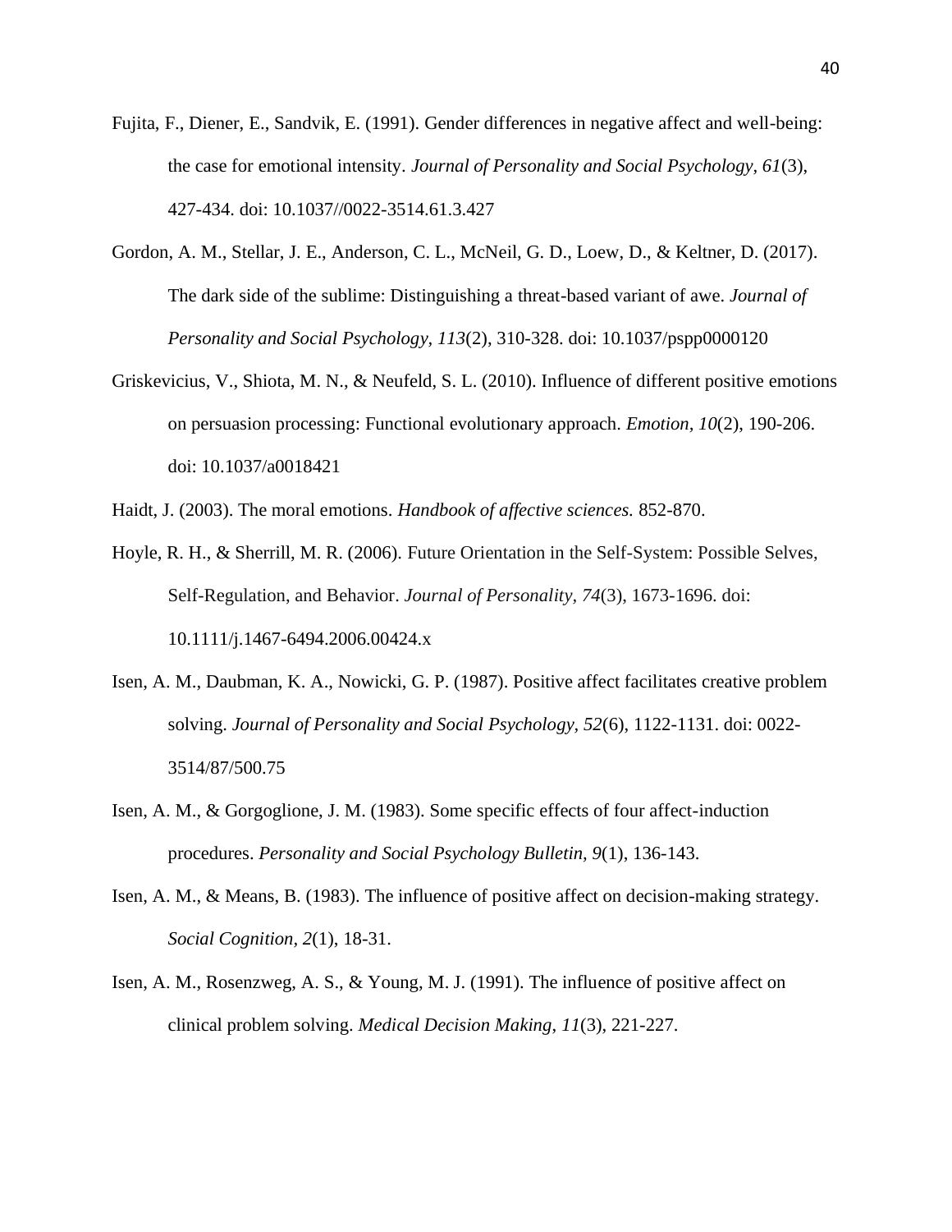Fujita, F., Diener, E., Sandvik, E. (1991). Gender differences in negative affect and well-being: the case for emotional intensity. *Journal of Personality and Social Psychology, 61*(3), 427-434. doi: 10.1037//0022-3514.61.3.427

Gordon, A. M., Stellar, J. E., Anderson, C. L., McNeil, G. D., Loew, D., & Keltner, D. (2017). The dark side of the sublime: Distinguishing a threat-based variant of awe. *Journal of Personality and Social Psychology, 113*(2), 310-328. doi: 10.1037/pspp0000120

Griskevicius, V., Shiota, M. N., & Neufeld, S. L. (2010). Influence of different positive emotions on persuasion processing: Functional evolutionary approach. *Emotion, 10*(2), 190-206. doi: 10.1037/a0018421

Haidt, J. (2003). The moral emotions. *Handbook of affective sciences.* 852-870.

Hoyle, R. H., & Sherrill, M. R. (2006). Future Orientation in the Self-System: Possible Selves, Self-Regulation, and Behavior. *Journal of Personality, 74*(3), 1673-1696. doi: 10.1111/j.1467-6494.2006.00424.x

Isen, A. M., Daubman, K. A., Nowicki, G. P. (1987). Positive affect facilitates creative problem solving. *Journal of Personality and Social Psychology, 52*(6), 1122-1131. doi: 0022-3514/87/500.75

Isen, A. M., & Gorgoglione, J. M. (1983). Some specific effects of four affect-induction procedures. *Personality and Social Psychology Bulletin, 9*(1), 136-143.

Isen, A. M., & Means, B. (1983). The influence of positive affect on decision-making strategy. *Social Cognition, 2*(1), 18-31.

Isen, A. M., Rosenzweg, A. S., & Young, M. J. (1991). The influence of positive affect on clinical problem solving. *Medical Decision Making, 11*(3), 221-227.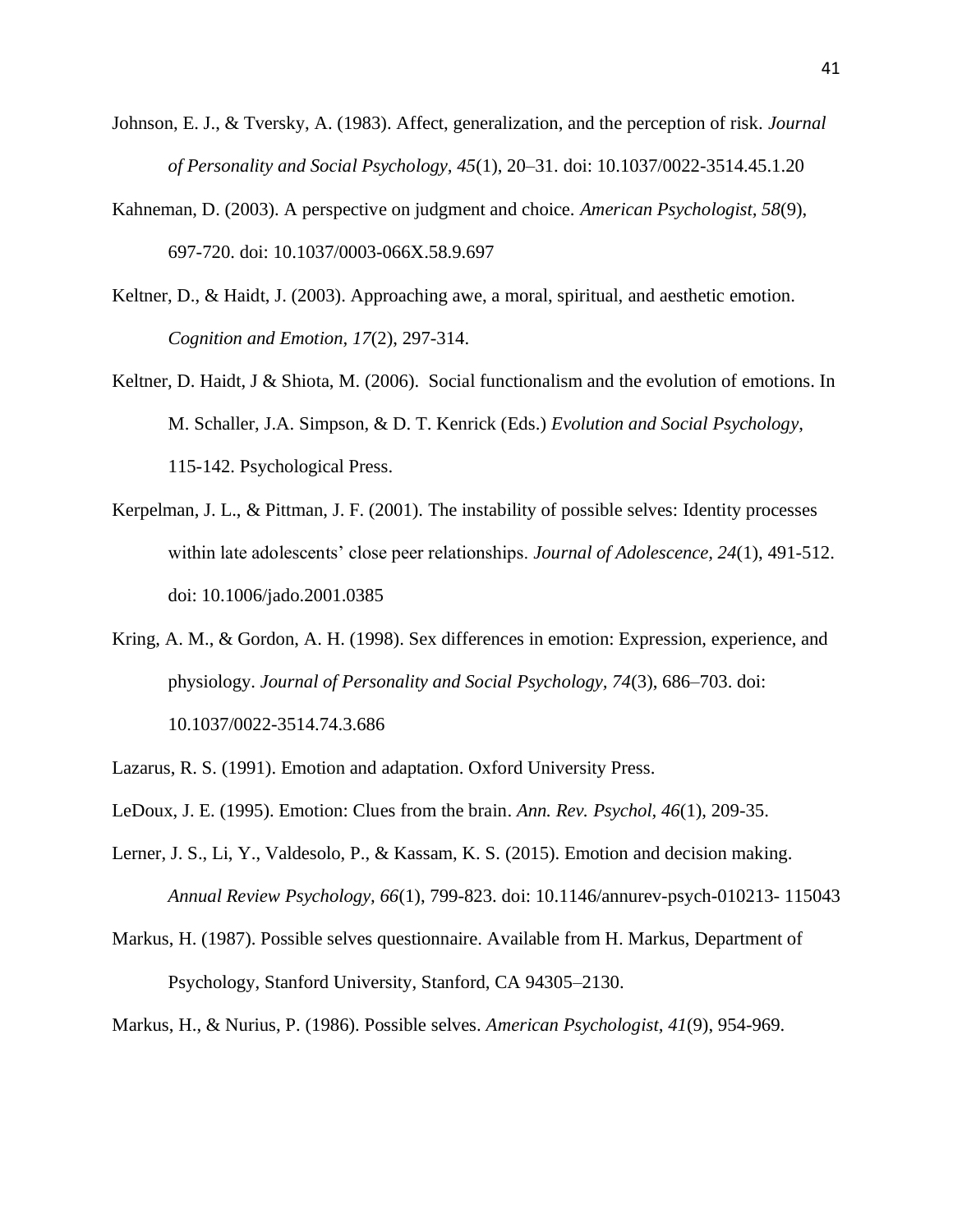Johnson, E. J., & Tversky, A. (1983). Affect, generalization, and the perception of risk. *Journal of Personality and Social Psychology, 45*(1), 20–31. doi: 10.1037/0022-3514.45.1.20

Kahneman, D. (2003). A perspective on judgment and choice. *American Psychologist, 58*(9), 697-720. doi: 10.1037/0003-066X.58.9.697

Keltner, D., & Haidt, J. (2003). Approaching awe, a moral, spiritual, and aesthetic emotion. *Cognition and Emotion, 17*(2), 297-314.

Keltner, D. Haidt, J & Shiota, M. (2006). Social functionalism and the evolution of emotions. In M. Schaller, J.A. Simpson, & D. T. Kenrick (Eds.) *Evolution and Social Psychology*, 115-142. Psychological Press.

Kerpelman, J. L., & Pittman, J. F. (2001). The instability of possible selves: Identity processes within late adolescents' close peer relationships. *Journal of Adolescence, 24*(1), 491-512. doi: 10.1006/jado.2001.0385

Kring, A. M., & Gordon, A. H. (1998). Sex differences in emotion: Expression, experience, and physiology. *Journal of Personality and Social Psychology, 74*(3), 686–703. doi: 10.1037/0022-3514.74.3.686

Lazarus, R. S. (1991). Emotion and adaptation. Oxford University Press.

LeDoux, J. E. (1995). Emotion: Clues from the brain. *Ann. Rev. Psychol, 46*(1), 209-35.

Lerner, J. S., Li, Y., Valdesolo, P., & Kassam, K. S. (2015). Emotion and decision making. *Annual Review Psychology, 66*(1), 799-823. doi: 10.1146/annurev-psych-010213- 115043

Markus, H. (1987). Possible selves questionnaire. Available from H. Markus, Department of Psychology, Stanford University, Stanford, CA 94305–2130.

Markus, H., & Nurius, P. (1986). Possible selves. *American Psychologist, 41*(9), 954-969.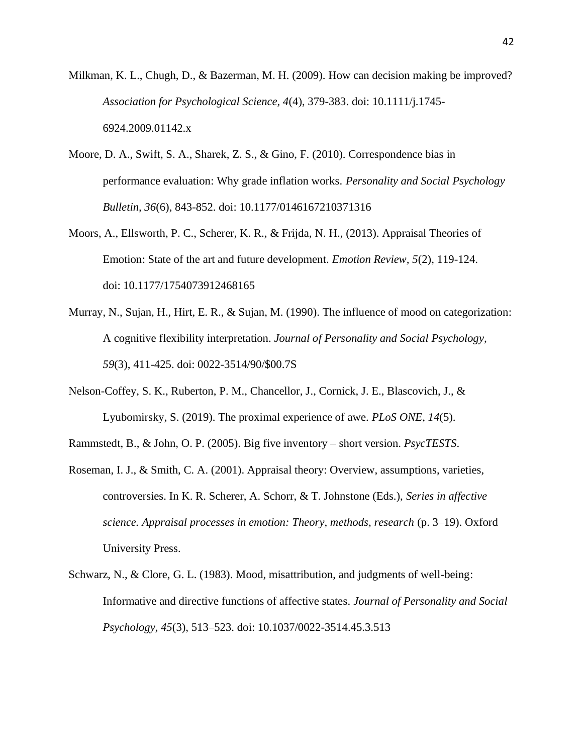Milkman, K. L., Chugh, D., & Bazerman, M. H. (2009). How can decision making be improved? *Association for Psychological Science*, *4*(4), 379-383. doi: 10.1111/j.1745-6924.2009.01142.x

Moore, D. A., Swift, S. A., Sharek, Z. S., & Gino, F. (2010). Correspondence bias in performance evaluation: Why grade inflation works. *Personality and Social Psychology Bulletin*, *36*(6), 843-852. doi: 10.1177/0146167210371316

Moors, A., Ellsworth, P. C., Scherer, K. R., & Frijda, N. H., (2013). Appraisal Theories of Emotion: State of the art and future development. *Emotion Review*, *5*(2), 119-124. doi: 10.1177/1754073912468165

Murray, N., Sujan, H., Hirt, E. R., & Sujan, M. (1990). The influence of mood on categorization: A cognitive flexibility interpretation. *Journal of Personality and Social Psychology*, *59*(3), 411-425. doi: 0022-3514/90/$00.7S

Nelson-Coffey, S. K., Ruberton, P. M., Chancellor, J., Cornick, J. E., Blascovich, J., & Lyubomirsky, S. (2019). The proximal experience of awe. *PLoS ONE*, *14*(5).

Rammstedt, B., & John, O. P. (2005). Big five inventory – short version. *PsycTESTS*.

Roseman, I. J., & Smith, C. A. (2001). Appraisal theory: Overview, assumptions, varieties, controversies. In K. R. Scherer, A. Schorr, & T. Johnstone (Eds.), *Series in affective science. Appraisal processes in emotion: Theory, methods, research* (p. 3–19). Oxford University Press.

Schwarz, N., & Clore, G. L. (1983). Mood, misattribution, and judgments of well-being: Informative and directive functions of affective states. *Journal of Personality and Social Psychology*, *45*(3), 513–523. doi: 10.1037/0022-3514.45.3.513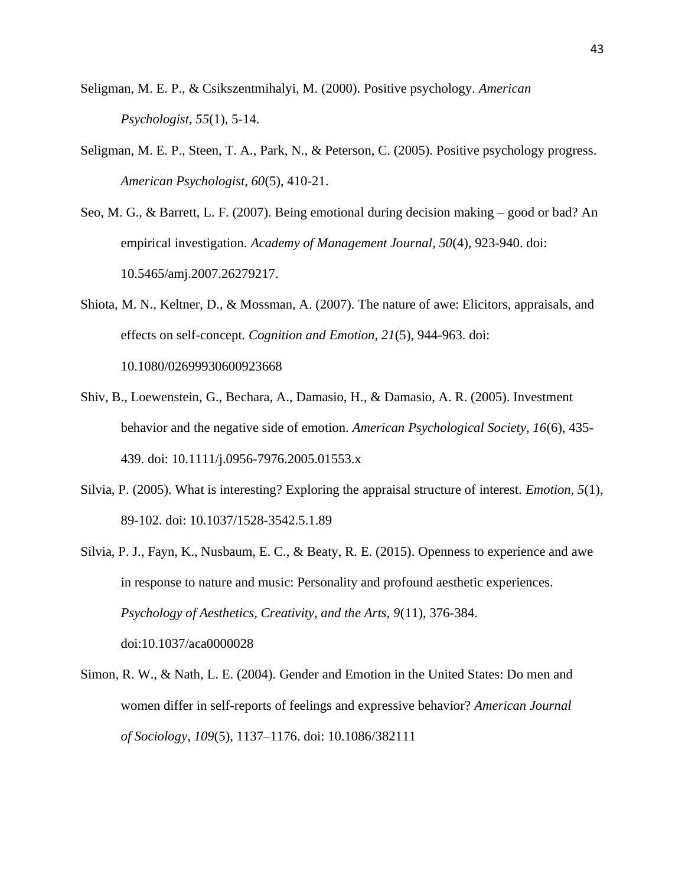Seligman, M. E. P., & Csikszentmihalyi, M. (2000). Positive psychology. *American Psychologist, 55*(1), 5-14.

Seligman, M. E. P., Steen, T. A., Park, N., & Peterson, C. (2005). Positive psychology progress. *American Psychologist, 60*(5), 410-21.

Seo, M. G., & Barrett, L. F. (2007). Being emotional during decision making – good or bad? An empirical investigation. *Academy of Management Journal, 50*(4), 923-940. doi: 10.5465/amj.2007.26279217.

Shiota, M. N., Keltner, D., & Mossman, A. (2007). The nature of awe: Elicitors, appraisals, and effects on self-concept. *Cognition and Emotion, 21*(5), 944-963. doi: 10.1080/02699930600923668

Shiv, B., Loewenstein, G., Bechara, A., Damasio, H., & Damasio, A. R. (2005). Investment behavior and the negative side of emotion. *American Psychological Society, 16*(6), 435-439. doi: 10.1111/j.0956-7976.2005.01553.x

Silvia, P. (2005). What is interesting? Exploring the appraisal structure of interest. *Emotion*, *5*(1), 89-102. doi: 10.1037/1528-3542.5.1.89

Silvia, P. J., Fayn, K., Nusbaum, E. C., & Beaty, R. E. (2015). Openness to experience and awe in response to nature and music: Personality and profound aesthetic experiences. *Psychology of Aesthetics, Creativity, and the Arts, 9*(11), 376-384. doi:10.1037/aca0000028

Simon, R. W., & Nath, L. E. (2004). Gender and Emotion in the United States: Do men and women differ in self-reports of feelings and expressive behavior? *American Journal of Sociology, 109*(5), 1137–1176. doi: 10.1086/382111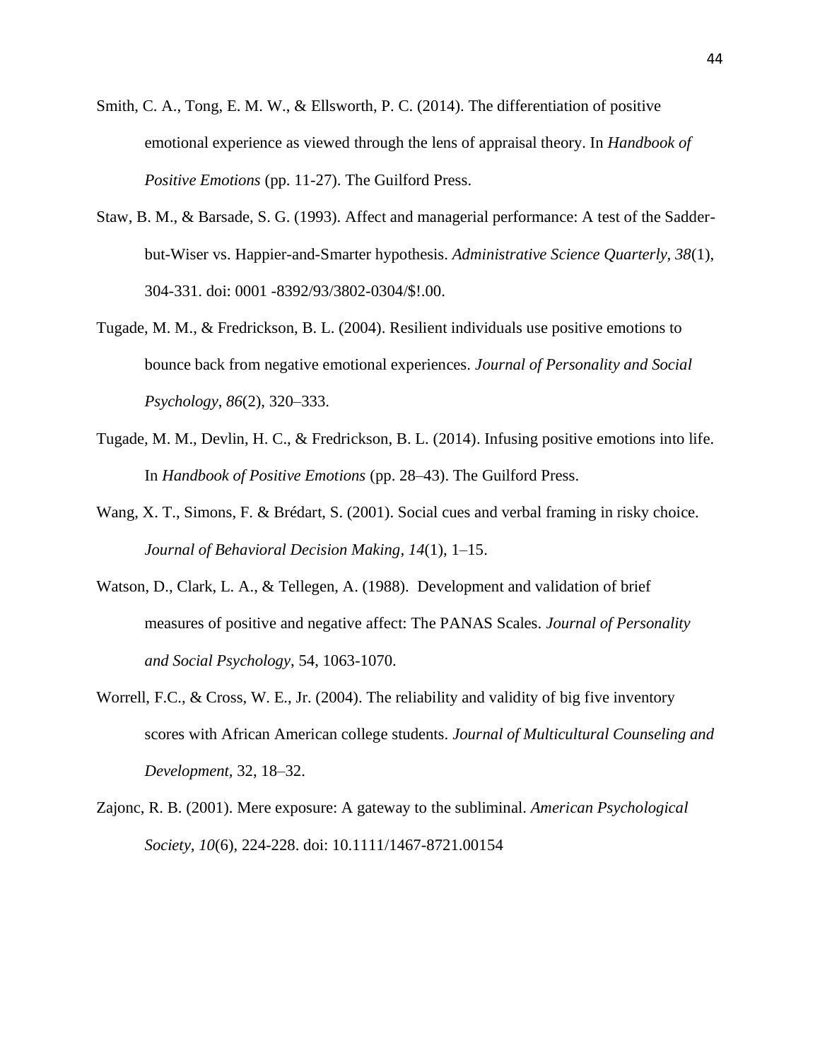Smith, C. A., Tong, E. M. W., & Ellsworth, P. C. (2014). The differentiation of positive emotional experience as viewed through the lens of appraisal theory. In *Handbook of Positive Emotions* (pp. 11-27). The Guilford Press.

Staw, B. M., & Barsade, S. G. (1993). Affect and managerial performance: A test of the Sadder-but-Wiser vs. Happier-and-Smarter hypothesis. *Administrative Science Quarterly, 38*(1), 304-331. doi: 0001 -8392/93/3802-0304/$!.00.

Tugade, M. M., & Fredrickson, B. L. (2004). Resilient individuals use positive emotions to bounce back from negative emotional experiences. *Journal of Personality and Social Psychology*, *86*(2), 320–333.

Tugade, M. M., Devlin, H. C., & Fredrickson, B. L. (2014). Infusing positive emotions into life. In *Handbook of Positive Emotions* (pp. 28–43). The Guilford Press.

Wang, X. T., Simons, F. & Brédart, S. (2001). Social cues and verbal framing in risky choice. *Journal of Behavioral Decision Making, 14*(1), 1–15.

Watson, D., Clark, L. A., & Tellegen, A. (1988). Development and validation of brief measures of positive and negative affect: The PANAS Scales. *Journal of Personality and Social Psychology*, 54, 1063-1070.

Worrell, F.C., & Cross, W. E., Jr. (2004). The reliability and validity of big five inventory scores with African American college students. *Journal of Multicultural Counseling and Development,* 32, 18–32.

Zajonc, R. B. (2001). Mere exposure: A gateway to the subliminal. *American Psychological Society, 10*(6), 224-228. doi: 10.1111/1467-8721.00154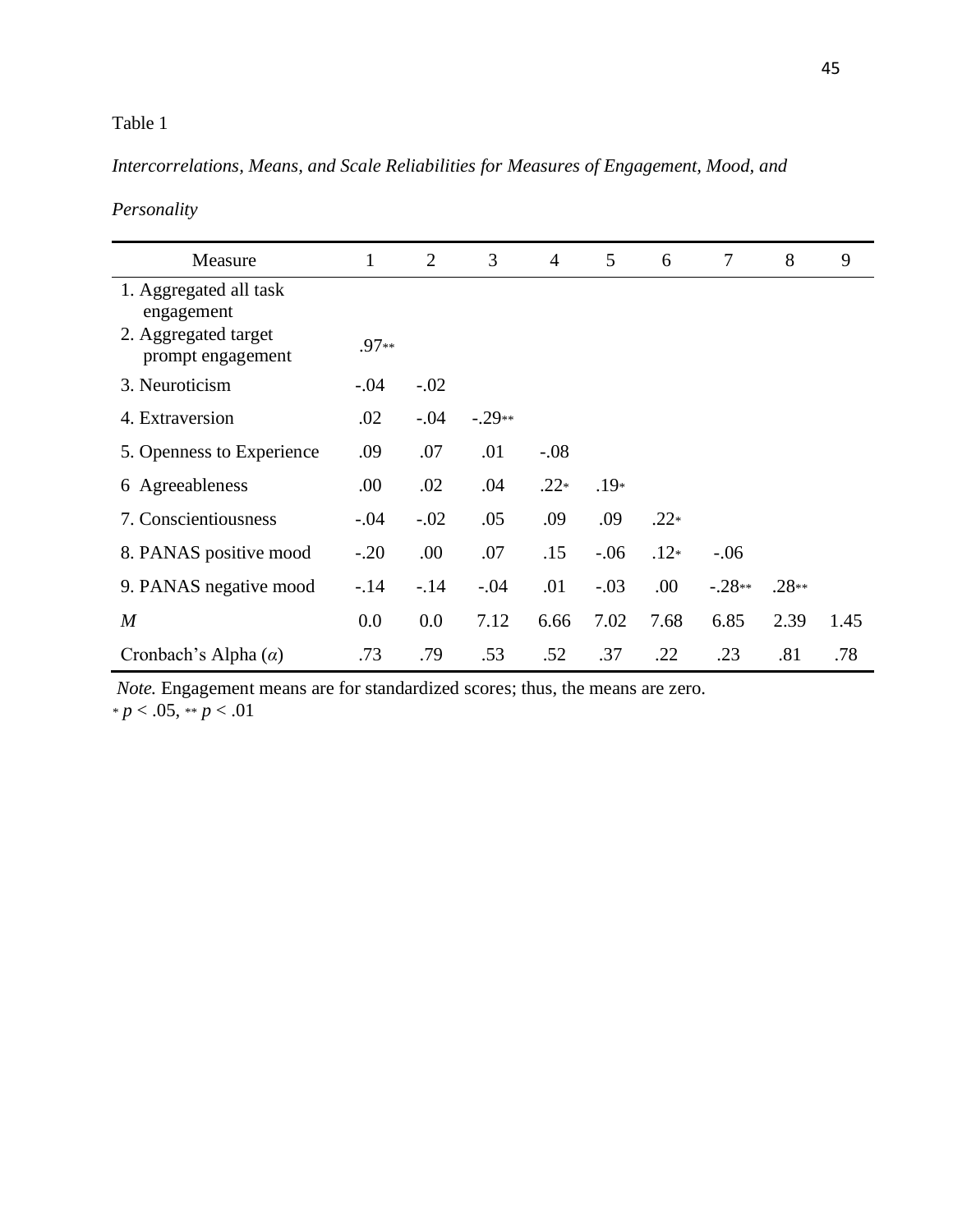Table 1

*Intercorrelations, Means, and Scale Reliabilities for Measures of Engagement, Mood, and Personality*

| Measure | 1 | 2 | 3 | 4 | 5 | 6 | 7 | 8 | 9 |
|---|---|---|---|---|---|---|---|---|---|
| 1. Aggregated all task engagement | | | | | | | | | |
| 2. Aggregated target prompt engagement | .97** | | | | | | | | |
| 3. Neuroticism | -.04 | -.02 | | | | | | | |
| 4. Extraversion | .02 | -.04 | -.29** | | | | | | |
| 5. Openness to Experience | .09 | .07 | .01 | -.08 | | | | | |
| 6 Agreeableness | .00 | .02 | .04 | .22* | .19* | | | | |
| 7. Conscientiousness | -.04 | -.02 | .05 | .09 | .09 | .22* | | | |
| 8. PANAS positive mood | -.20 | .00 | .07 | .15 | -.06 | .12* | -.06 | | |
| 9. PANAS negative mood | -.14 | -.14 | -.04 | .01 | -.03 | .00 | -.28** | .28** | |
| *M* | 0.0 | 0.0 | 7.12 | 6.66 | 7.02 | 7.68 | 6.85 | 2.39 | 1.45 |
| Cronbach's Alpha ($\alpha$) | .73 | .79 | .53 | .52 | .37 | .22 | .23 | .81 | .78 |

*Note.* Engagement means are for standardized scores; thus, the means are zero.
\* $p < .05$, \*\* $p < .01$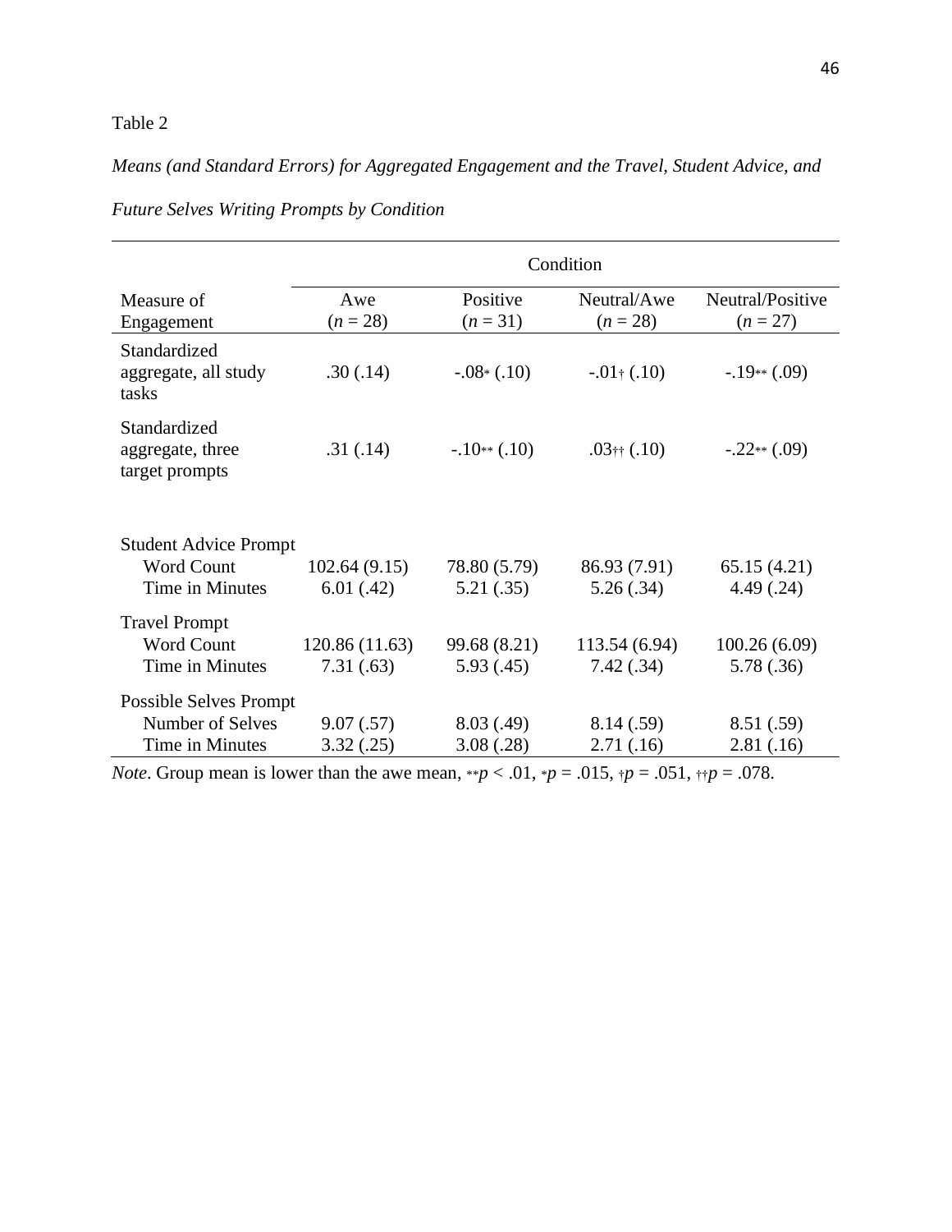Table 2

*Means (and Standard Errors) for Aggregated Engagement and the Travel, Student Advice, and Future Selves Writing Prompts by Condition*

| | Condition | | | |
|---|---|---|---|---|
| Measure of Engagement | Awe ($n$ = 28) | Positive ($n$ = 31) | Neutral/Awe ($n$ = 28) | Neutral/Positive ($n$ = 27) |
| Standardized aggregate, all study tasks | .30 (.14) | -.08* (.10) | -.01† (.10) | -.19** (.09) |
| Standardized aggregate, three target prompts | .31 (.14) | -.10** (.10) | .03†† (.10) | -.22** (.09) |
| Student Advice Prompt | | | | |
| Word Count | 102.64 (9.15) | 78.80 (5.79) | 86.93 (7.91) | 65.15 (4.21) |
| Time in Minutes | 6.01 (.42) | 5.21 (.35) | 5.26 (.34) | 4.49 (.24) |
| Travel Prompt | | | | |
| Word Count | 120.86 (11.63) | 99.68 (8.21) | 113.54 (6.94) | 100.26 (6.09) |
| Time in Minutes | 7.31 (.63) | 5.93 (.45) | 7.42 (.34) | 5.78 (.36) |
| Possible Selves Prompt | | | | |
| Number of Selves | 9.07 (.57) | 8.03 (.49) | 8.14 (.59) | 8.51 (.59) |
| Time in Minutes | 3.32 (.25) | 3.08 (.28) | 2.71 (.16) | 2.81 (.16) |

*Note*. Group mean is lower than the awe mean, **$p < .01$, *$p = .015$, †$p = .051$, ††$p = .078$.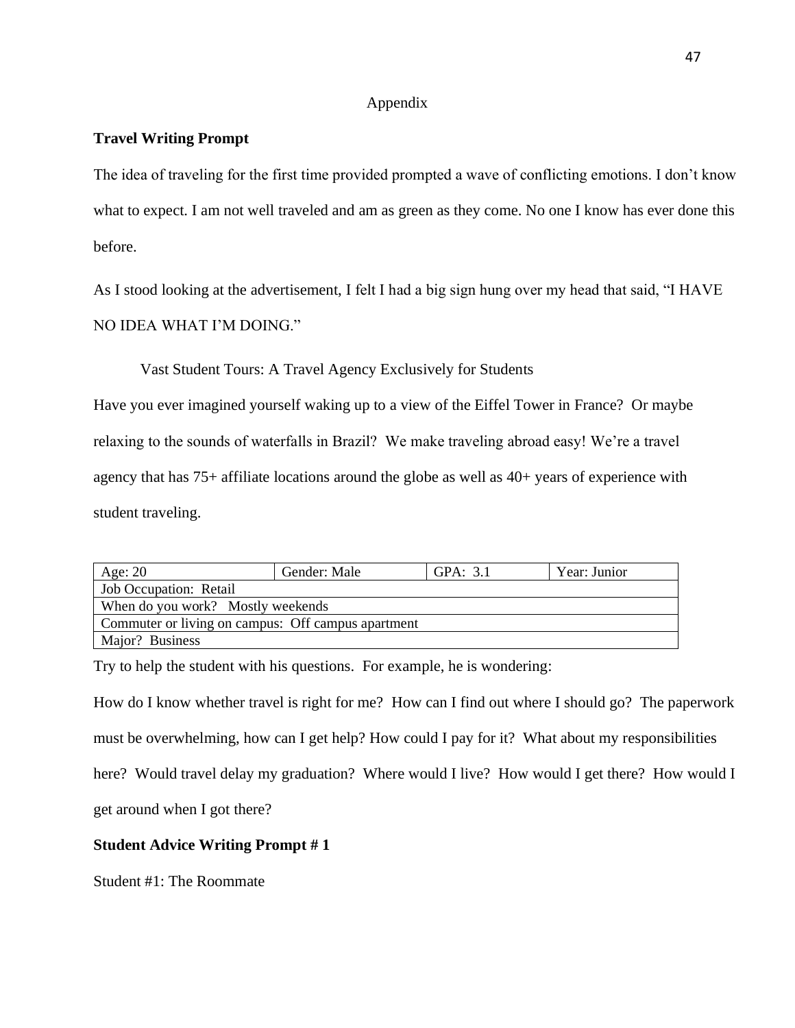Appendix

**Travel Writing Prompt**

The idea of traveling for the first time provided prompted a wave of conflicting emotions. I don't know what to expect. I am not well traveled and am as green as they come. No one I know has ever done this before.

As I stood looking at the advertisement, I felt I had a big sign hung over my head that said, "I HAVE NO IDEA WHAT I'M DOING."

Vast Student Tours: A Travel Agency Exclusively for Students

Have you ever imagined yourself waking up to a view of the Eiffel Tower in France? Or maybe relaxing to the sounds of waterfalls in Brazil? We make traveling abroad easy! We're a travel agency that has 75+ affiliate locations around the globe as well as 40+ years of experience with student traveling.

| Age: 20 | Gender: Male | GPA: 3.1 | Year: Junior |
|---|---|---|---|
| Job Occupation: Retail | | | |
| When do you work? Mostly weekends | | | |
| Commuter or living on campus: Off campus apartment | | | |
| Major? Business | | | |

Try to help the student with his questions. For example, he is wondering:

How do I know whether travel is right for me? How can I find out where I should go? The paperwork must be overwhelming, how can I get help? How could I pay for it? What about my responsibilities here? Would travel delay my graduation? Where would I live? How would I get there? How would I get around when I got there?

**Student Advice Writing Prompt # 1**

Student #1: The Roommate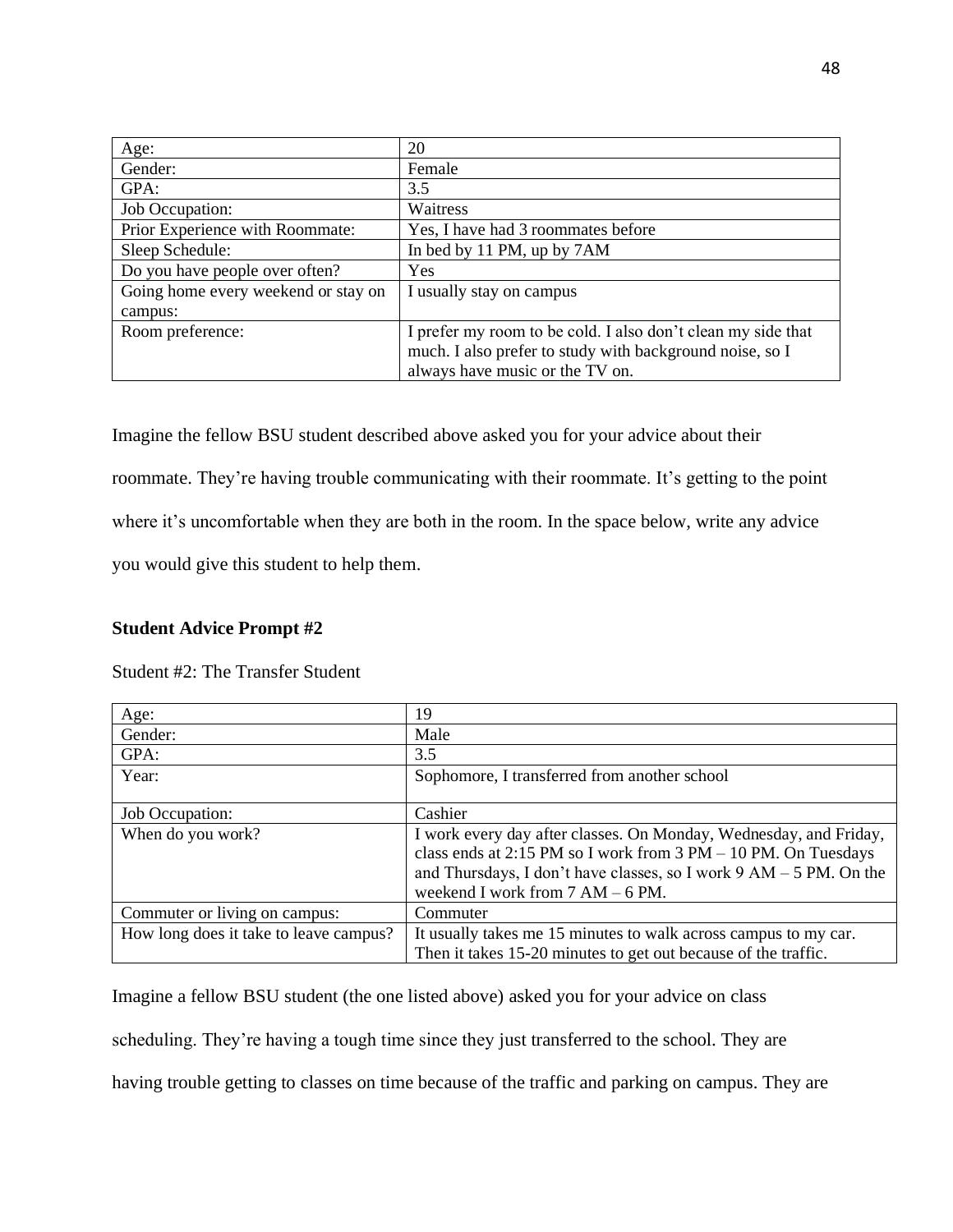| Age: | 20 |
|---|---|
| Gender: | Female |
| GPA: | 3.5 |
| Job Occupation: | Waitress |
| Prior Experience with Roommate: | Yes, I have had 3 roommates before |
| Sleep Schedule: | In bed by 11 PM, up by 7AM |
| Do you have people over often? | Yes |
| Going home every weekend or stay on campus: | I usually stay on campus |
| Room preference: | I prefer my room to be cold. I also don't clean my side that much. I also prefer to study with background noise, so I always have music or the TV on. |

Imagine the fellow BSU student described above asked you for your advice about their roommate. They're having trouble communicating with their roommate. It's getting to the point where it's uncomfortable when they are both in the room. In the space below, write any advice you would give this student to help them.

**Student Advice Prompt #2**

Student #2: The Transfer Student

| Age: | 19 |
|---|---|
| Gender: | Male |
| GPA: | 3.5 |
| Year: | Sophomore, I transferred from another school |
| Job Occupation: | Cashier |
| When do you work? | I work every day after classes. On Monday, Wednesday, and Friday, class ends at 2:15 PM so I work from 3 PM – 10 PM. On Tuesdays and Thursdays, I don't have classes, so I work 9 AM – 5 PM. On the weekend I work from 7 AM – 6 PM. |
| Commuter or living on campus: | Commuter |
| How long does it take to leave campus? | It usually takes me 15 minutes to walk across campus to my car. Then it takes 15-20 minutes to get out because of the traffic. |

Imagine a fellow BSU student (the one listed above) asked you for your advice on class scheduling. They're having a tough time since they just transferred to the school. They are having trouble getting to classes on time because of the traffic and parking on campus. They are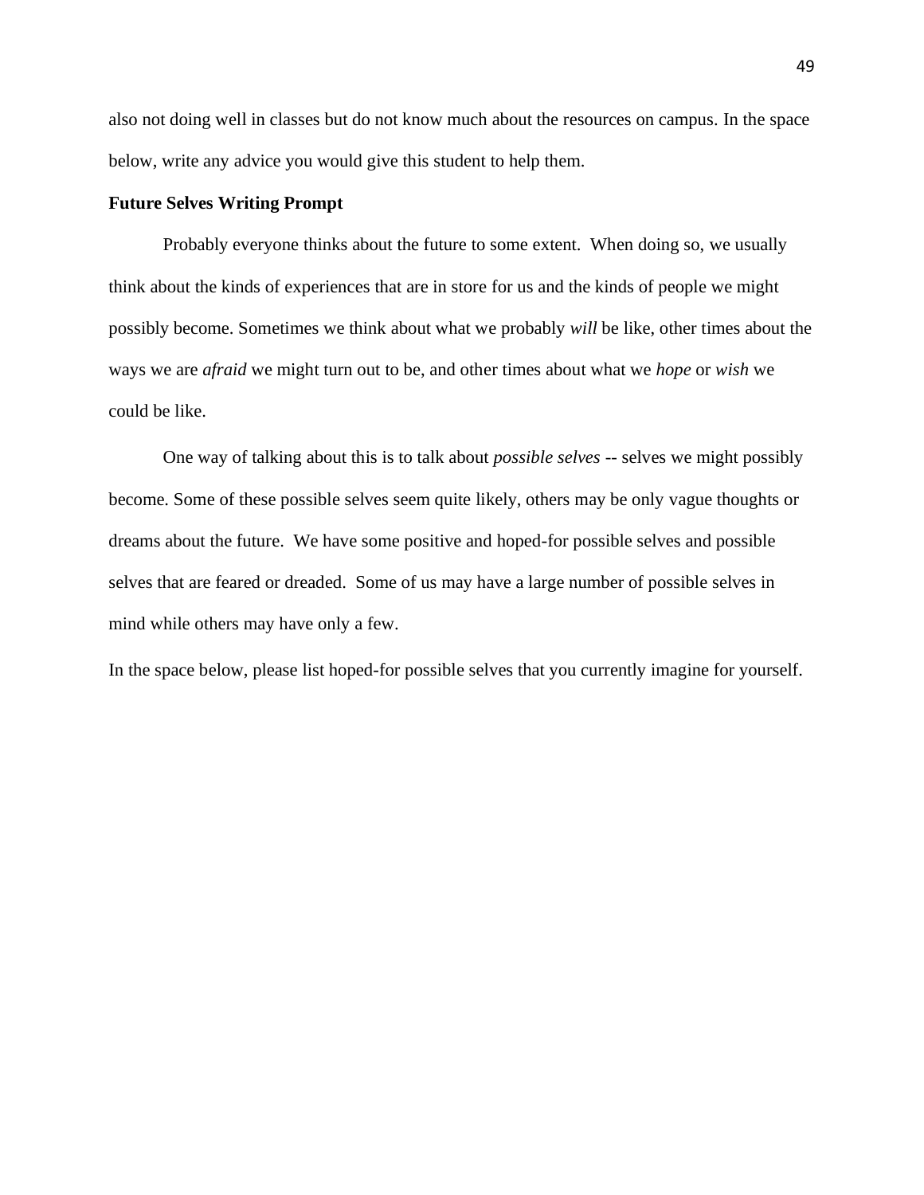also not doing well in classes but do not know much about the resources on campus. In the space below, write any advice you would give this student to help them.

**Future Selves Writing Prompt**

Probably everyone thinks about the future to some extent. When doing so, we usually think about the kinds of experiences that are in store for us and the kinds of people we might possibly become. Sometimes we think about what we probably *will* be like, other times about the ways we are *afraid* we might turn out to be, and other times about what we *hope* or *wish* we could be like.

One way of talking about this is to talk about *possible selves* -- selves we might possibly become. Some of these possible selves seem quite likely, others may be only vague thoughts or dreams about the future. We have some positive and hoped-for possible selves and possible selves that are feared or dreaded. Some of us may have a large number of possible selves in mind while others may have only a few.

In the space below, please list hoped-for possible selves that you currently imagine for yourself.